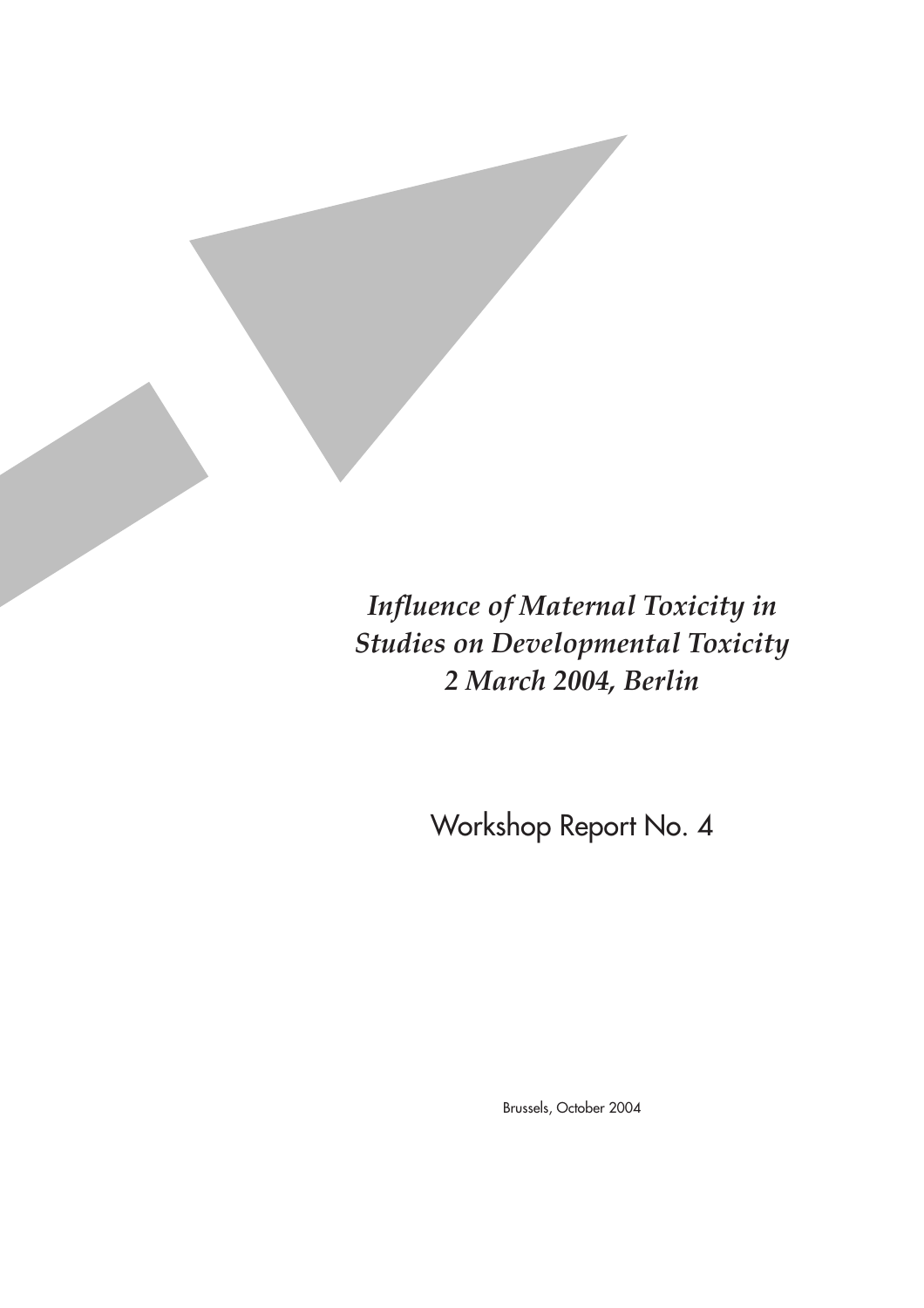# *Influence of Maternal Toxicity in Studies on Developmental Toxicity 2 March 2004, Berlin*

Workshop Report No. 4

Brussels, October 2004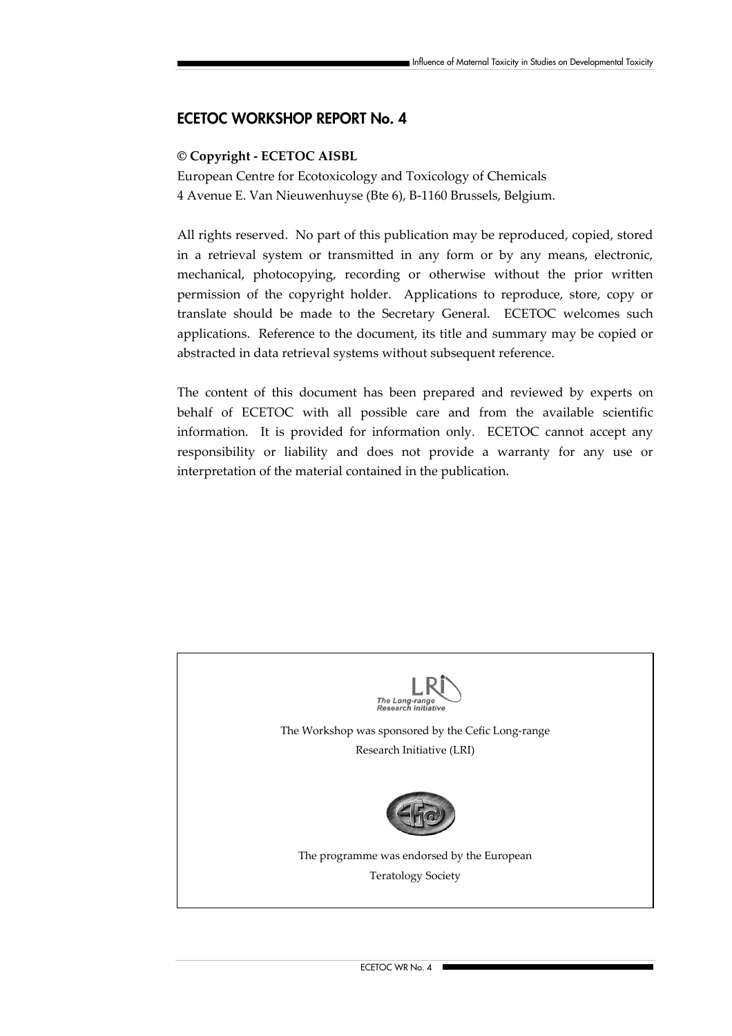## ECETOC WORKSHOP REPORT No. 4

**© Copyright - ECETOC AISBL**

European Centre for Ecotoxicology and Toxicology of Chemicals
4 Avenue E. Van Nieuwenhuyse (Bte 6), B-1160 Brussels, Belgium.

All rights reserved. No part of this publication may be reproduced, copied, stored in a retrieval system or transmitted in any form or by any means, electronic, mechanical, photocopying, recording or otherwise without the prior written permission of the copyright holder. Applications to reproduce, store, copy or translate should be made to the Secretary General. ECETOC welcomes such applications. Reference to the document, its title and summary may be copied or abstracted in data retrieval systems without subsequent reference.

The content of this document has been prepared and reviewed by experts on behalf of ECETOC with all possible care and from the available scientific information. It is provided for information only. ECETOC cannot accept any responsibility or liability and does not provide a warranty for any use or interpretation of the material contained in the publication.

LRI The Long-range Research initiative

The Workshop was sponsored by the Cefic Long-range Research Initiative (LRI)

The programme was endorsed by the European Teratology Society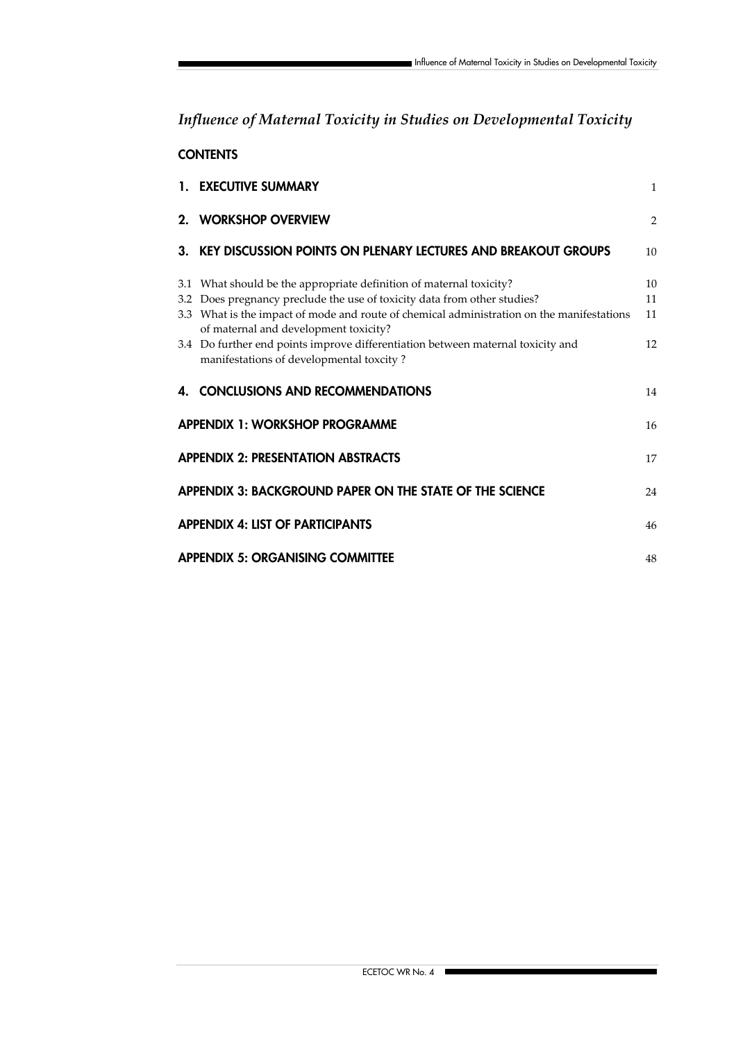# *Influence of Maternal Toxicity in Studies on Developmental Toxicity*

## CONTENTS

| | |
|---|---|
| **1. EXECUTIVE SUMMARY** | 1 |
| **2. WORKSHOP OVERVIEW** | 2 |
| **3. KEY DISCUSSION POINTS ON PLENARY LECTURES AND BREAKOUT GROUPS** | 10 |
| 3.1 What should be the appropriate definition of maternal toxicity? | 10 |
| 3.2 Does pregnancy preclude the use of toxicity data from other studies? | 11 |
| 3.3 What is the impact of mode and route of chemical administration on the manifestations of maternal and development toxicity? | 11 |
| 3.4 Do further end points improve differentiation between maternal toxicity and manifestations of developmental toxcity ? | 12 |
| **4. CONCLUSIONS AND RECOMMENDATIONS** | 14 |
| **APPENDIX 1: WORKSHOP PROGRAMME** | 16 |
| **APPENDIX 2: PRESENTATION ABSTRACTS** | 17 |
| **APPENDIX 3: BACKGROUND PAPER ON THE STATE OF THE SCIENCE** | 24 |
| **APPENDIX 4: LIST OF PARTICIPANTS** | 46 |
| **APPENDIX 5: ORGANISING COMMITTEE** | 48 |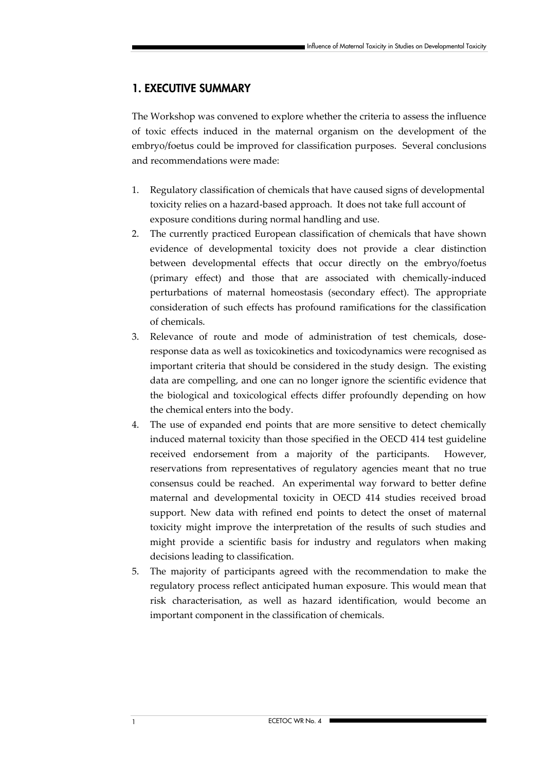## 1. EXECUTIVE SUMMARY

The Workshop was convened to explore whether the criteria to assess the influence of toxic effects induced in the maternal organism on the development of the embryo/foetus could be improved for classification purposes. Several conclusions and recommendations were made:

1. Regulatory classification of chemicals that have caused signs of developmental toxicity relies on a hazard-based approach. It does not take full account of exposure conditions during normal handling and use.
2. The currently practiced European classification of chemicals that have shown evidence of developmental toxicity does not provide a clear distinction between developmental effects that occur directly on the embryo/foetus (primary effect) and those that are associated with chemically-induced perturbations of maternal homeostasis (secondary effect). The appropriate consideration of such effects has profound ramifications for the classification of chemicals.
3. Relevance of route and mode of administration of test chemicals, dose-response data as well as toxicokinetics and toxicodynamics were recognised as important criteria that should be considered in the study design. The existing data are compelling, and one can no longer ignore the scientific evidence that the biological and toxicological effects differ profoundly depending on how the chemical enters into the body.
4. The use of expanded end points that are more sensitive to detect chemically induced maternal toxicity than those specified in the OECD 414 test guideline received endorsement from a majority of the participants. However, reservations from representatives of regulatory agencies meant that no true consensus could be reached. An experimental way forward to better define maternal and developmental toxicity in OECD 414 studies received broad support. New data with refined end points to detect the onset of maternal toxicity might improve the interpretation of the results of such studies and might provide a scientific basis for industry and regulators when making decisions leading to classification.
5. The majority of participants agreed with the recommendation to make the regulatory process reflect anticipated human exposure. This would mean that risk characterisation, as well as hazard identification, would become an important component in the classification of chemicals.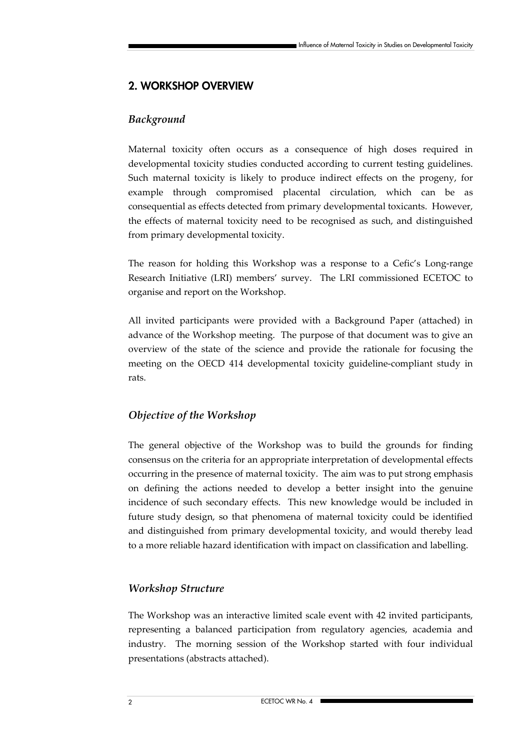## 2. WORKSHOP OVERVIEW

### *Background*

Maternal toxicity often occurs as a consequence of high doses required in developmental toxicity studies conducted according to current testing guidelines. Such maternal toxicity is likely to produce indirect effects on the progeny, for example through compromised placental circulation, which can be as consequential as effects detected from primary developmental toxicants. However, the effects of maternal toxicity need to be recognised as such, and distinguished from primary developmental toxicity.

The reason for holding this Workshop was a response to a Cefic's Long-range Research Initiative (LRI) members' survey. The LRI commissioned ECETOC to organise and report on the Workshop.

All invited participants were provided with a Background Paper (attached) in advance of the Workshop meeting. The purpose of that document was to give an overview of the state of the science and provide the rationale for focusing the meeting on the OECD 414 developmental toxicity guideline-compliant study in rats.

### *Objective of the Workshop*

The general objective of the Workshop was to build the grounds for finding consensus on the criteria for an appropriate interpretation of developmental effects occurring in the presence of maternal toxicity. The aim was to put strong emphasis on defining the actions needed to develop a better insight into the genuine incidence of such secondary effects. This new knowledge would be included in future study design, so that phenomena of maternal toxicity could be identified and distinguished from primary developmental toxicity, and would thereby lead to a more reliable hazard identification with impact on classification and labelling.

### *Workshop Structure*

The Workshop was an interactive limited scale event with 42 invited participants, representing a balanced participation from regulatory agencies, academia and industry. The morning session of the Workshop started with four individual presentations (abstracts attached).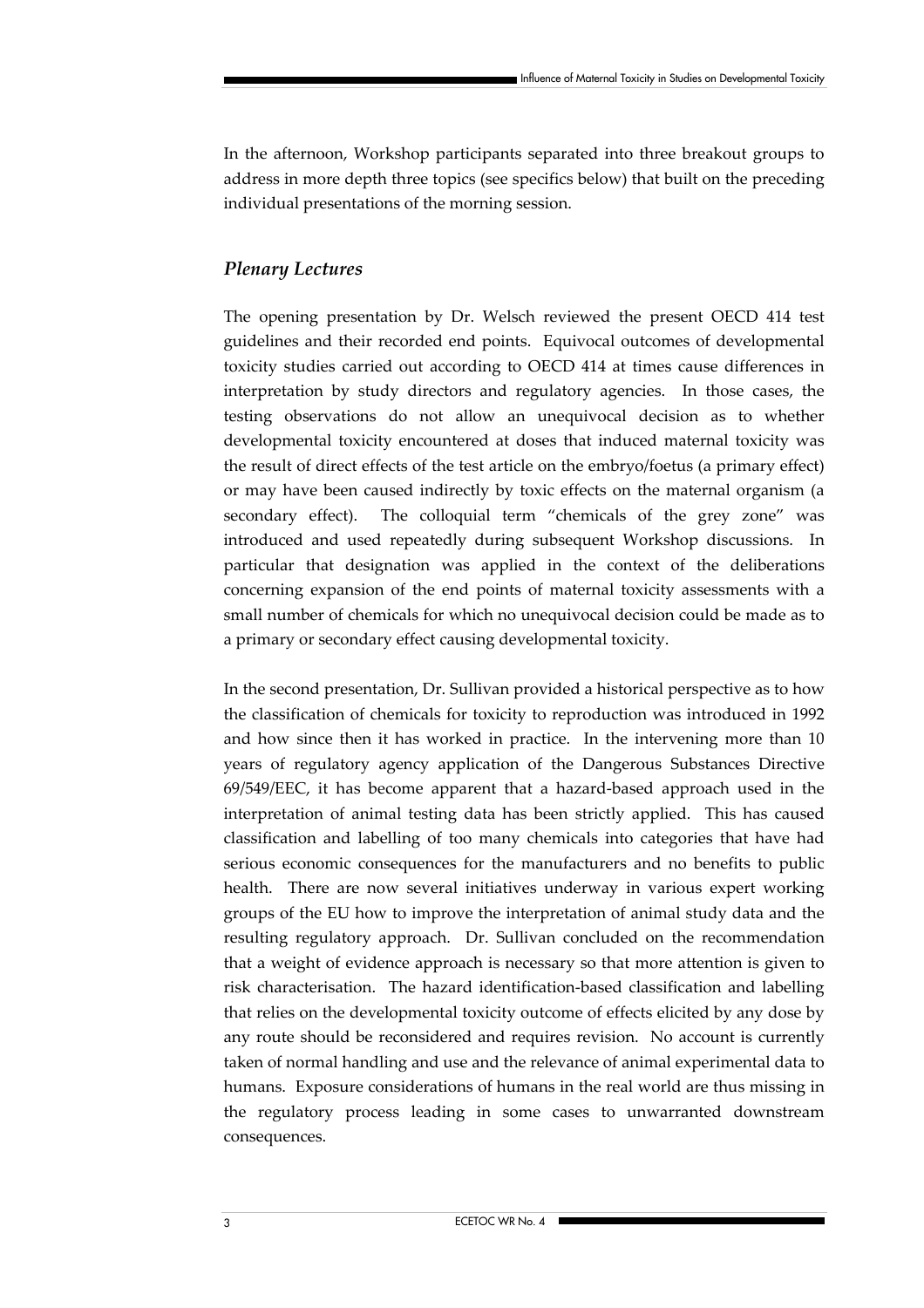In the afternoon, Workshop participants separated into three breakout groups to address in more depth three topics (see specifics below) that built on the preceding individual presentations of the morning session.

### *Plenary Lectures*

The opening presentation by Dr. Welsch reviewed the present OECD 414 test guidelines and their recorded end points. Equivocal outcomes of developmental toxicity studies carried out according to OECD 414 at times cause differences in interpretation by study directors and regulatory agencies. In those cases, the testing observations do not allow an unequivocal decision as to whether developmental toxicity encountered at doses that induced maternal toxicity was the result of direct effects of the test article on the embryo/foetus (a primary effect) or may have been caused indirectly by toxic effects on the maternal organism (a secondary effect). The colloquial term "chemicals of the grey zone" was introduced and used repeatedly during subsequent Workshop discussions. In particular that designation was applied in the context of the deliberations concerning expansion of the end points of maternal toxicity assessments with a small number of chemicals for which no unequivocal decision could be made as to a primary or secondary effect causing developmental toxicity.

In the second presentation, Dr. Sullivan provided a historical perspective as to how the classification of chemicals for toxicity to reproduction was introduced in 1992 and how since then it has worked in practice. In the intervening more than 10 years of regulatory agency application of the Dangerous Substances Directive 69/549/EEC, it has become apparent that a hazard-based approach used in the interpretation of animal testing data has been strictly applied. This has caused classification and labelling of too many chemicals into categories that have had serious economic consequences for the manufacturers and no benefits to public health. There are now several initiatives underway in various expert working groups of the EU how to improve the interpretation of animal study data and the resulting regulatory approach. Dr. Sullivan concluded on the recommendation that a weight of evidence approach is necessary so that more attention is given to risk characterisation. The hazard identification-based classification and labelling that relies on the developmental toxicity outcome of effects elicited by any dose by any route should be reconsidered and requires revision. No account is currently taken of normal handling and use and the relevance of animal experimental data to humans. Exposure considerations of humans in the real world are thus missing in the regulatory process leading in some cases to unwarranted downstream consequences.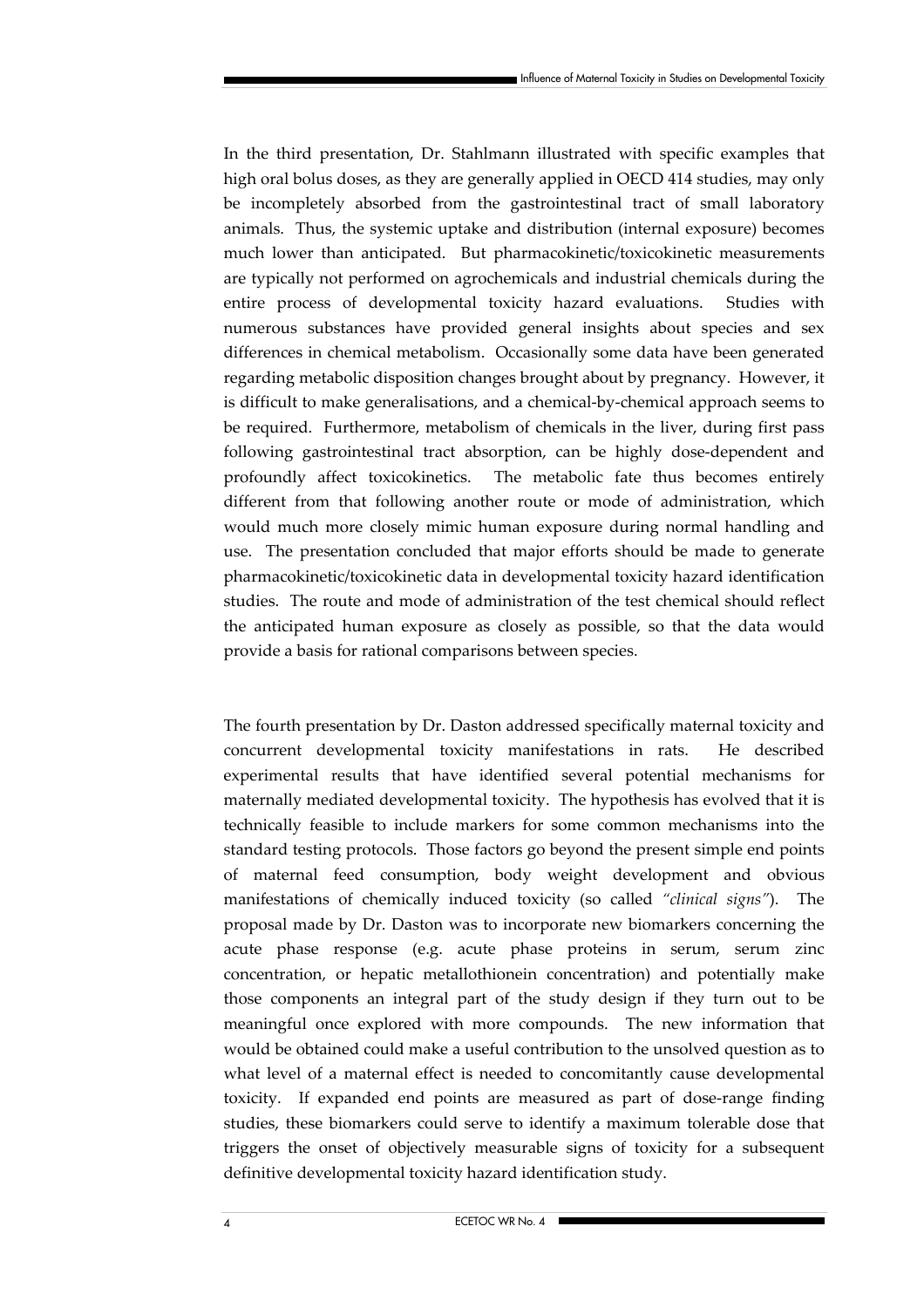In the third presentation, Dr. Stahlmann illustrated with specific examples that high oral bolus doses, as they are generally applied in OECD 414 studies, may only be incompletely absorbed from the gastrointestinal tract of small laboratory animals. Thus, the systemic uptake and distribution (internal exposure) becomes much lower than anticipated. But pharmacokinetic/toxicokinetic measurements are typically not performed on agrochemicals and industrial chemicals during the entire process of developmental toxicity hazard evaluations. Studies with numerous substances have provided general insights about species and sex differences in chemical metabolism. Occasionally some data have been generated regarding metabolic disposition changes brought about by pregnancy. However, it is difficult to make generalisations, and a chemical-by-chemical approach seems to be required. Furthermore, metabolism of chemicals in the liver, during first pass following gastrointestinal tract absorption, can be highly dose-dependent and profoundly affect toxicokinetics. The metabolic fate thus becomes entirely different from that following another route or mode of administration, which would much more closely mimic human exposure during normal handling and use. The presentation concluded that major efforts should be made to generate pharmacokinetic/toxicokinetic data in developmental toxicity hazard identification studies. The route and mode of administration of the test chemical should reflect the anticipated human exposure as closely as possible, so that the data would provide a basis for rational comparisons between species.

The fourth presentation by Dr. Daston addressed specifically maternal toxicity and concurrent developmental toxicity manifestations in rats. He described experimental results that have identified several potential mechanisms for maternally mediated developmental toxicity. The hypothesis has evolved that it is technically feasible to include markers for some common mechanisms into the standard testing protocols. Those factors go beyond the present simple end points of maternal feed consumption, body weight development and obvious manifestations of chemically induced toxicity (so called *"clinical signs"*). The proposal made by Dr. Daston was to incorporate new biomarkers concerning the acute phase response (e.g. acute phase proteins in serum, serum zinc concentration, or hepatic metallothionein concentration) and potentially make those components an integral part of the study design if they turn out to be meaningful once explored with more compounds. The new information that would be obtained could make a useful contribution to the unsolved question as to what level of a maternal effect is needed to concomitantly cause developmental toxicity. If expanded end points are measured as part of dose-range finding studies, these biomarkers could serve to identify a maximum tolerable dose that triggers the onset of objectively measurable signs of toxicity for a subsequent definitive developmental toxicity hazard identification study.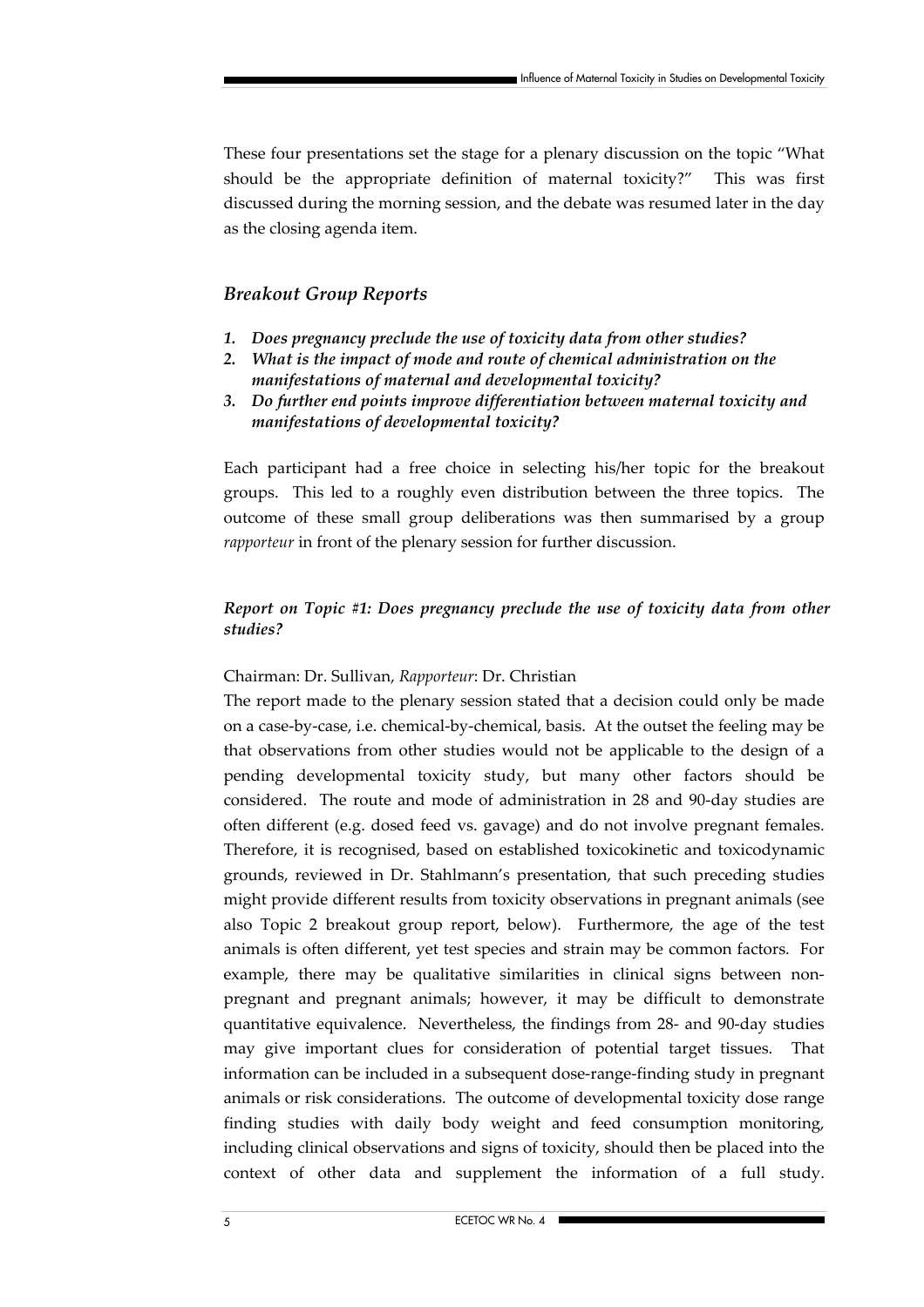These four presentations set the stage for a plenary discussion on the topic "What should be the appropriate definition of maternal toxicity?" This was first discussed during the morning session, and the debate was resumed later in the day as the closing agenda item.

## *Breakout Group Reports*

1. ***Does pregnancy preclude the use of toxicity data from other studies?***
2. ***What is the impact of mode and route of chemical administration on the manifestations of maternal and developmental toxicity?***
3. ***Do further end points improve differentiation between maternal toxicity and manifestations of developmental toxicity?***

Each participant had a free choice in selecting his/her topic for the breakout groups. This led to a roughly even distribution between the three topics. The outcome of these small group deliberations was then summarised by a group *rapporteur* in front of the plenary session for further discussion.

### *Report on Topic #1: Does pregnancy preclude the use of toxicity data from other studies?*

Chairman: Dr. Sullivan, *Rapporteur*: Dr. Christian

The report made to the plenary session stated that a decision could only be made on a case-by-case, i.e. chemical-by-chemical, basis. At the outset the feeling may be that observations from other studies would not be applicable to the design of a pending developmental toxicity study, but many other factors should be considered. The route and mode of administration in 28 and 90-day studies are often different (e.g. dosed feed vs. gavage) and do not involve pregnant females. Therefore, it is recognised, based on established toxicokinetic and toxicodynamic grounds, reviewed in Dr. Stahlmann's presentation, that such preceding studies might provide different results from toxicity observations in pregnant animals (see also Topic 2 breakout group report, below). Furthermore, the age of the test animals is often different, yet test species and strain may be common factors. For example, there may be qualitative similarities in clinical signs between non-pregnant and pregnant animals; however, it may be difficult to demonstrate quantitative equivalence. Nevertheless, the findings from 28- and 90-day studies may give important clues for consideration of potential target tissues. That information can be included in a subsequent dose-range-finding study in pregnant animals or risk considerations. The outcome of developmental toxicity dose range finding studies with daily body weight and feed consumption monitoring, including clinical observations and signs of toxicity, should then be placed into the context of other data and supplement the information of a full study.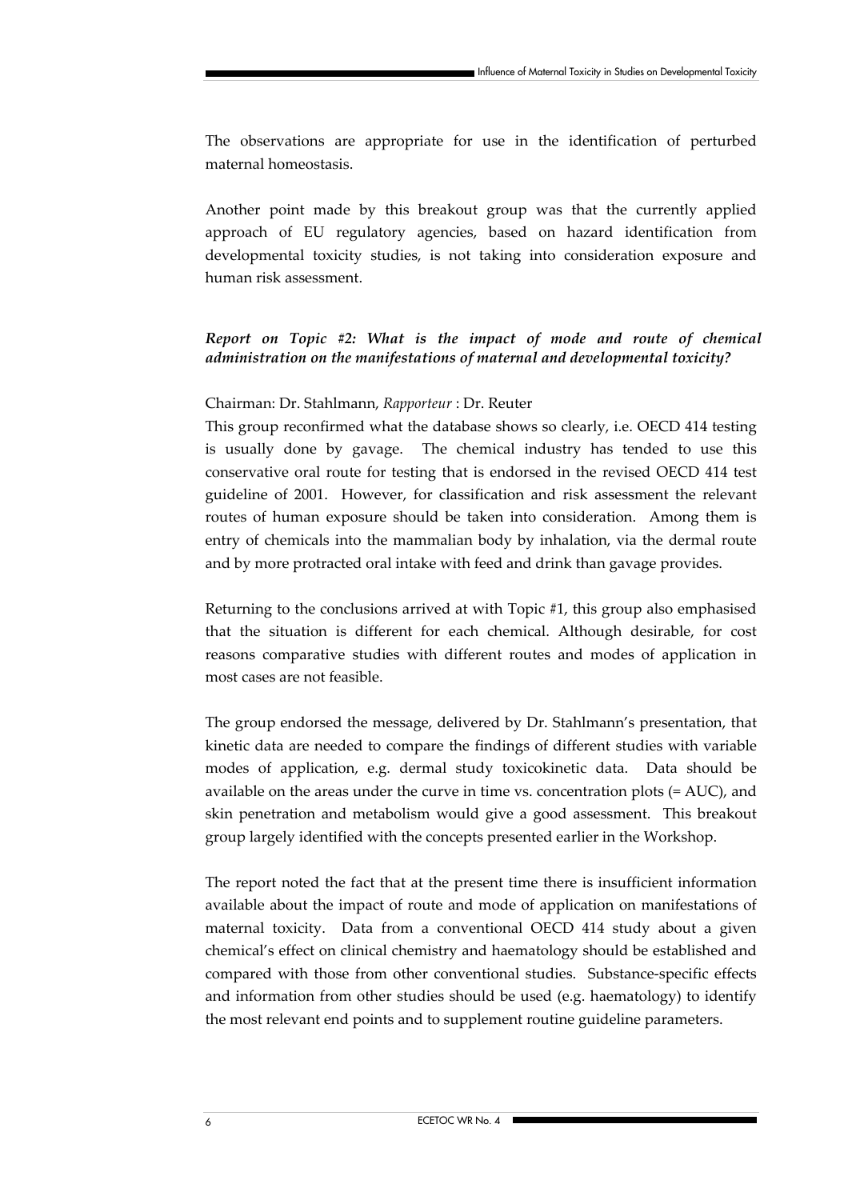The observations are appropriate for use in the identification of perturbed maternal homeostasis.

Another point made by this breakout group was that the currently applied approach of EU regulatory agencies, based on hazard identification from developmental toxicity studies, is not taking into consideration exposure and human risk assessment.

***Report on Topic #2: What is the impact of mode and route of chemical administration on the manifestations of maternal and developmental toxicity?***

Chairman: Dr. Stahlmann, *Rapporteur* : Dr. Reuter

This group reconfirmed what the database shows so clearly, i.e. OECD 414 testing is usually done by gavage. The chemical industry has tended to use this conservative oral route for testing that is endorsed in the revised OECD 414 test guideline of 2001. However, for classification and risk assessment the relevant routes of human exposure should be taken into consideration. Among them is entry of chemicals into the mammalian body by inhalation, via the dermal route and by more protracted oral intake with feed and drink than gavage provides.

Returning to the conclusions arrived at with Topic #1, this group also emphasised that the situation is different for each chemical. Although desirable, for cost reasons comparative studies with different routes and modes of application in most cases are not feasible.

The group endorsed the message, delivered by Dr. Stahlmann's presentation, that kinetic data are needed to compare the findings of different studies with variable modes of application, e.g. dermal study toxicokinetic data. Data should be available on the areas under the curve in time vs. concentration plots (= AUC), and skin penetration and metabolism would give a good assessment. This breakout group largely identified with the concepts presented earlier in the Workshop.

The report noted the fact that at the present time there is insufficient information available about the impact of route and mode of application on manifestations of maternal toxicity. Data from a conventional OECD 414 study about a given chemical's effect on clinical chemistry and haematology should be established and compared with those from other conventional studies. Substance-specific effects and information from other studies should be used (e.g. haematology) to identify the most relevant end points and to supplement routine guideline parameters.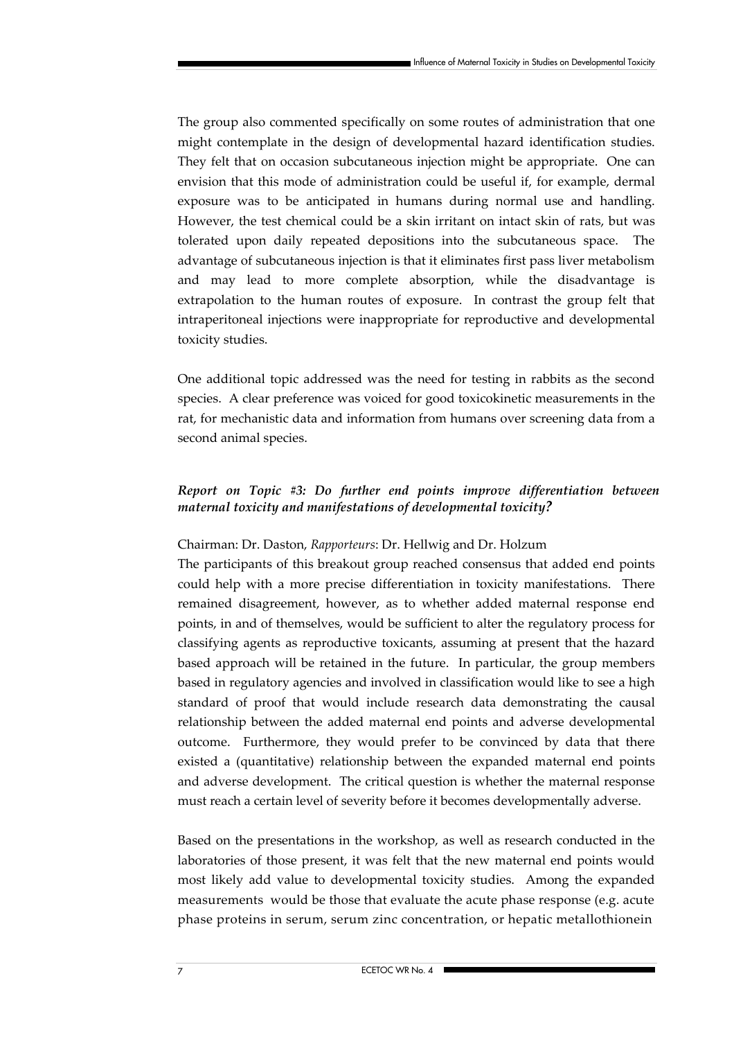The group also commented specifically on some routes of administration that one might contemplate in the design of developmental hazard identification studies. They felt that on occasion subcutaneous injection might be appropriate. One can envision that this mode of administration could be useful if, for example, dermal exposure was to be anticipated in humans during normal use and handling. However, the test chemical could be a skin irritant on intact skin of rats, but was tolerated upon daily repeated depositions into the subcutaneous space. The advantage of subcutaneous injection is that it eliminates first pass liver metabolism and may lead to more complete absorption, while the disadvantage is extrapolation to the human routes of exposure. In contrast the group felt that intraperitoneal injections were inappropriate for reproductive and developmental toxicity studies.

One additional topic addressed was the need for testing in rabbits as the second species. A clear preference was voiced for good toxicokinetic measurements in the rat, for mechanistic data and information from humans over screening data from a second animal species.

### *Report on Topic #3: Do further end points improve differentiation between maternal toxicity and manifestations of developmental toxicity?*

Chairman: Dr. Daston, *Rapporteurs*: Dr. Hellwig and Dr. Holzum

The participants of this breakout group reached consensus that added end points could help with a more precise differentiation in toxicity manifestations. There remained disagreement, however, as to whether added maternal response end points, in and of themselves, would be sufficient to alter the regulatory process for classifying agents as reproductive toxicants, assuming at present that the hazard based approach will be retained in the future. In particular, the group members based in regulatory agencies and involved in classification would like to see a high standard of proof that would include research data demonstrating the causal relationship between the added maternal end points and adverse developmental outcome. Furthermore, they would prefer to be convinced by data that there existed a (quantitative) relationship between the expanded maternal end points and adverse development. The critical question is whether the maternal response must reach a certain level of severity before it becomes developmentally adverse.

Based on the presentations in the workshop, as well as research conducted in the laboratories of those present, it was felt that the new maternal end points would most likely add value to developmental toxicity studies. Among the expanded measurements would be those that evaluate the acute phase response (e.g. acute phase proteins in serum, serum zinc concentration, or hepatic metallothionein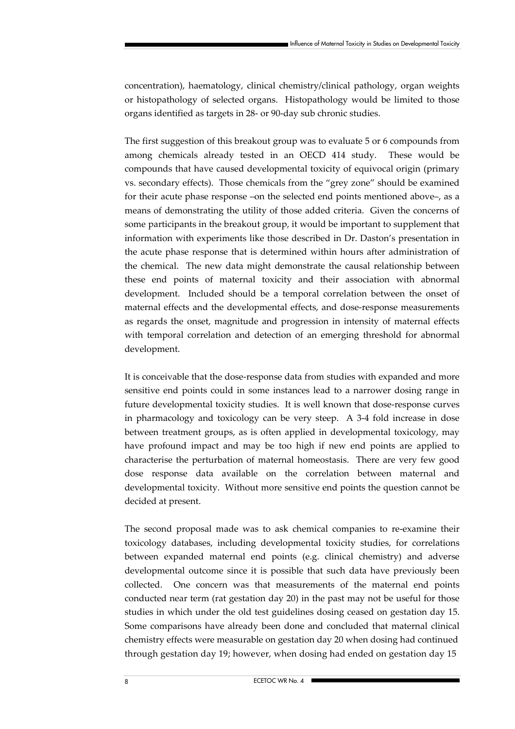concentration), haematology, clinical chemistry/clinical pathology, organ weights or histopathology of selected organs. Histopathology would be limited to those organs identified as targets in 28- or 90-day sub chronic studies.

The first suggestion of this breakout group was to evaluate 5 or 6 compounds from among chemicals already tested in an OECD 414 study. These would be compounds that have caused developmental toxicity of equivocal origin (primary vs. secondary effects). Those chemicals from the "grey zone" should be examined for their acute phase response –on the selected end points mentioned above–, as a means of demonstrating the utility of those added criteria. Given the concerns of some participants in the breakout group, it would be important to supplement that information with experiments like those described in Dr. Daston's presentation in the acute phase response that is determined within hours after administration of the chemical. The new data might demonstrate the causal relationship between these end points of maternal toxicity and their association with abnormal development. Included should be a temporal correlation between the onset of maternal effects and the developmental effects, and dose-response measurements as regards the onset, magnitude and progression in intensity of maternal effects with temporal correlation and detection of an emerging threshold for abnormal development.

It is conceivable that the dose-response data from studies with expanded and more sensitive end points could in some instances lead to a narrower dosing range in future developmental toxicity studies. It is well known that dose-response curves in pharmacology and toxicology can be very steep. A 3-4 fold increase in dose between treatment groups, as is often applied in developmental toxicology, may have profound impact and may be too high if new end points are applied to characterise the perturbation of maternal homeostasis. There are very few good dose response data available on the correlation between maternal and developmental toxicity. Without more sensitive end points the question cannot be decided at present.

The second proposal made was to ask chemical companies to re-examine their toxicology databases, including developmental toxicity studies, for correlations between expanded maternal end points (e.g. clinical chemistry) and adverse developmental outcome since it is possible that such data have previously been collected. One concern was that measurements of the maternal end points conducted near term (rat gestation day 20) in the past may not be useful for those studies in which under the old test guidelines dosing ceased on gestation day 15. Some comparisons have already been done and concluded that maternal clinical chemistry effects were measurable on gestation day 20 when dosing had continued through gestation day 19; however, when dosing had ended on gestation day 15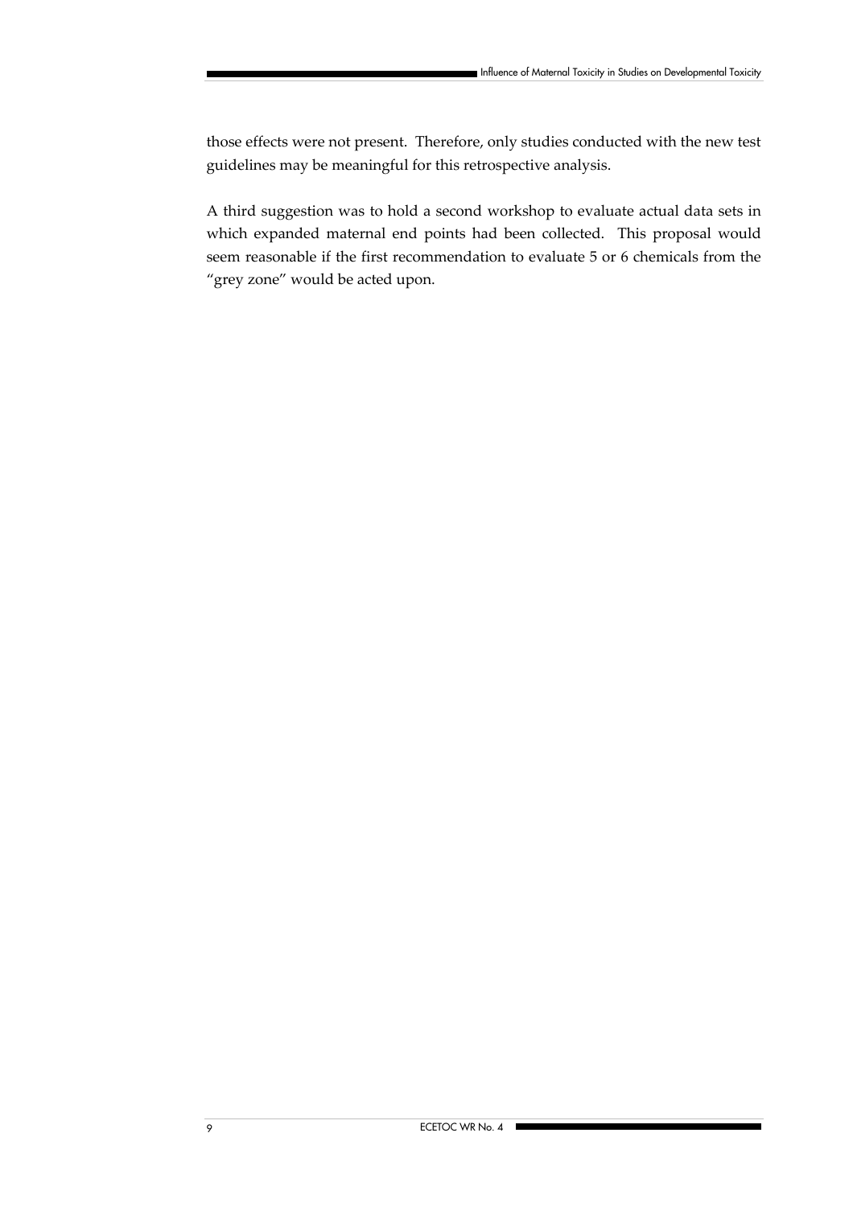those effects were not present. Therefore, only studies conducted with the new test guidelines may be meaningful for this retrospective analysis.

A third suggestion was to hold a second workshop to evaluate actual data sets in which expanded maternal end points had been collected. This proposal would seem reasonable if the first recommendation to evaluate 5 or 6 chemicals from the "grey zone" would be acted upon.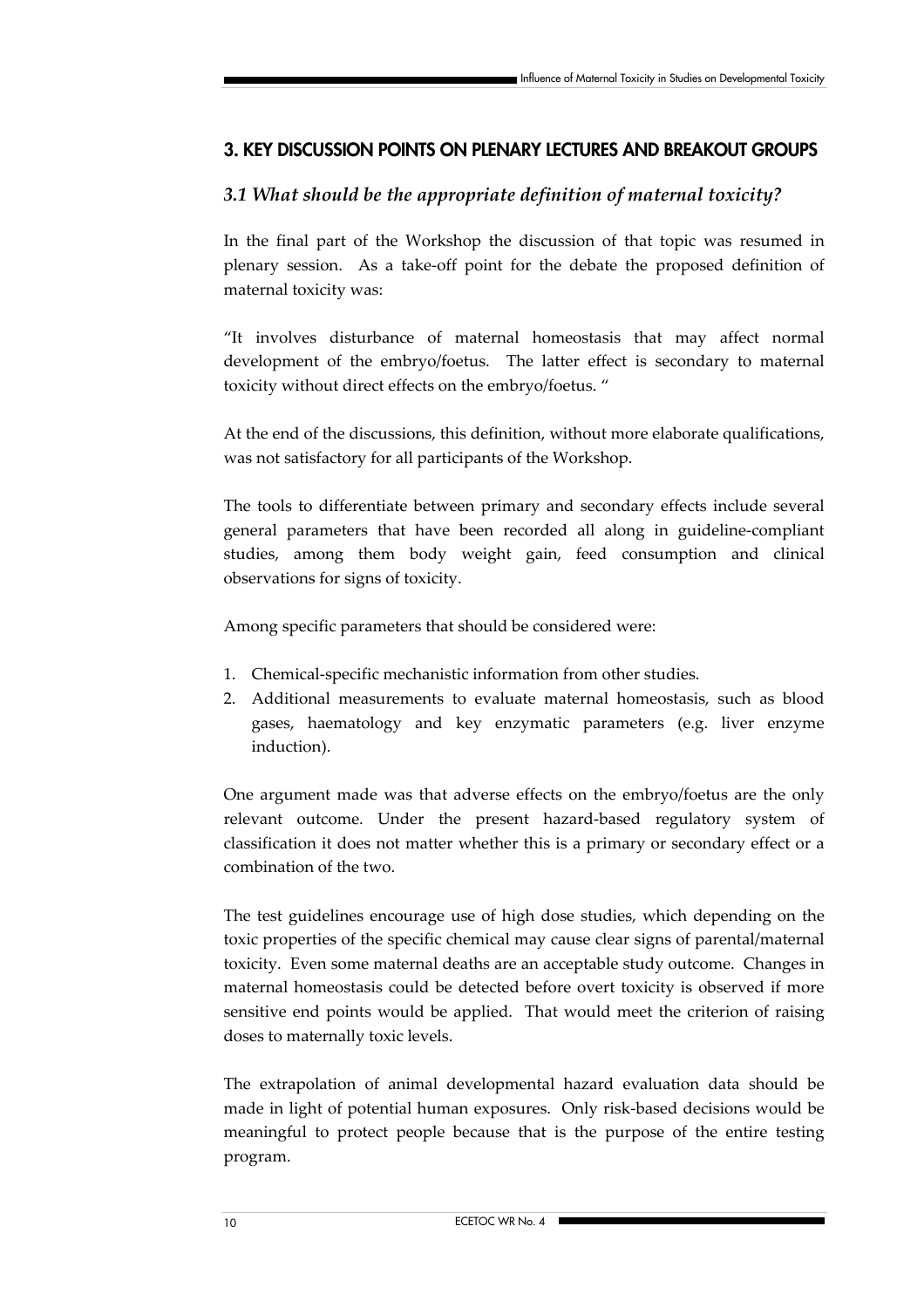## 3. KEY DISCUSSION POINTS ON PLENARY LECTURES AND BREAKOUT GROUPS

### *3.1 What should be the appropriate definition of maternal toxicity?*

In the final part of the Workshop the discussion of that topic was resumed in plenary session. As a take-off point for the debate the proposed definition of maternal toxicity was:

"It involves disturbance of maternal homeostasis that may affect normal development of the embryo/foetus. The latter effect is secondary to maternal toxicity without direct effects on the embryo/foetus. "

At the end of the discussions, this definition, without more elaborate qualifications, was not satisfactory for all participants of the Workshop.

The tools to differentiate between primary and secondary effects include several general parameters that have been recorded all along in guideline-compliant studies, among them body weight gain, feed consumption and clinical observations for signs of toxicity.

Among specific parameters that should be considered were:

1. Chemical-specific mechanistic information from other studies.
2. Additional measurements to evaluate maternal homeostasis, such as blood gases, haematology and key enzymatic parameters (e.g. liver enzyme induction).

One argument made was that adverse effects on the embryo/foetus are the only relevant outcome. Under the present hazard-based regulatory system of classification it does not matter whether this is a primary or secondary effect or a combination of the two.

The test guidelines encourage use of high dose studies, which depending on the toxic properties of the specific chemical may cause clear signs of parental/maternal toxicity. Even some maternal deaths are an acceptable study outcome. Changes in maternal homeostasis could be detected before overt toxicity is observed if more sensitive end points would be applied. That would meet the criterion of raising doses to maternally toxic levels.

The extrapolation of animal developmental hazard evaluation data should be made in light of potential human exposures. Only risk-based decisions would be meaningful to protect people because that is the purpose of the entire testing program.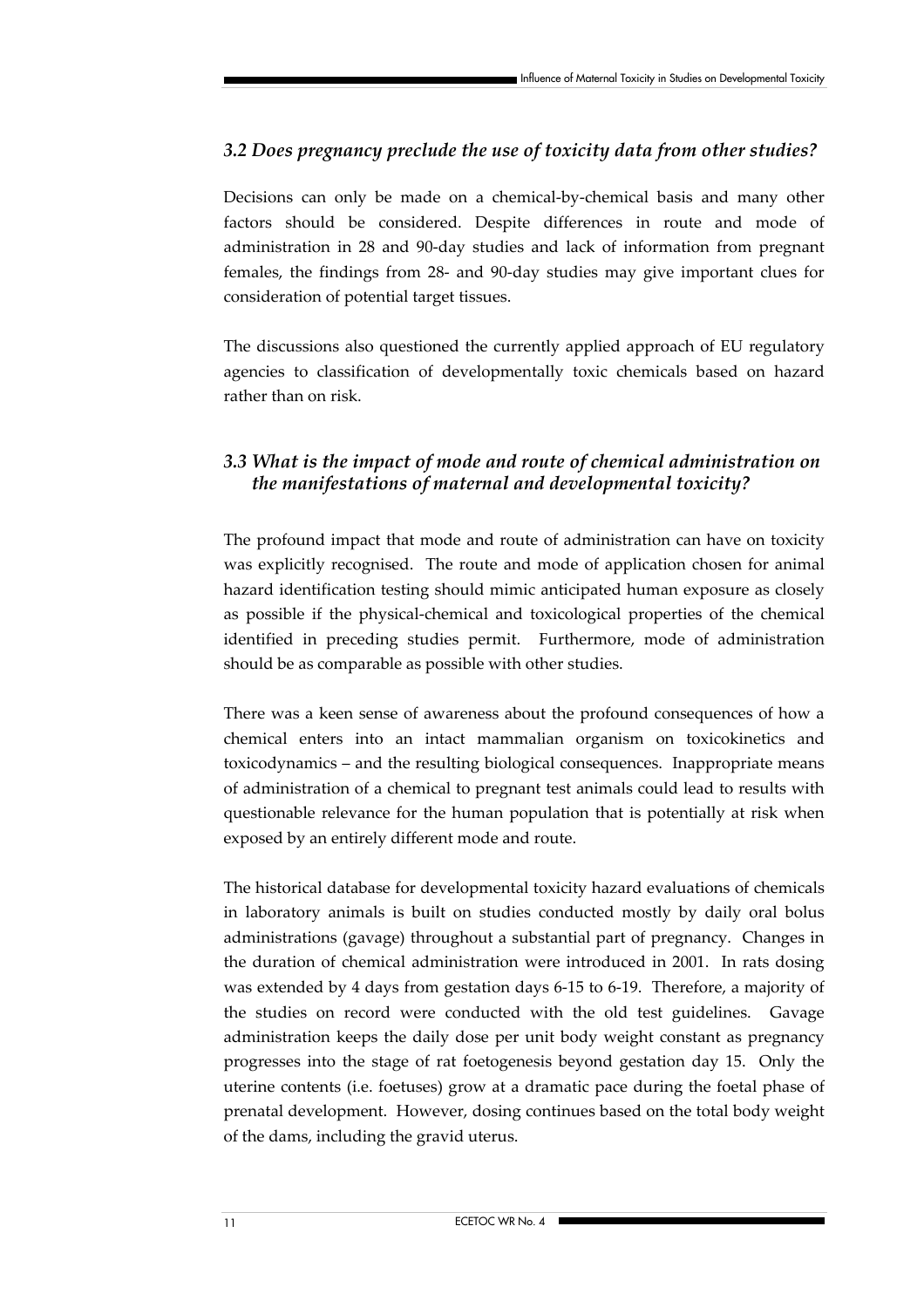### *3.2 Does pregnancy preclude the use of toxicity data from other studies?*

Decisions can only be made on a chemical-by-chemical basis and many other factors should be considered. Despite differences in route and mode of administration in 28 and 90-day studies and lack of information from pregnant females, the findings from 28- and 90-day studies may give important clues for consideration of potential target tissues.

The discussions also questioned the currently applied approach of EU regulatory agencies to classification of developmentally toxic chemicals based on hazard rather than on risk.

### *3.3 What is the impact of mode and route of chemical administration on the manifestations of maternal and developmental toxicity?*

The profound impact that mode and route of administration can have on toxicity was explicitly recognised. The route and mode of application chosen for animal hazard identification testing should mimic anticipated human exposure as closely as possible if the physical-chemical and toxicological properties of the chemical identified in preceding studies permit. Furthermore, mode of administration should be as comparable as possible with other studies.

There was a keen sense of awareness about the profound consequences of how a chemical enters into an intact mammalian organism on toxicokinetics and toxicodynamics – and the resulting biological consequences. Inappropriate means of administration of a chemical to pregnant test animals could lead to results with questionable relevance for the human population that is potentially at risk when exposed by an entirely different mode and route.

The historical database for developmental toxicity hazard evaluations of chemicals in laboratory animals is built on studies conducted mostly by daily oral bolus administrations (gavage) throughout a substantial part of pregnancy. Changes in the duration of chemical administration were introduced in 2001. In rats dosing was extended by 4 days from gestation days 6-15 to 6-19. Therefore, a majority of the studies on record were conducted with the old test guidelines. Gavage administration keeps the daily dose per unit body weight constant as pregnancy progresses into the stage of rat foetogenesis beyond gestation day 15. Only the uterine contents (i.e. foetuses) grow at a dramatic pace during the foetal phase of prenatal development. However, dosing continues based on the total body weight of the dams, including the gravid uterus.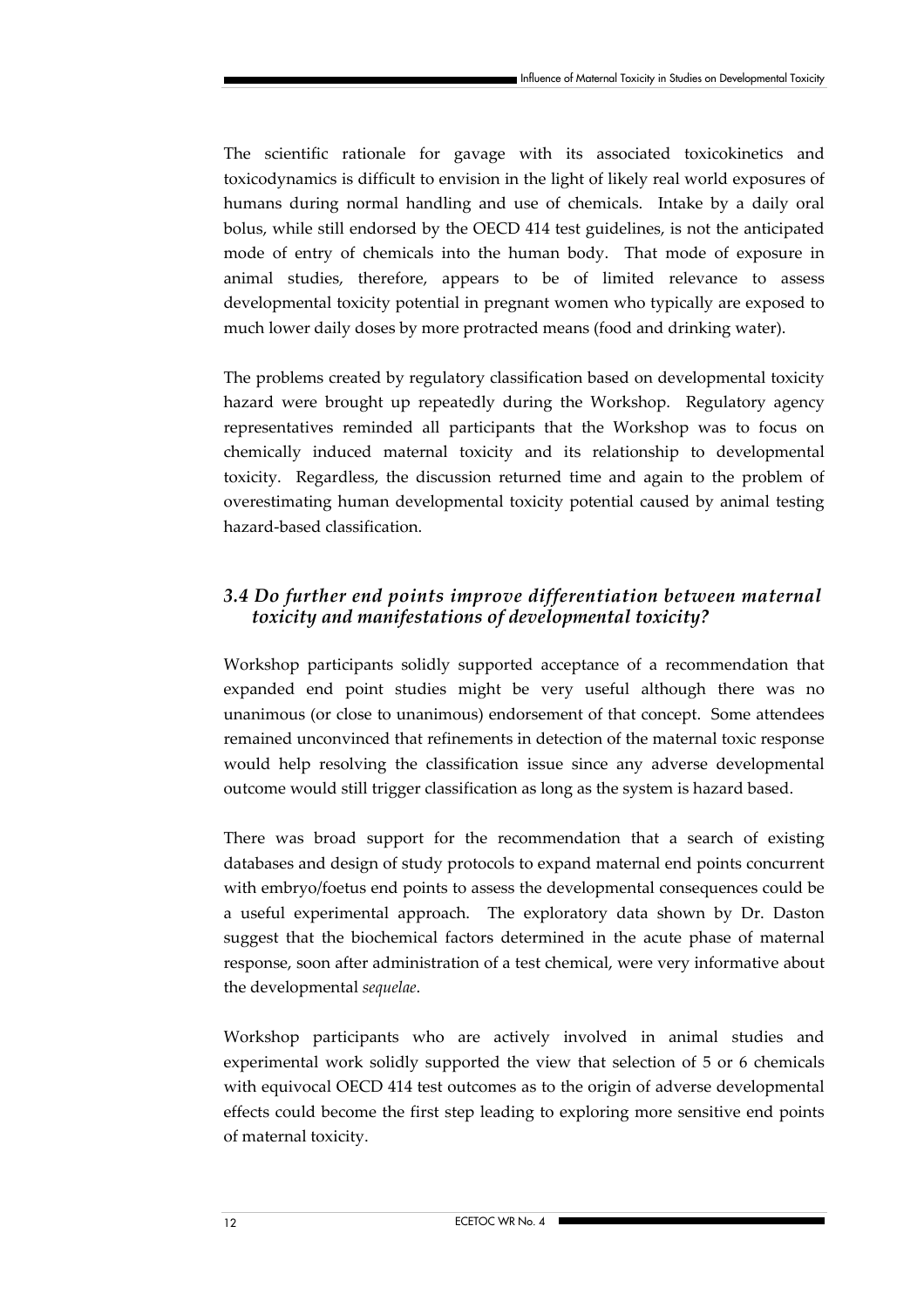The scientific rationale for gavage with its associated toxicokinetics and toxicodynamics is difficult to envision in the light of likely real world exposures of humans during normal handling and use of chemicals. Intake by a daily oral bolus, while still endorsed by the OECD 414 test guidelines, is not the anticipated mode of entry of chemicals into the human body. That mode of exposure in animal studies, therefore, appears to be of limited relevance to assess developmental toxicity potential in pregnant women who typically are exposed to much lower daily doses by more protracted means (food and drinking water).

The problems created by regulatory classification based on developmental toxicity hazard were brought up repeatedly during the Workshop. Regulatory agency representatives reminded all participants that the Workshop was to focus on chemically induced maternal toxicity and its relationship to developmental toxicity. Regardless, the discussion returned time and again to the problem of overestimating human developmental toxicity potential caused by animal testing hazard-based classification.

### *3.4 Do further end points improve differentiation between maternal toxicity and manifestations of developmental toxicity?*

Workshop participants solidly supported acceptance of a recommendation that expanded end point studies might be very useful although there was no unanimous (or close to unanimous) endorsement of that concept. Some attendees remained unconvinced that refinements in detection of the maternal toxic response would help resolving the classification issue since any adverse developmental outcome would still trigger classification as long as the system is hazard based.

There was broad support for the recommendation that a search of existing databases and design of study protocols to expand maternal end points concurrent with embryo/foetus end points to assess the developmental consequences could be a useful experimental approach. The exploratory data shown by Dr. Daston suggest that the biochemical factors determined in the acute phase of maternal response, soon after administration of a test chemical, were very informative about the developmental *sequelae*.

Workshop participants who are actively involved in animal studies and experimental work solidly supported the view that selection of 5 or 6 chemicals with equivocal OECD 414 test outcomes as to the origin of adverse developmental effects could become the first step leading to exploring more sensitive end points of maternal toxicity.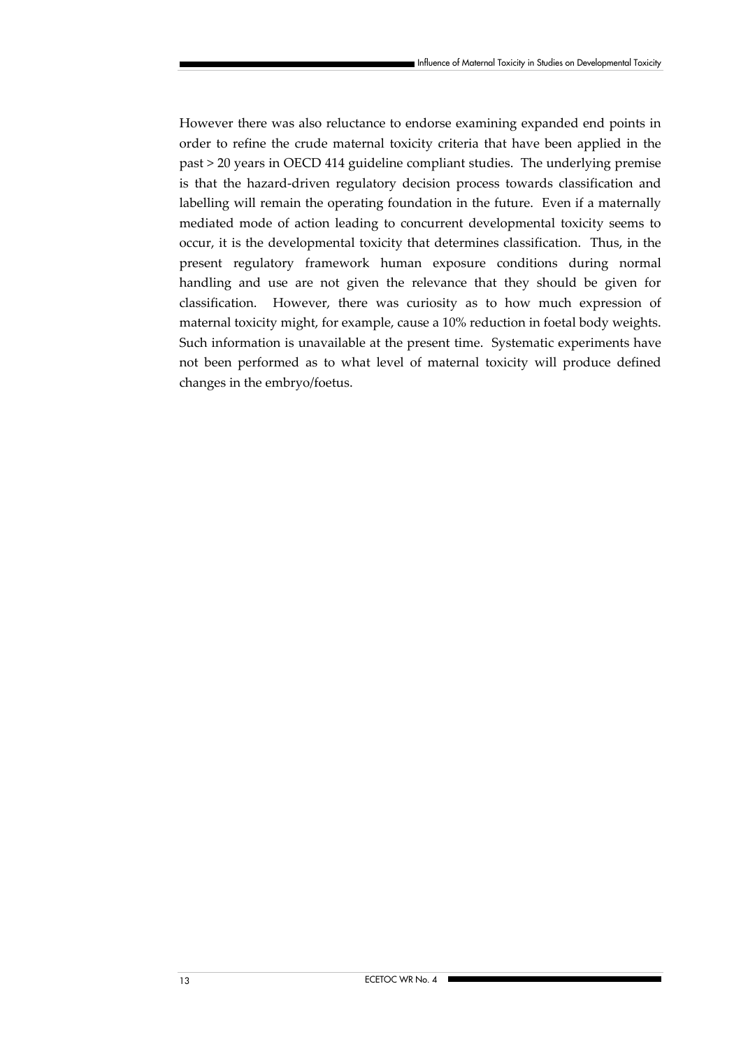However there was also reluctance to endorse examining expanded end points in order to refine the crude maternal toxicity criteria that have been applied in the past > 20 years in OECD 414 guideline compliant studies. The underlying premise is that the hazard-driven regulatory decision process towards classification and labelling will remain the operating foundation in the future. Even if a maternally mediated mode of action leading to concurrent developmental toxicity seems to occur, it is the developmental toxicity that determines classification. Thus, in the present regulatory framework human exposure conditions during normal handling and use are not given the relevance that they should be given for classification. However, there was curiosity as to how much expression of maternal toxicity might, for example, cause a 10% reduction in foetal body weights. Such information is unavailable at the present time. Systematic experiments have not been performed as to what level of maternal toxicity will produce defined changes in the embryo/foetus.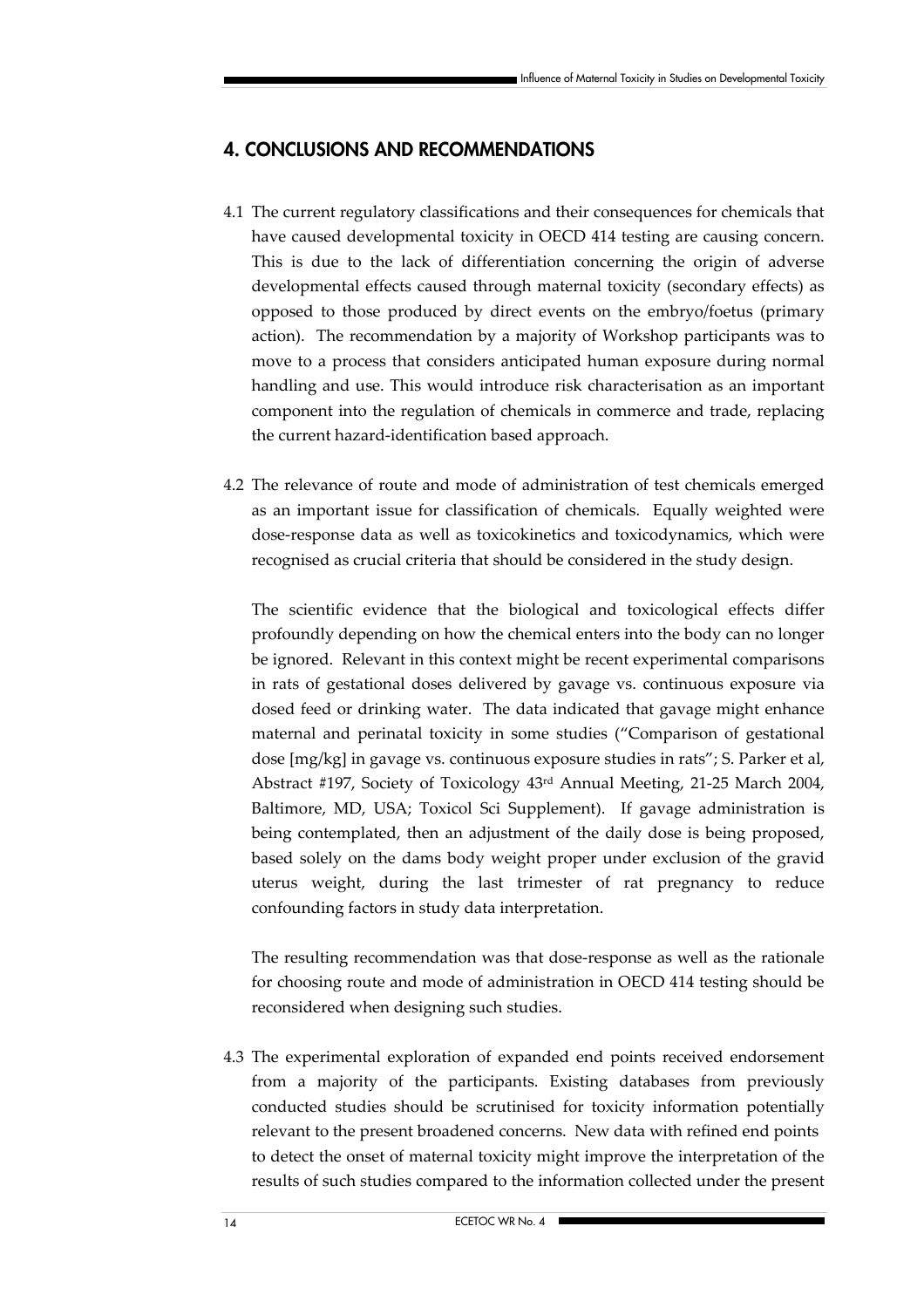## 4. CONCLUSIONS AND RECOMMENDATIONS

4.1 The current regulatory classifications and their consequences for chemicals that have caused developmental toxicity in OECD 414 testing are causing concern. This is due to the lack of differentiation concerning the origin of adverse developmental effects caused through maternal toxicity (secondary effects) as opposed to those produced by direct events on the embryo/foetus (primary action). The recommendation by a majority of Workshop participants was to move to a process that considers anticipated human exposure during normal handling and use. This would introduce risk characterisation as an important component into the regulation of chemicals in commerce and trade, replacing the current hazard-identification based approach.

4.2 The relevance of route and mode of administration of test chemicals emerged as an important issue for classification of chemicals. Equally weighted were dose-response data as well as toxicokinetics and toxicodynamics, which were recognised as crucial criteria that should be considered in the study design.

The scientific evidence that the biological and toxicological effects differ profoundly depending on how the chemical enters into the body can no longer be ignored. Relevant in this context might be recent experimental comparisons in rats of gestational doses delivered by gavage vs. continuous exposure via dosed feed or drinking water. The data indicated that gavage might enhance maternal and perinatal toxicity in some studies ("Comparison of gestational dose [mg/kg] in gavage vs. continuous exposure studies in rats"; S. Parker et al, Abstract #197, Society of Toxicology 43rd Annual Meeting, 21-25 March 2004, Baltimore, MD, USA; Toxicol Sci Supplement). If gavage administration is being contemplated, then an adjustment of the daily dose is being proposed, based solely on the dams body weight proper under exclusion of the gravid uterus weight, during the last trimester of rat pregnancy to reduce confounding factors in study data interpretation.

The resulting recommendation was that dose-response as well as the rationale for choosing route and mode of administration in OECD 414 testing should be reconsidered when designing such studies.

4.3 The experimental exploration of expanded end points received endorsement from a majority of the participants. Existing databases from previously conducted studies should be scrutinised for toxicity information potentially relevant to the present broadened concerns. New data with refined end points to detect the onset of maternal toxicity might improve the interpretation of the results of such studies compared to the information collected under the present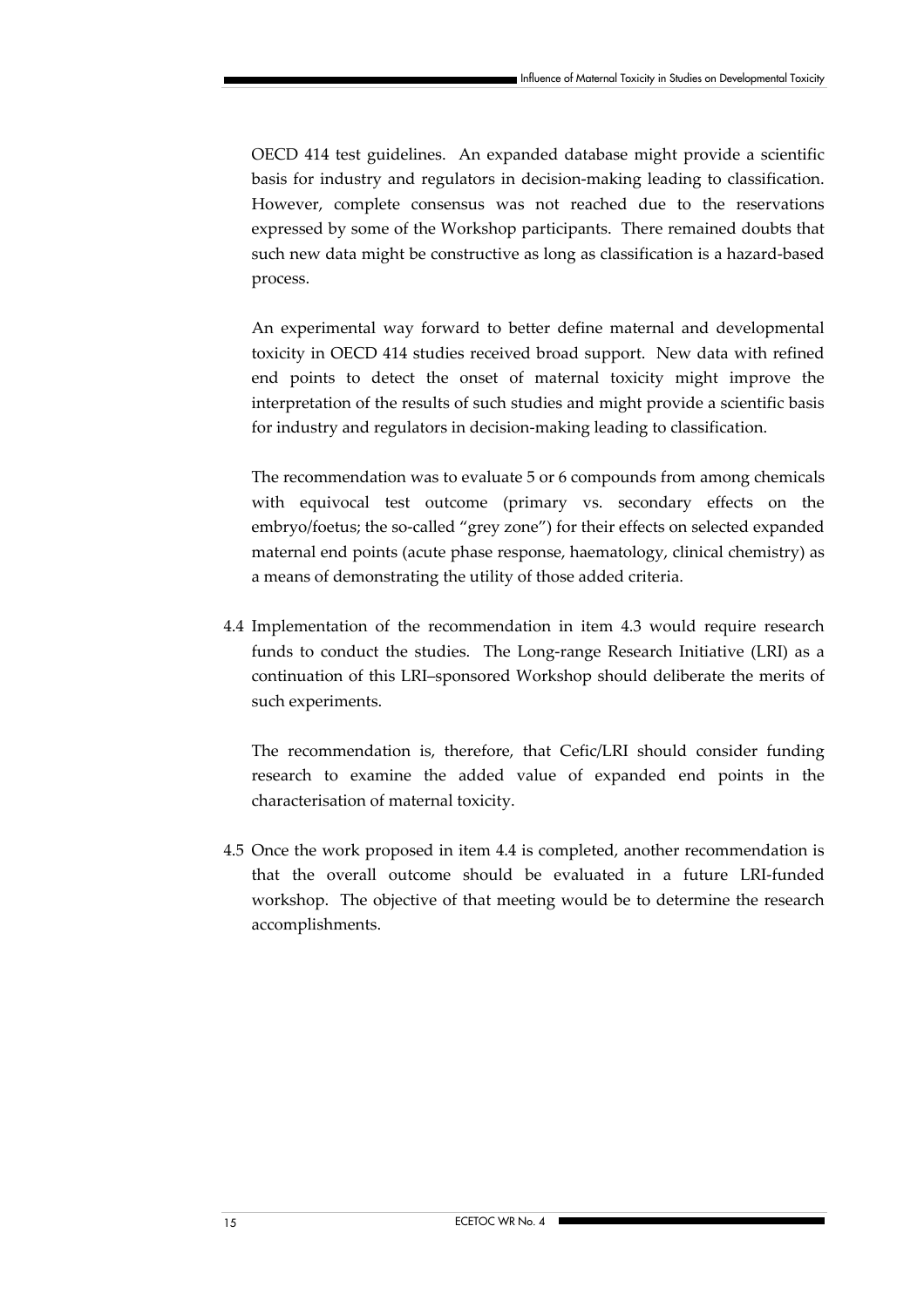OECD 414 test guidelines. An expanded database might provide a scientific basis for industry and regulators in decision-making leading to classification. However, complete consensus was not reached due to the reservations expressed by some of the Workshop participants. There remained doubts that such new data might be constructive as long as classification is a hazard-based process.

An experimental way forward to better define maternal and developmental toxicity in OECD 414 studies received broad support. New data with refined end points to detect the onset of maternal toxicity might improve the interpretation of the results of such studies and might provide a scientific basis for industry and regulators in decision-making leading to classification.

The recommendation was to evaluate 5 or 6 compounds from among chemicals with equivocal test outcome (primary vs. secondary effects on the embryo/foetus; the so-called "grey zone") for their effects on selected expanded maternal end points (acute phase response, haematology, clinical chemistry) as a means of demonstrating the utility of those added criteria.

4.4 Implementation of the recommendation in item 4.3 would require research funds to conduct the studies. The Long-range Research Initiative (LRI) as a continuation of this LRI–sponsored Workshop should deliberate the merits of such experiments.

The recommendation is, therefore, that Cefic/LRI should consider funding research to examine the added value of expanded end points in the characterisation of maternal toxicity.

4.5 Once the work proposed in item 4.4 is completed, another recommendation is that the overall outcome should be evaluated in a future LRI-funded workshop. The objective of that meeting would be to determine the research accomplishments.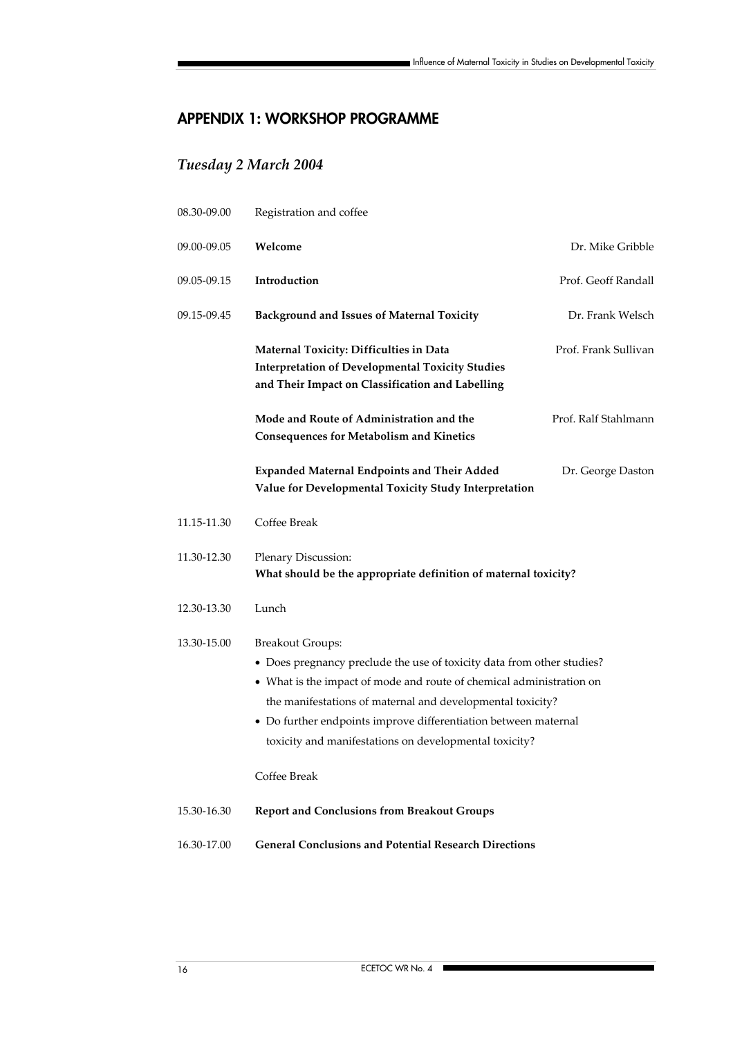## APPENDIX 1: WORKSHOP PROGRAMME

### *Tuesday 2 March 2004*

| | | |
|---|---|---|
| 08.30-09.00 | Registration and coffee | |
| 09.00-09.05 | **Welcome** | Dr. Mike Gribble |
| 09.05-09.15 | **Introduction** | Prof. Geoff Randall |
| 09.15-09.45 | **Background and Issues of Maternal Toxicity** | Dr. Frank Welsch |
| | **Maternal Toxicity: Difficulties in Data Interpretation of Developmental Toxicity Studies and Their Impact on Classification and Labelling** | Prof. Frank Sullivan |
| | **Mode and Route of Administration and the Consequences for Metabolism and Kinetics** | Prof. Ralf Stahlmann |
| | **Expanded Maternal Endpoints and Their Added Value for Developmental Toxicity Study Interpretation** | Dr. George Daston |
| 11.15-11.30 | Coffee Break | |
| 11.30-12.30 | Plenary Discussion: **What should be the appropriate definition of maternal toxicity?** | |
| 12.30-13.30 | Lunch | |
| 13.30-15.00 | Breakout Groups: • Does pregnancy preclude the use of toxicity data from other studies? • What is the impact of mode and route of chemical administration on the manifestations of maternal and developmental toxicity? • Do further endpoints improve differentiation between maternal toxicity and manifestations on developmental toxicity? Coffee Break | |
| 15.30-16.30 | **Report and Conclusions from Breakout Groups** | |
| 16.30-17.00 | **General Conclusions and Potential Research Directions** | |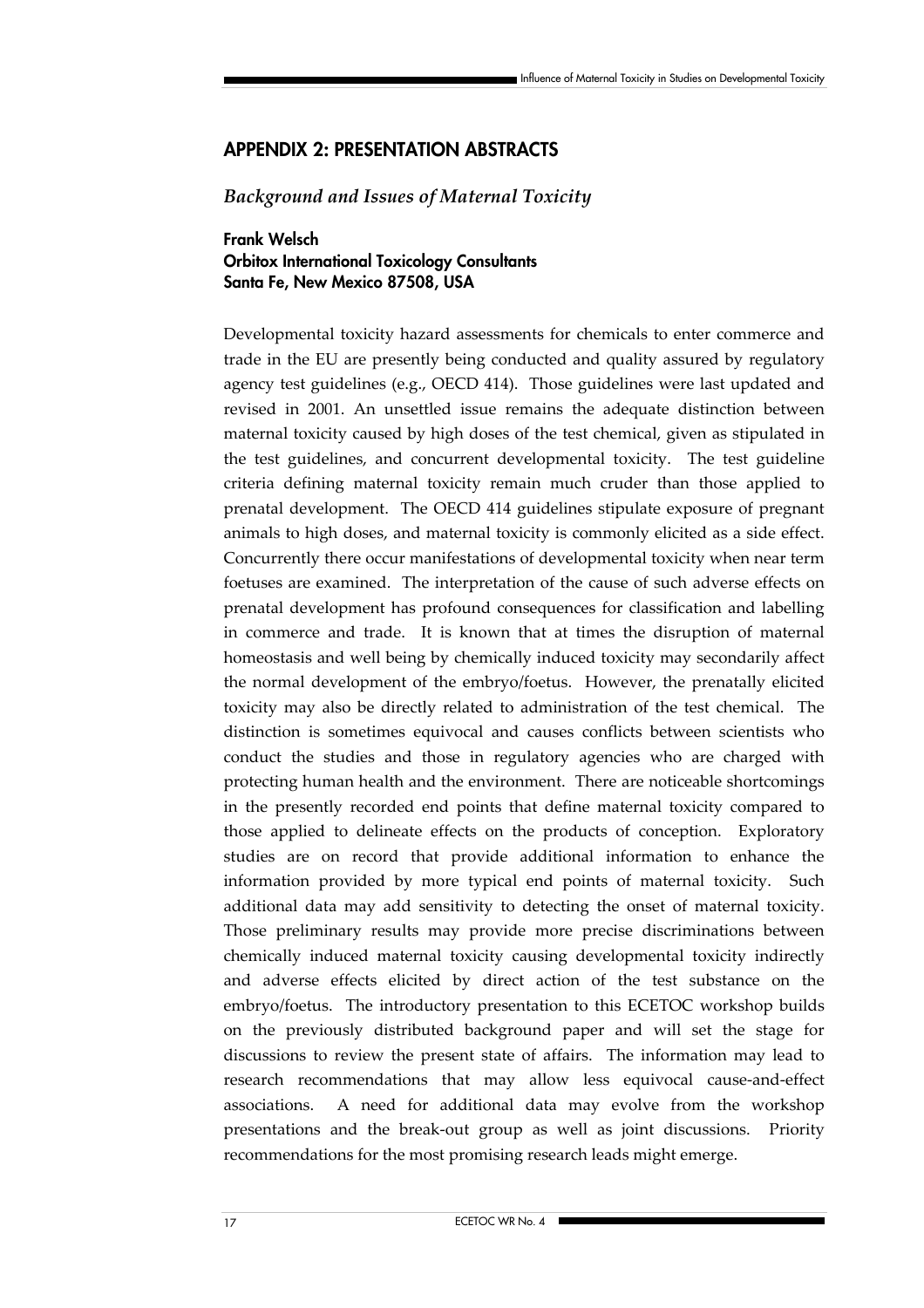## APPENDIX 2: PRESENTATION ABSTRACTS

### *Background and Issues of Maternal Toxicity*

**Frank Welsch**
**Orbitox International Toxicology Consultants**
**Santa Fe, New Mexico 87508, USA**

Developmental toxicity hazard assessments for chemicals to enter commerce and trade in the EU are presently being conducted and quality assured by regulatory agency test guidelines (e.g., OECD 414). Those guidelines were last updated and revised in 2001. An unsettled issue remains the adequate distinction between maternal toxicity caused by high doses of the test chemical, given as stipulated in the test guidelines, and concurrent developmental toxicity. The test guideline criteria defining maternal toxicity remain much cruder than those applied to prenatal development. The OECD 414 guidelines stipulate exposure of pregnant animals to high doses, and maternal toxicity is commonly elicited as a side effect. Concurrently there occur manifestations of developmental toxicity when near term foetuses are examined. The interpretation of the cause of such adverse effects on prenatal development has profound consequences for classification and labelling in commerce and trade. It is known that at times the disruption of maternal homeostasis and well being by chemically induced toxicity may secondarily affect the normal development of the embryo/foetus. However, the prenatally elicited toxicity may also be directly related to administration of the test chemical. The distinction is sometimes equivocal and causes conflicts between scientists who conduct the studies and those in regulatory agencies who are charged with protecting human health and the environment. There are noticeable shortcomings in the presently recorded end points that define maternal toxicity compared to those applied to delineate effects on the products of conception. Exploratory studies are on record that provide additional information to enhance the information provided by more typical end points of maternal toxicity. Such additional data may add sensitivity to detecting the onset of maternal toxicity. Those preliminary results may provide more precise discriminations between chemically induced maternal toxicity causing developmental toxicity indirectly and adverse effects elicited by direct action of the test substance on the embryo/foetus. The introductory presentation to this ECETOC workshop builds on the previously distributed background paper and will set the stage for discussions to review the present state of affairs. The information may lead to research recommendations that may allow less equivocal cause-and-effect associations. A need for additional data may evolve from the workshop presentations and the break-out group as well as joint discussions. Priority recommendations for the most promising research leads might emerge.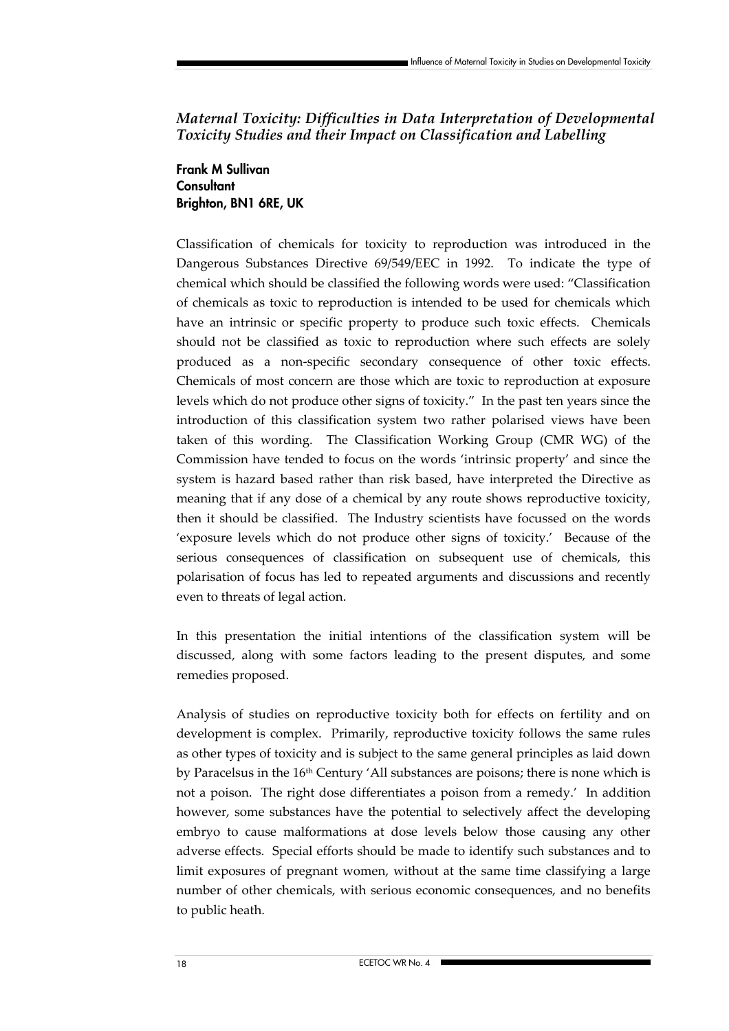## *Maternal Toxicity: Difficulties in Data Interpretation of Developmental Toxicity Studies and their Impact on Classification and Labelling*

**Frank M Sullivan**
**Consultant**
**Brighton, BN1 6RE, UK**

Classification of chemicals for toxicity to reproduction was introduced in the Dangerous Substances Directive 69/549/EEC in 1992. To indicate the type of chemical which should be classified the following words were used: "Classification of chemicals as toxic to reproduction is intended to be used for chemicals which have an intrinsic or specific property to produce such toxic effects. Chemicals should not be classified as toxic to reproduction where such effects are solely produced as a non-specific secondary consequence of other toxic effects. Chemicals of most concern are those which are toxic to reproduction at exposure levels which do not produce other signs of toxicity." In the past ten years since the introduction of this classification system two rather polarised views have been taken of this wording. The Classification Working Group (CMR WG) of the Commission have tended to focus on the words 'intrinsic property' and since the system is hazard based rather than risk based, have interpreted the Directive as meaning that if any dose of a chemical by any route shows reproductive toxicity, then it should be classified. The Industry scientists have focussed on the words 'exposure levels which do not produce other signs of toxicity.' Because of the serious consequences of classification on subsequent use of chemicals, this polarisation of focus has led to repeated arguments and discussions and recently even to threats of legal action.

In this presentation the initial intentions of the classification system will be discussed, along with some factors leading to the present disputes, and some remedies proposed.

Analysis of studies on reproductive toxicity both for effects on fertility and on development is complex. Primarily, reproductive toxicity follows the same rules as other types of toxicity and is subject to the same general principles as laid down by Paracelsus in the 16th Century 'All substances are poisons; there is none which is not a poison. The right dose differentiates a poison from a remedy.' In addition however, some substances have the potential to selectively affect the developing embryo to cause malformations at dose levels below those causing any other adverse effects. Special efforts should be made to identify such substances and to limit exposures of pregnant women, without at the same time classifying a large number of other chemicals, with serious economic consequences, and no benefits to public heath.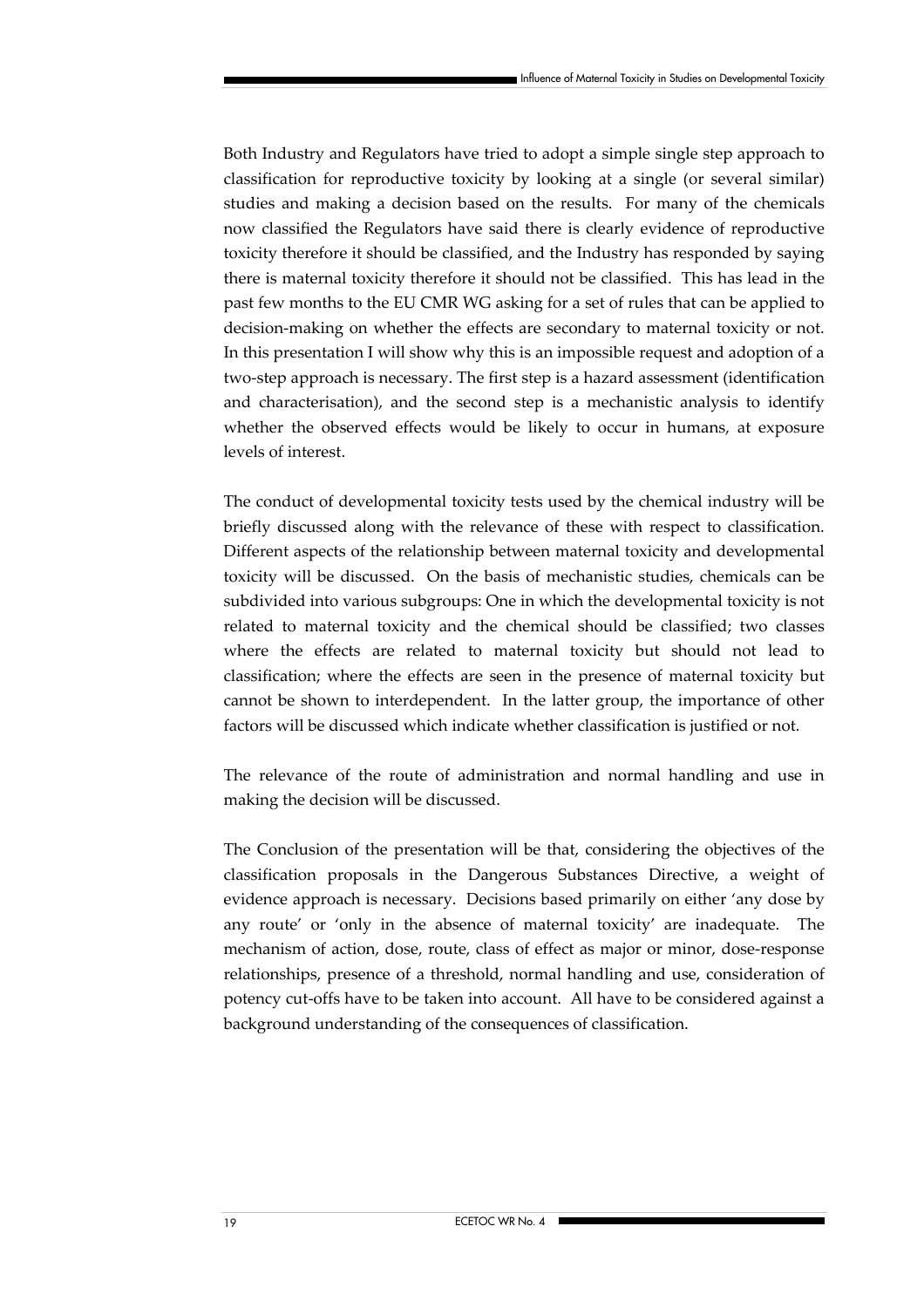Both Industry and Regulators have tried to adopt a simple single step approach to classification for reproductive toxicity by looking at a single (or several similar) studies and making a decision based on the results. For many of the chemicals now classified the Regulators have said there is clearly evidence of reproductive toxicity therefore it should be classified, and the Industry has responded by saying there is maternal toxicity therefore it should not be classified. This has lead in the past few months to the EU CMR WG asking for a set of rules that can be applied to decision-making on whether the effects are secondary to maternal toxicity or not. In this presentation I will show why this is an impossible request and adoption of a two-step approach is necessary. The first step is a hazard assessment (identification and characterisation), and the second step is a mechanistic analysis to identify whether the observed effects would be likely to occur in humans, at exposure levels of interest.

The conduct of developmental toxicity tests used by the chemical industry will be briefly discussed along with the relevance of these with respect to classification. Different aspects of the relationship between maternal toxicity and developmental toxicity will be discussed. On the basis of mechanistic studies, chemicals can be subdivided into various subgroups: One in which the developmental toxicity is not related to maternal toxicity and the chemical should be classified; two classes where the effects are related to maternal toxicity but should not lead to classification; where the effects are seen in the presence of maternal toxicity but cannot be shown to interdependent. In the latter group, the importance of other factors will be discussed which indicate whether classification is justified or not.

The relevance of the route of administration and normal handling and use in making the decision will be discussed.

The Conclusion of the presentation will be that, considering the objectives of the classification proposals in the Dangerous Substances Directive, a weight of evidence approach is necessary. Decisions based primarily on either 'any dose by any route' or 'only in the absence of maternal toxicity' are inadequate. The mechanism of action, dose, route, class of effect as major or minor, dose-response relationships, presence of a threshold, normal handling and use, consideration of potency cut-offs have to be taken into account. All have to be considered against a background understanding of the consequences of classification.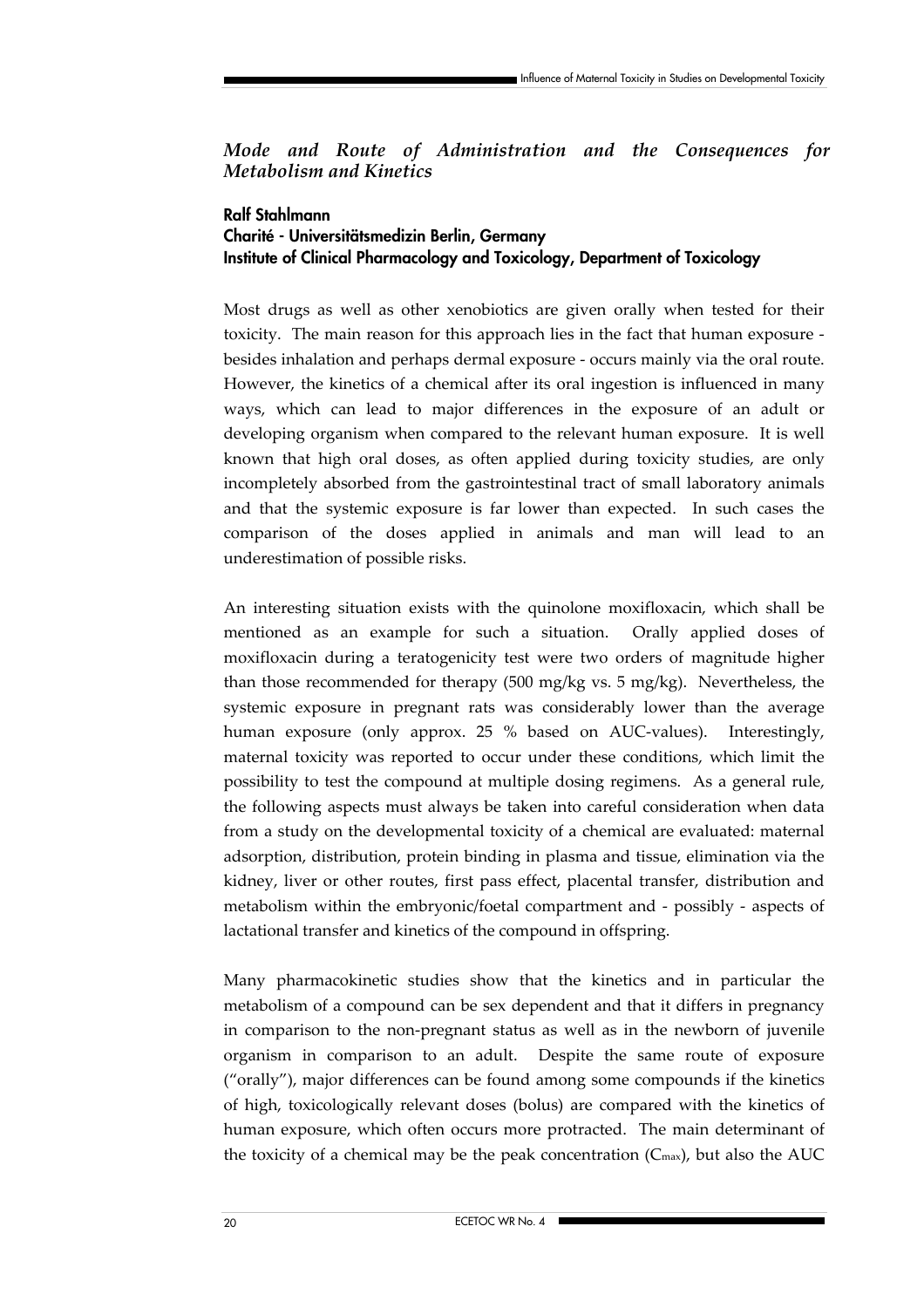## *Mode and Route of Administration and the Consequences for Metabolism and Kinetics*

**Ralf Stahlmann**
**Charité - Universitätsmedizin Berlin, Germany**
**Institute of Clinical Pharmacology and Toxicology, Department of Toxicology**

Most drugs as well as other xenobiotics are given orally when tested for their toxicity. The main reason for this approach lies in the fact that human exposure - besides inhalation and perhaps dermal exposure - occurs mainly via the oral route. However, the kinetics of a chemical after its oral ingestion is influenced in many ways, which can lead to major differences in the exposure of an adult or developing organism when compared to the relevant human exposure. It is well known that high oral doses, as often applied during toxicity studies, are only incompletely absorbed from the gastrointestinal tract of small laboratory animals and that the systemic exposure is far lower than expected. In such cases the comparison of the doses applied in animals and man will lead to an underestimation of possible risks.

An interesting situation exists with the quinolone moxifloxacin, which shall be mentioned as an example for such a situation. Orally applied doses of moxifloxacin during a teratogenicity test were two orders of magnitude higher than those recommended for therapy (500 mg/kg vs. 5 mg/kg). Nevertheless, the systemic exposure in pregnant rats was considerably lower than the average human exposure (only approx. 25 % based on AUC-values). Interestingly, maternal toxicity was reported to occur under these conditions, which limit the possibility to test the compound at multiple dosing regimens. As a general rule, the following aspects must always be taken into careful consideration when data from a study on the developmental toxicity of a chemical are evaluated: maternal adsorption, distribution, protein binding in plasma and tissue, elimination via the kidney, liver or other routes, first pass effect, placental transfer, distribution and metabolism within the embryonic/foetal compartment and - possibly - aspects of lactational transfer and kinetics of the compound in offspring.

Many pharmacokinetic studies show that the kinetics and in particular the metabolism of a compound can be sex dependent and that it differs in pregnancy in comparison to the non-pregnant status as well as in the newborn of juvenile organism in comparison to an adult. Despite the same route of exposure ("orally"), major differences can be found among some compounds if the kinetics of high, toxicologically relevant doses (bolus) are compared with the kinetics of human exposure, which often occurs more protracted. The main determinant of the toxicity of a chemical may be the peak concentration ($C_{max}$), but also the AUC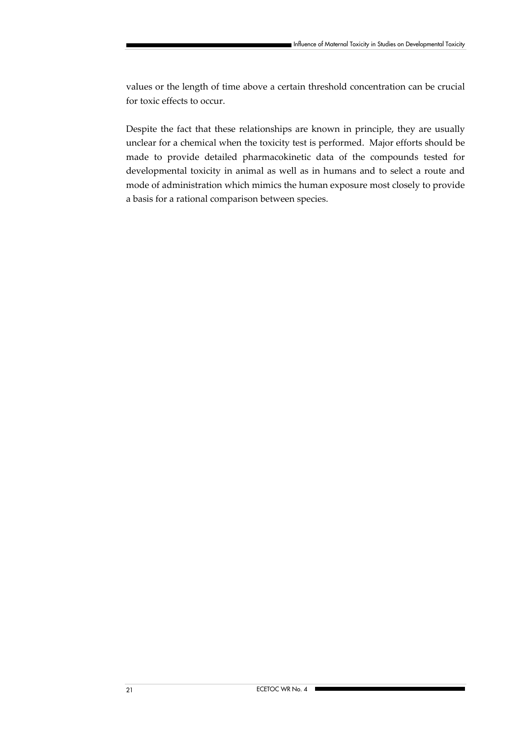values or the length of time above a certain threshold concentration can be crucial for toxic effects to occur.

Despite the fact that these relationships are known in principle, they are usually unclear for a chemical when the toxicity test is performed. Major efforts should be made to provide detailed pharmacokinetic data of the compounds tested for developmental toxicity in animal as well as in humans and to select a route and mode of administration which mimics the human exposure most closely to provide a basis for a rational comparison between species.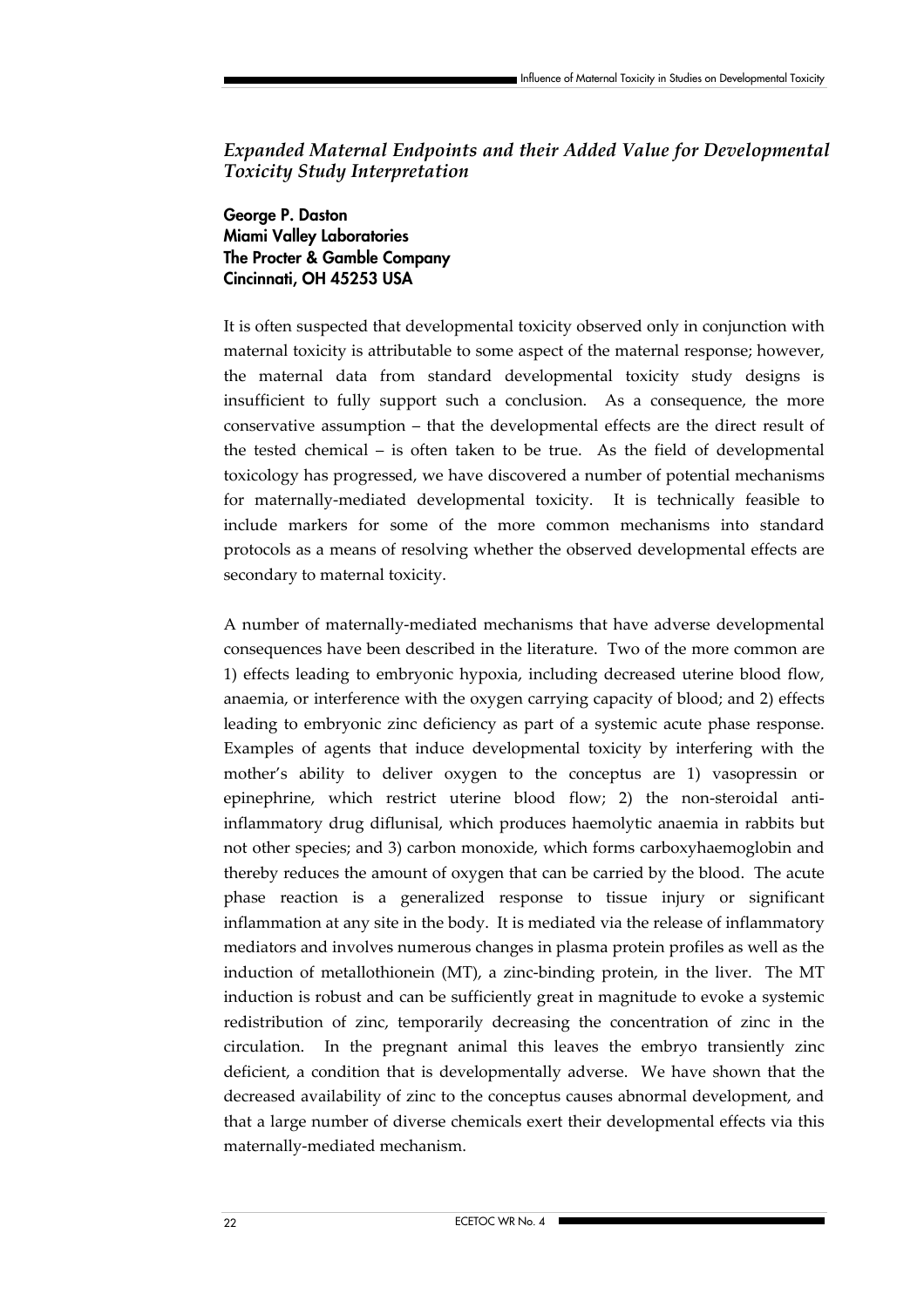### *Expanded Maternal Endpoints and their Added Value for Developmental Toxicity Study Interpretation*

**George P. Daston**
**Miami Valley Laboratories**
**The Procter & Gamble Company**
**Cincinnati, OH 45253 USA**

It is often suspected that developmental toxicity observed only in conjunction with maternal toxicity is attributable to some aspect of the maternal response; however, the maternal data from standard developmental toxicity study designs is insufficient to fully support such a conclusion. As a consequence, the more conservative assumption – that the developmental effects are the direct result of the tested chemical – is often taken to be true. As the field of developmental toxicology has progressed, we have discovered a number of potential mechanisms for maternally-mediated developmental toxicity. It is technically feasible to include markers for some of the more common mechanisms into standard protocols as a means of resolving whether the observed developmental effects are secondary to maternal toxicity.

A number of maternally-mediated mechanisms that have adverse developmental consequences have been described in the literature. Two of the more common are 1) effects leading to embryonic hypoxia, including decreased uterine blood flow, anaemia, or interference with the oxygen carrying capacity of blood; and 2) effects leading to embryonic zinc deficiency as part of a systemic acute phase response. Examples of agents that induce developmental toxicity by interfering with the mother's ability to deliver oxygen to the conceptus are 1) vasopressin or epinephrine, which restrict uterine blood flow; 2) the non-steroidal anti-inflammatory drug diflunisal, which produces haemolytic anaemia in rabbits but not other species; and 3) carbon monoxide, which forms carboxyhaemoglobin and thereby reduces the amount of oxygen that can be carried by the blood. The acute phase reaction is a generalized response to tissue injury or significant inflammation at any site in the body. It is mediated via the release of inflammatory mediators and involves numerous changes in plasma protein profiles as well as the induction of metallothionein (MT), a zinc-binding protein, in the liver. The MT induction is robust and can be sufficiently great in magnitude to evoke a systemic redistribution of zinc, temporarily decreasing the concentration of zinc in the circulation. In the pregnant animal this leaves the embryo transiently zinc deficient, a condition that is developmentally adverse. We have shown that the decreased availability of zinc to the conceptus causes abnormal development, and that a large number of diverse chemicals exert their developmental effects via this maternally-mediated mechanism.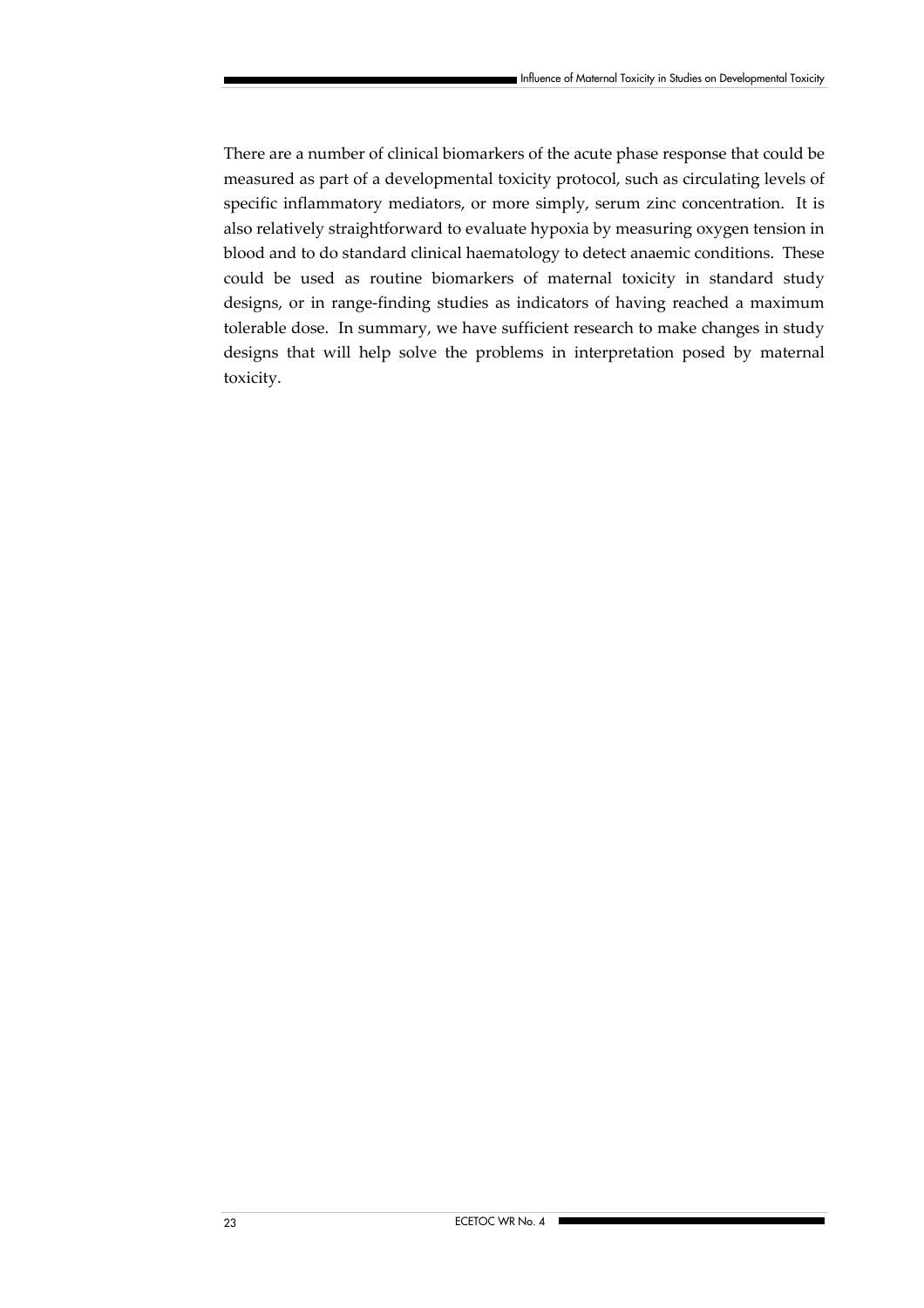There are a number of clinical biomarkers of the acute phase response that could be measured as part of a developmental toxicity protocol, such as circulating levels of specific inflammatory mediators, or more simply, serum zinc concentration. It is also relatively straightforward to evaluate hypoxia by measuring oxygen tension in blood and to do standard clinical haematology to detect anaemic conditions. These could be used as routine biomarkers of maternal toxicity in standard study designs, or in range-finding studies as indicators of having reached a maximum tolerable dose. In summary, we have sufficient research to make changes in study designs that will help solve the problems in interpretation posed by maternal toxicity.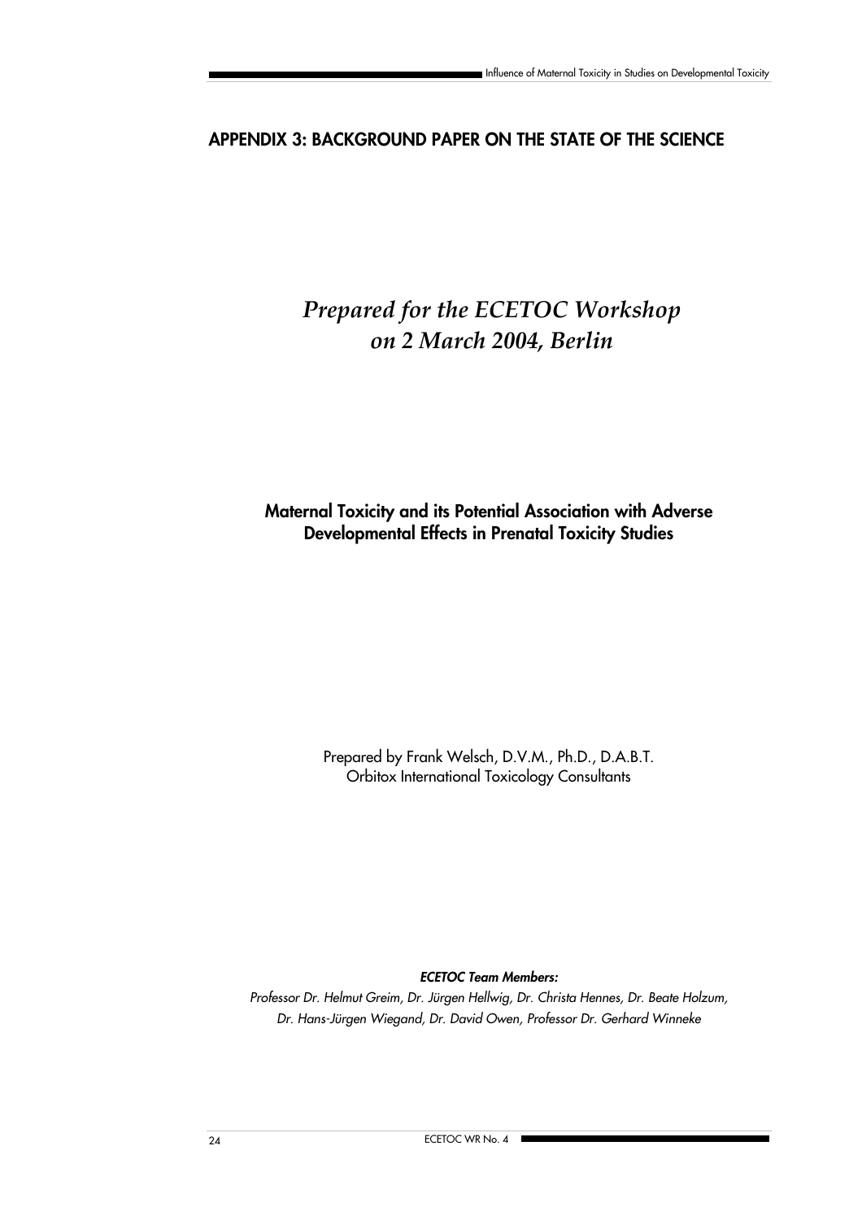## APPENDIX 3: BACKGROUND PAPER ON THE STATE OF THE SCIENCE

*Prepared for the ECETOC Workshop on 2 March 2004, Berlin*

**Maternal Toxicity and its Potential Association with Adverse Developmental Effects in Prenatal Toxicity Studies**

Prepared by Frank Welsch, D.V.M., Ph.D., D.A.B.T.
Orbitox International Toxicology Consultants

***ECETOC Team Members:***

*Professor Dr. Helmut Greim, Dr. Jürgen Hellwig, Dr. Christa Hennes, Dr. Beate Holzum, Dr. Hans-Jürgen Wiegand, Dr. David Owen, Professor Dr. Gerhard Winneke*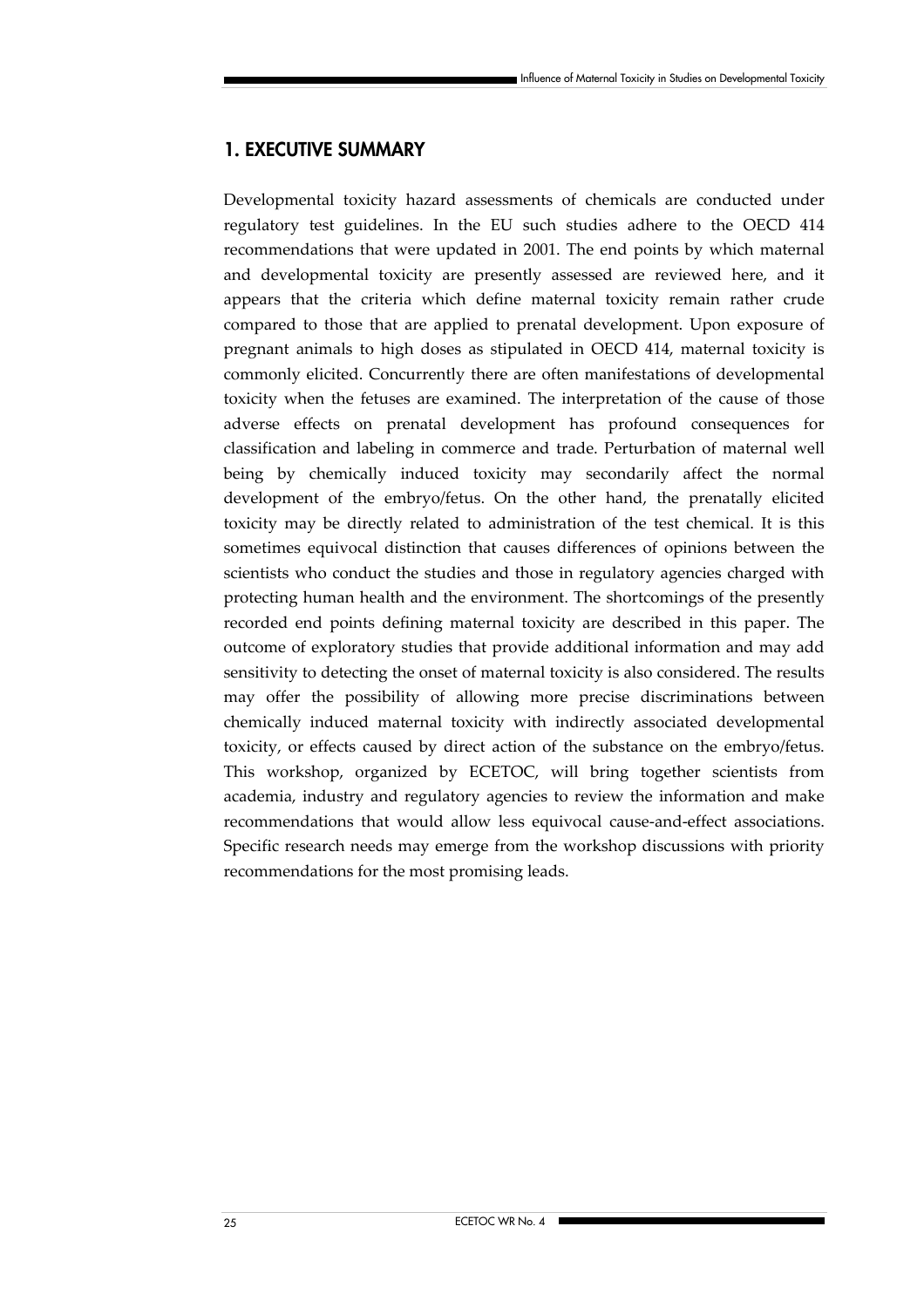## 1. EXECUTIVE SUMMARY

Developmental toxicity hazard assessments of chemicals are conducted under regulatory test guidelines. In the EU such studies adhere to the OECD 414 recommendations that were updated in 2001. The end points by which maternal and developmental toxicity are presently assessed are reviewed here, and it appears that the criteria which define maternal toxicity remain rather crude compared to those that are applied to prenatal development. Upon exposure of pregnant animals to high doses as stipulated in OECD 414, maternal toxicity is commonly elicited. Concurrently there are often manifestations of developmental toxicity when the fetuses are examined. The interpretation of the cause of those adverse effects on prenatal development has profound consequences for classification and labeling in commerce and trade. Perturbation of maternal well being by chemically induced toxicity may secondarily affect the normal development of the embryo/fetus. On the other hand, the prenatally elicited toxicity may be directly related to administration of the test chemical. It is this sometimes equivocal distinction that causes differences of opinions between the scientists who conduct the studies and those in regulatory agencies charged with protecting human health and the environment. The shortcomings of the presently recorded end points defining maternal toxicity are described in this paper. The outcome of exploratory studies that provide additional information and may add sensitivity to detecting the onset of maternal toxicity is also considered. The results may offer the possibility of allowing more precise discriminations between chemically induced maternal toxicity with indirectly associated developmental toxicity, or effects caused by direct action of the substance on the embryo/fetus. This workshop, organized by ECETOC, will bring together scientists from academia, industry and regulatory agencies to review the information and make recommendations that would allow less equivocal cause-and-effect associations. Specific research needs may emerge from the workshop discussions with priority recommendations for the most promising leads.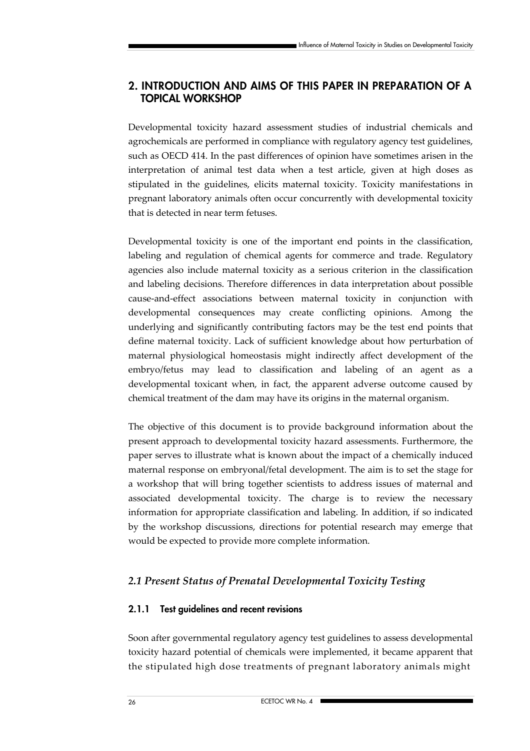## 2. INTRODUCTION AND AIMS OF THIS PAPER IN PREPARATION OF A TOPICAL WORKSHOP

Developmental toxicity hazard assessment studies of industrial chemicals and agrochemicals are performed in compliance with regulatory agency test guidelines, such as OECD 414. In the past differences of opinion have sometimes arisen in the interpretation of animal test data when a test article, given at high doses as stipulated in the guidelines, elicits maternal toxicity. Toxicity manifestations in pregnant laboratory animals often occur concurrently with developmental toxicity that is detected in near term fetuses.

Developmental toxicity is one of the important end points in the classification, labeling and regulation of chemical agents for commerce and trade. Regulatory agencies also include maternal toxicity as a serious criterion in the classification and labeling decisions. Therefore differences in data interpretation about possible cause-and-effect associations between maternal toxicity in conjunction with developmental consequences may create conflicting opinions. Among the underlying and significantly contributing factors may be the test end points that define maternal toxicity. Lack of sufficient knowledge about how perturbation of maternal physiological homeostasis might indirectly affect development of the embryo/fetus may lead to classification and labeling of an agent as a developmental toxicant when, in fact, the apparent adverse outcome caused by chemical treatment of the dam may have its origins in the maternal organism.

The objective of this document is to provide background information about the present approach to developmental toxicity hazard assessments. Furthermore, the paper serves to illustrate what is known about the impact of a chemically induced maternal response on embryonal/fetal development. The aim is to set the stage for a workshop that will bring together scientists to address issues of maternal and associated developmental toxicity. The charge is to review the necessary information for appropriate classification and labeling. In addition, if so indicated by the workshop discussions, directions for potential research may emerge that would be expected to provide more complete information.

### *2.1 Present Status of Prenatal Developmental Toxicity Testing*

#### 2.1.1 Test guidelines and recent revisions

Soon after governmental regulatory agency test guidelines to assess developmental toxicity hazard potential of chemicals were implemented, it became apparent that the stipulated high dose treatments of pregnant laboratory animals might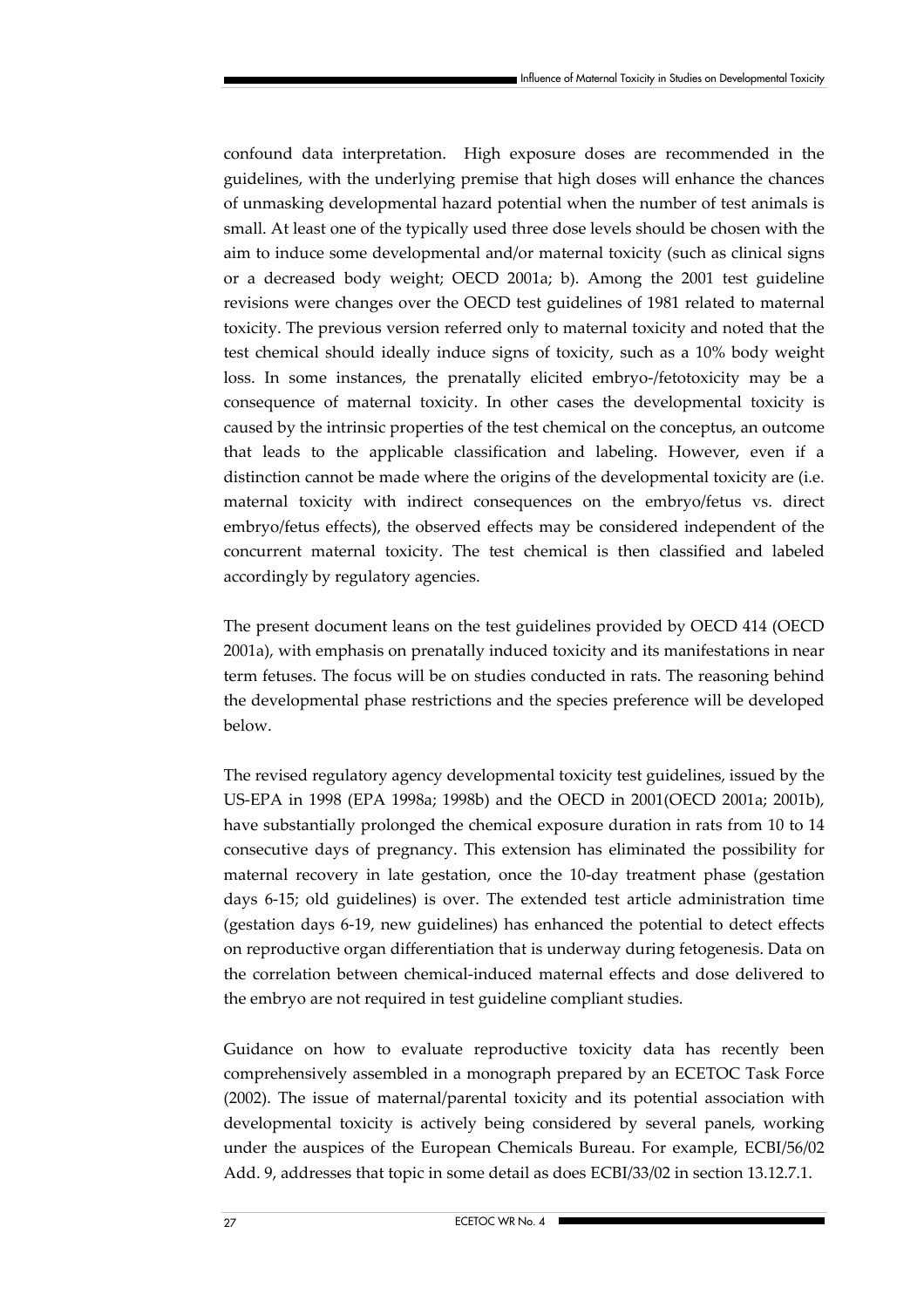confound data interpretation. High exposure doses are recommended in the guidelines, with the underlying premise that high doses will enhance the chances of unmasking developmental hazard potential when the number of test animals is small. At least one of the typically used three dose levels should be chosen with the aim to induce some developmental and/or maternal toxicity (such as clinical signs or a decreased body weight; OECD 2001a; b). Among the 2001 test guideline revisions were changes over the OECD test guidelines of 1981 related to maternal toxicity. The previous version referred only to maternal toxicity and noted that the test chemical should ideally induce signs of toxicity, such as a 10% body weight loss. In some instances, the prenatally elicited embryo-/fetotoxicity may be a consequence of maternal toxicity. In other cases the developmental toxicity is caused by the intrinsic properties of the test chemical on the conceptus, an outcome that leads to the applicable classification and labeling. However, even if a distinction cannot be made where the origins of the developmental toxicity are (i.e. maternal toxicity with indirect consequences on the embryo/fetus vs. direct embryo/fetus effects), the observed effects may be considered independent of the concurrent maternal toxicity. The test chemical is then classified and labeled accordingly by regulatory agencies.

The present document leans on the test guidelines provided by OECD 414 (OECD 2001a), with emphasis on prenatally induced toxicity and its manifestations in near term fetuses. The focus will be on studies conducted in rats. The reasoning behind the developmental phase restrictions and the species preference will be developed below.

The revised regulatory agency developmental toxicity test guidelines, issued by the US-EPA in 1998 (EPA 1998a; 1998b) and the OECD in 2001(OECD 2001a; 2001b), have substantially prolonged the chemical exposure duration in rats from 10 to 14 consecutive days of pregnancy. This extension has eliminated the possibility for maternal recovery in late gestation, once the 10-day treatment phase (gestation days 6-15; old guidelines) is over. The extended test article administration time (gestation days 6-19, new guidelines) has enhanced the potential to detect effects on reproductive organ differentiation that is underway during fetogenesis. Data on the correlation between chemical-induced maternal effects and dose delivered to the embryo are not required in test guideline compliant studies.

Guidance on how to evaluate reproductive toxicity data has recently been comprehensively assembled in a monograph prepared by an ECETOC Task Force (2002). The issue of maternal/parental toxicity and its potential association with developmental toxicity is actively being considered by several panels, working under the auspices of the European Chemicals Bureau. For example, ECBI/56/02 Add. 9, addresses that topic in some detail as does ECBI/33/02 in section 13.12.7.1.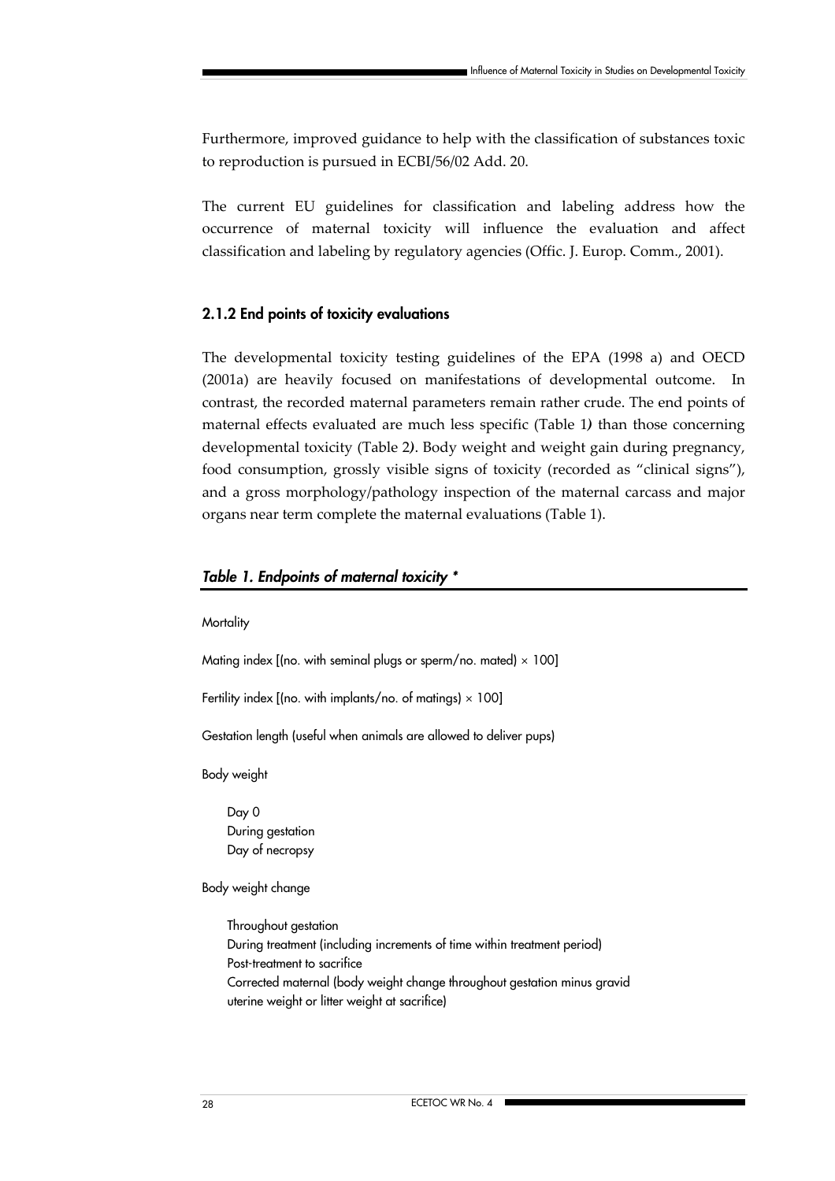Furthermore, improved guidance to help with the classification of substances toxic to reproduction is pursued in ECBI/56/02 Add. 20.

The current EU guidelines for classification and labeling address how the occurrence of maternal toxicity will influence the evaluation and affect classification and labeling by regulatory agencies (Offic. J. Europ. Comm., 2001).

### 2.1.2 End points of toxicity evaluations

The developmental toxicity testing guidelines of the EPA (1998 a) and OECD (2001a) are heavily focused on manifestations of developmental outcome. In contrast, the recorded maternal parameters remain rather crude. The end points of maternal effects evaluated are much less specific (Table 1*)* than those concerning developmental toxicity (Table 2*)*. Body weight and weight gain during pregnancy, food consumption, grossly visible signs of toxicity (recorded as "clinical signs"), and a gross morphology/pathology inspection of the maternal carcass and major organs near term complete the maternal evaluations (Table 1).

#### *Table 1. Endpoints of maternal toxicity \**

Mortality

Mating index [(no. with seminal plugs or sperm/no. mated) × 100]

Fertility index [(no. with implants/no. of matings) × 100]

Gestation length (useful when animals are allowed to deliver pups)

Body weight

- Day 0
- During gestation
- Day of necropsy

Body weight change

- Throughout gestation
- During treatment (including increments of time within treatment period)
- Post-treatment to sacrifice
- Corrected maternal (body weight change throughout gestation minus gravid uterine weight or litter weight at sacrifice)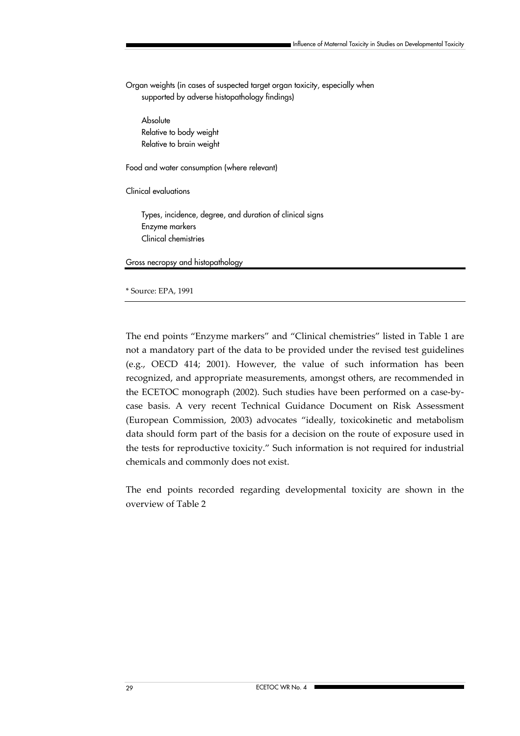Organ weights (in cases of suspected target organ toxicity, especially when supported by adverse histopathology findings)

- Absolute
- Relative to body weight
- Relative to brain weight

Food and water consumption (where relevant)

Clinical evaluations

- Types, incidence, degree, and duration of clinical signs
- Enzyme markers
- Clinical chemistries

Gross necropsy and histopathology

\* Source: EPA, 1991

The end points "Enzyme markers" and "Clinical chemistries" listed in Table 1 are not a mandatory part of the data to be provided under the revised test guidelines (e.g., OECD 414; 2001). However, the value of such information has been recognized, and appropriate measurements, amongst others, are recommended in the ECETOC monograph (2002). Such studies have been performed on a case-by-case basis. A very recent Technical Guidance Document on Risk Assessment (European Commission, 2003) advocates "ideally, toxicokinetic and metabolism data should form part of the basis for a decision on the route of exposure used in the tests for reproductive toxicity." Such information is not required for industrial chemicals and commonly does not exist.

The end points recorded regarding developmental toxicity are shown in the overview of Table 2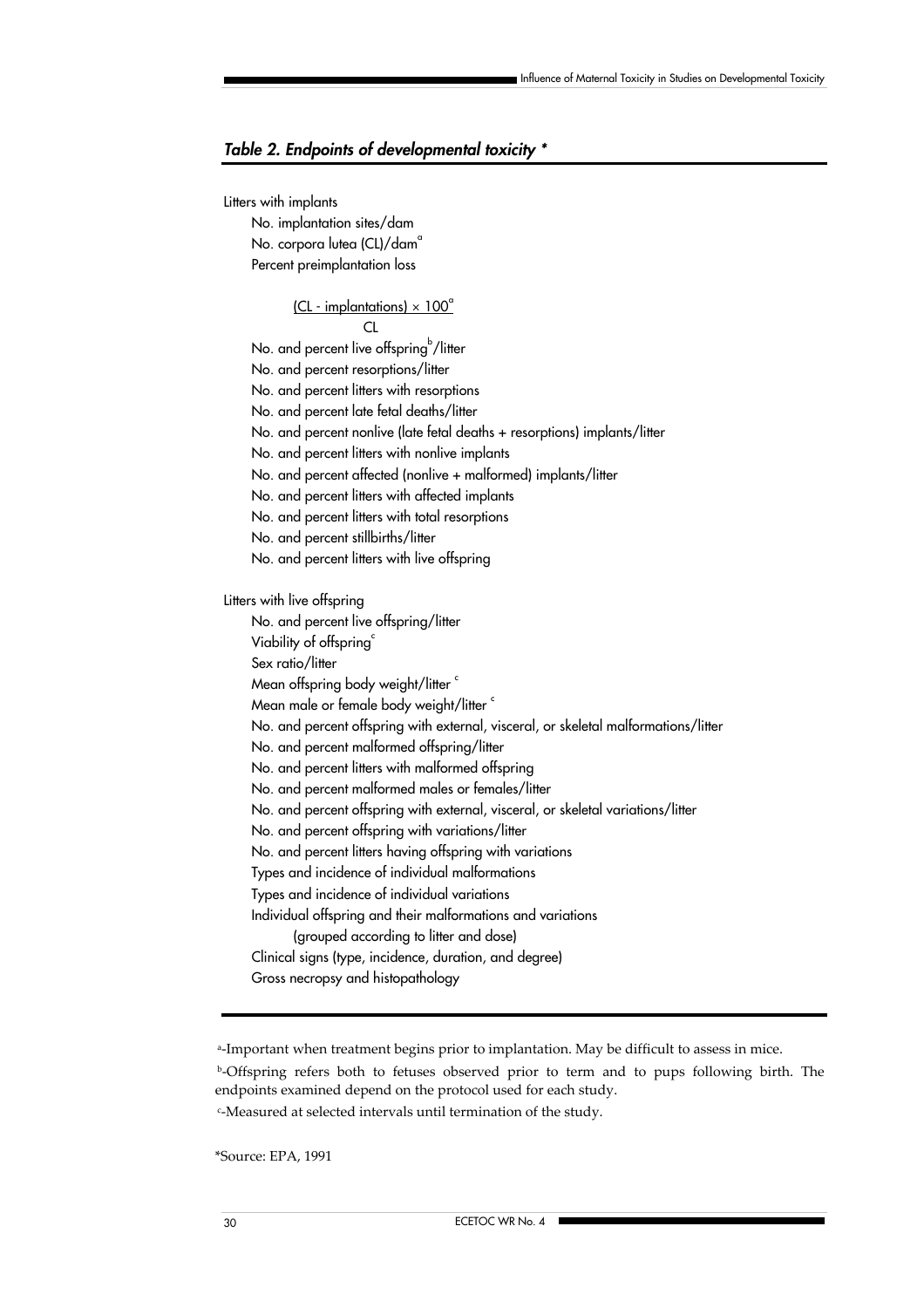## *Table 2. Endpoints of developmental toxicity \**

Litters with implants

- No. implantation sites/dam
- No. corpora lutea (CL)/dam[a]
- Percent preimplantation loss

$$\frac{(\text{CL - implantations}) \times 100^{a}}{\text{CL}}$$

- No. and percent live offspring[b]/litter
- No. and percent resorptions/litter
- No. and percent litters with resorptions
- No. and percent late fetal deaths/litter
- No. and percent nonlive (late fetal deaths + resorptions) implants/litter
- No. and percent litters with nonlive implants
- No. and percent affected (nonlive + malformed) implants/litter
- No. and percent litters with affected implants
- No. and percent litters with total resorptions
- No. and percent stillbirths/litter
- No. and percent litters with live offspring

Litters with live offspring

- No. and percent live offspring/litter
- Viability of offspring[c]
- Sex ratio/litter
- Mean offspring body weight/litter [c]
- Mean male or female body weight/litter [c]
- No. and percent offspring with external, visceral, or skeletal malformations/litter
- No. and percent malformed offspring/litter
- No. and percent litters with malformed offspring
- No. and percent malformed males or females/litter
- No. and percent offspring with external, visceral, or skeletal variations/litter
- No. and percent offspring with variations/litter
- No. and percent litters having offspring with variations
- Types and incidence of individual malformations
- Types and incidence of individual variations
- Individual offspring and their malformations and variations
  (grouped according to litter and dose)
- Clinical signs (type, incidence, duration, and degree)
- Gross necropsy and histopathology

[a]-Important when treatment begins prior to implantation. May be difficult to assess in mice.

[b]-Offspring refers both to fetuses observed prior to term and to pups following birth. The endpoints examined depend on the protocol used for each study.

[c]-Measured at selected intervals until termination of the study.

*Source: EPA, 1991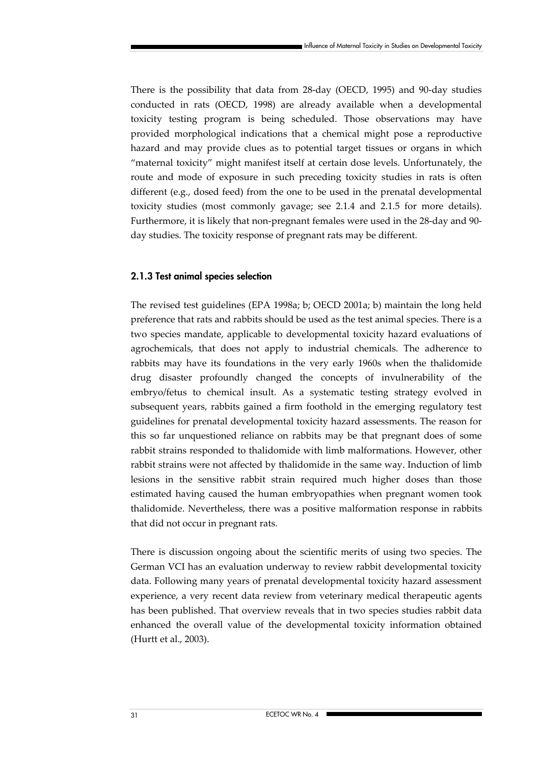There is the possibility that data from 28-day (OECD, 1995) and 90-day studies conducted in rats (OECD, 1998) are already available when a developmental toxicity testing program is being scheduled. Those observations may have provided morphological indications that a chemical might pose a reproductive hazard and may provide clues as to potential target tissues or organs in which "maternal toxicity" might manifest itself at certain dose levels. Unfortunately, the route and mode of exposure in such preceding toxicity studies in rats is often different (e.g., dosed feed) from the one to be used in the prenatal developmental toxicity studies (most commonly gavage; see 2.1.4 and 2.1.5 for more details). Furthermore, it is likely that non-pregnant females were used in the 28-day and 90-day studies. The toxicity response of pregnant rats may be different.

### 2.1.3 Test animal species selection

The revised test guidelines (EPA 1998a; b; OECD 2001a; b) maintain the long held preference that rats and rabbits should be used as the test animal species. There is a two species mandate, applicable to developmental toxicity hazard evaluations of agrochemicals, that does not apply to industrial chemicals. The adherence to rabbits may have its foundations in the very early 1960s when the thalidomide drug disaster profoundly changed the concepts of invulnerability of the embryo/fetus to chemical insult. As a systematic testing strategy evolved in subsequent years, rabbits gained a firm foothold in the emerging regulatory test guidelines for prenatal developmental toxicity hazard assessments. The reason for this so far unquestioned reliance on rabbits may be that pregnant does of some rabbit strains responded to thalidomide with limb malformations. However, other rabbit strains were not affected by thalidomide in the same way. Induction of limb lesions in the sensitive rabbit strain required much higher doses than those estimated having caused the human embryopathies when pregnant women took thalidomide. Nevertheless, there was a positive malformation response in rabbits that did not occur in pregnant rats.

There is discussion ongoing about the scientific merits of using two species. The German VCI has an evaluation underway to review rabbit developmental toxicity data. Following many years of prenatal developmental toxicity hazard assessment experience, a very recent data review from veterinary medical therapeutic agents has been published. That overview reveals that in two species studies rabbit data enhanced the overall value of the developmental toxicity information obtained (Hurtt et al., 2003).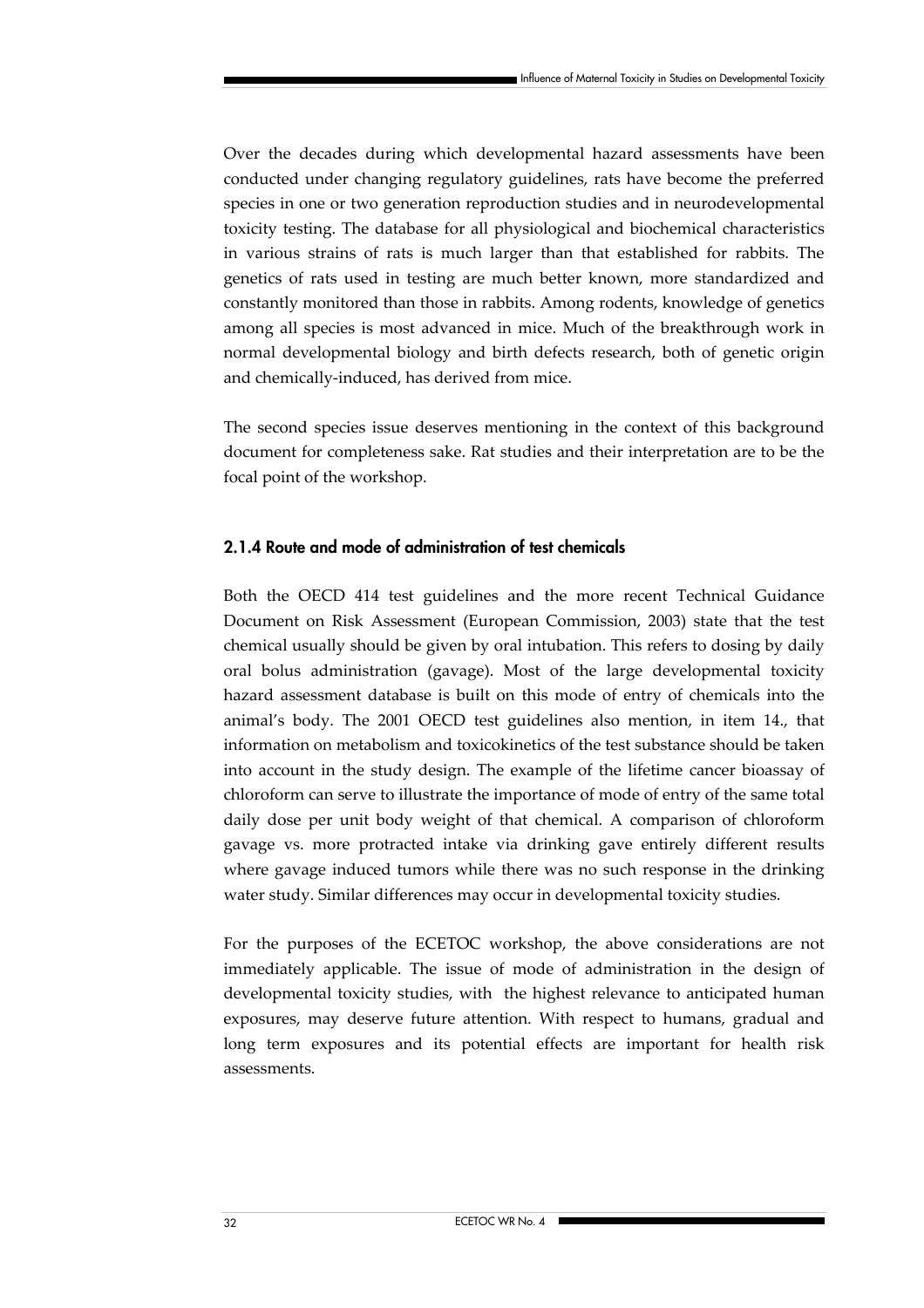Over the decades during which developmental hazard assessments have been conducted under changing regulatory guidelines, rats have become the preferred species in one or two generation reproduction studies and in neurodevelopmental toxicity testing. The database for all physiological and biochemical characteristics in various strains of rats is much larger than that established for rabbits. The genetics of rats used in testing are much better known, more standardized and constantly monitored than those in rabbits. Among rodents, knowledge of genetics among all species is most advanced in mice. Much of the breakthrough work in normal developmental biology and birth defects research, both of genetic origin and chemically-induced, has derived from mice.

The second species issue deserves mentioning in the context of this background document for completeness sake. Rat studies and their interpretation are to be the focal point of the workshop.

### 2.1.4 Route and mode of administration of test chemicals

Both the OECD 414 test guidelines and the more recent Technical Guidance Document on Risk Assessment (European Commission, 2003) state that the test chemical usually should be given by oral intubation. This refers to dosing by daily oral bolus administration (gavage). Most of the large developmental toxicity hazard assessment database is built on this mode of entry of chemicals into the animal's body. The 2001 OECD test guidelines also mention, in item 14., that information on metabolism and toxicokinetics of the test substance should be taken into account in the study design. The example of the lifetime cancer bioassay of chloroform can serve to illustrate the importance of mode of entry of the same total daily dose per unit body weight of that chemical. A comparison of chloroform gavage vs. more protracted intake via drinking gave entirely different results where gavage induced tumors while there was no such response in the drinking water study. Similar differences may occur in developmental toxicity studies.

For the purposes of the ECETOC workshop, the above considerations are not immediately applicable. The issue of mode of administration in the design of developmental toxicity studies, with the highest relevance to anticipated human exposures, may deserve future attention. With respect to humans, gradual and long term exposures and its potential effects are important for health risk assessments.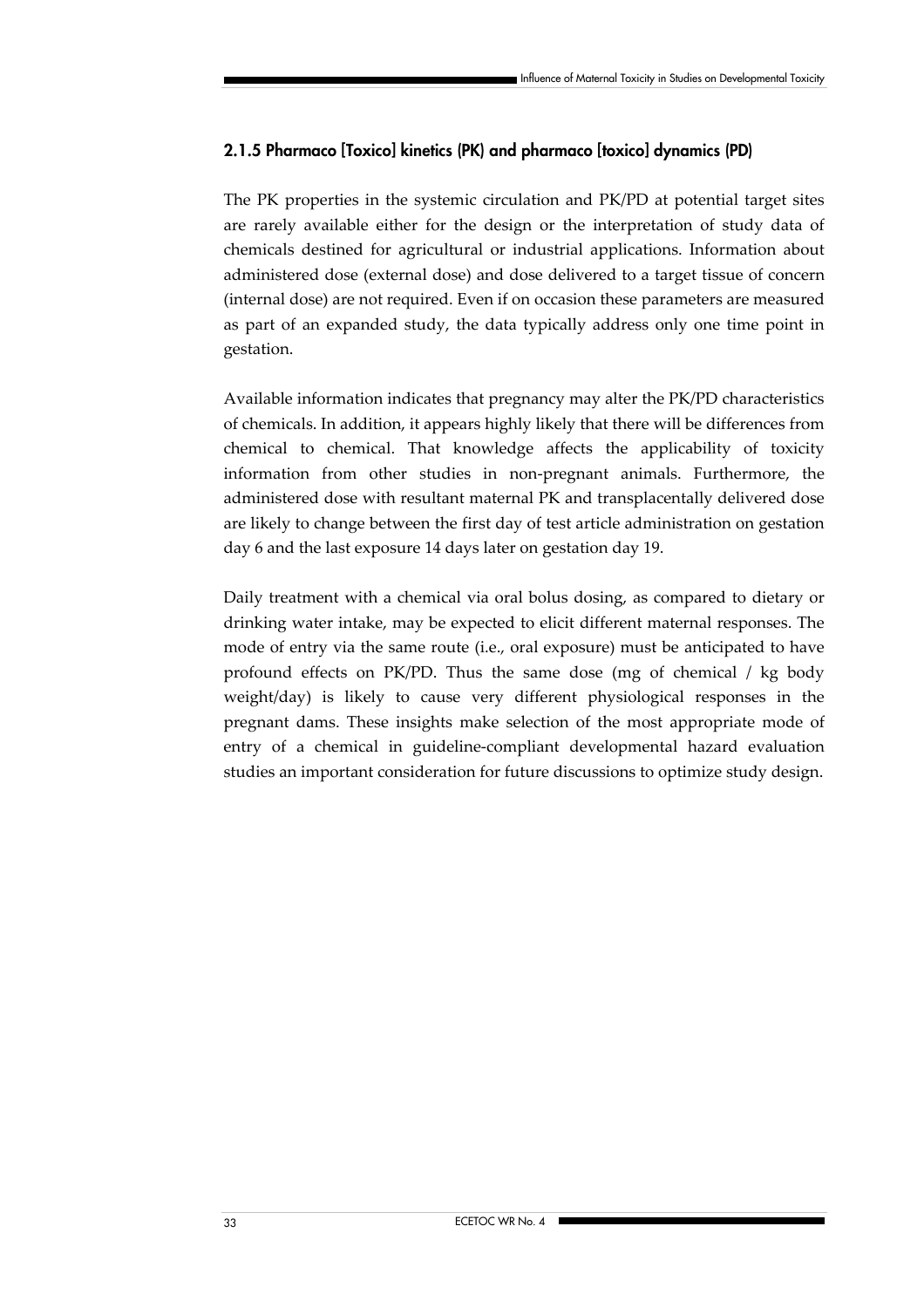### 2.1.5 Pharmaco [Toxico] kinetics (PK) and pharmaco [toxico] dynamics (PD)

The PK properties in the systemic circulation and PK/PD at potential target sites are rarely available either for the design or the interpretation of study data of chemicals destined for agricultural or industrial applications. Information about administered dose (external dose) and dose delivered to a target tissue of concern (internal dose) are not required. Even if on occasion these parameters are measured as part of an expanded study, the data typically address only one time point in gestation.

Available information indicates that pregnancy may alter the PK/PD characteristics of chemicals. In addition, it appears highly likely that there will be differences from chemical to chemical. That knowledge affects the applicability of toxicity information from other studies in non-pregnant animals. Furthermore, the administered dose with resultant maternal PK and transplacentally delivered dose are likely to change between the first day of test article administration on gestation day 6 and the last exposure 14 days later on gestation day 19.

Daily treatment with a chemical via oral bolus dosing, as compared to dietary or drinking water intake, may be expected to elicit different maternal responses. The mode of entry via the same route (i.e., oral exposure) must be anticipated to have profound effects on PK/PD. Thus the same dose (mg of chemical / kg body weight/day) is likely to cause very different physiological responses in the pregnant dams. These insights make selection of the most appropriate mode of entry of a chemical in guideline-compliant developmental hazard evaluation studies an important consideration for future discussions to optimize study design.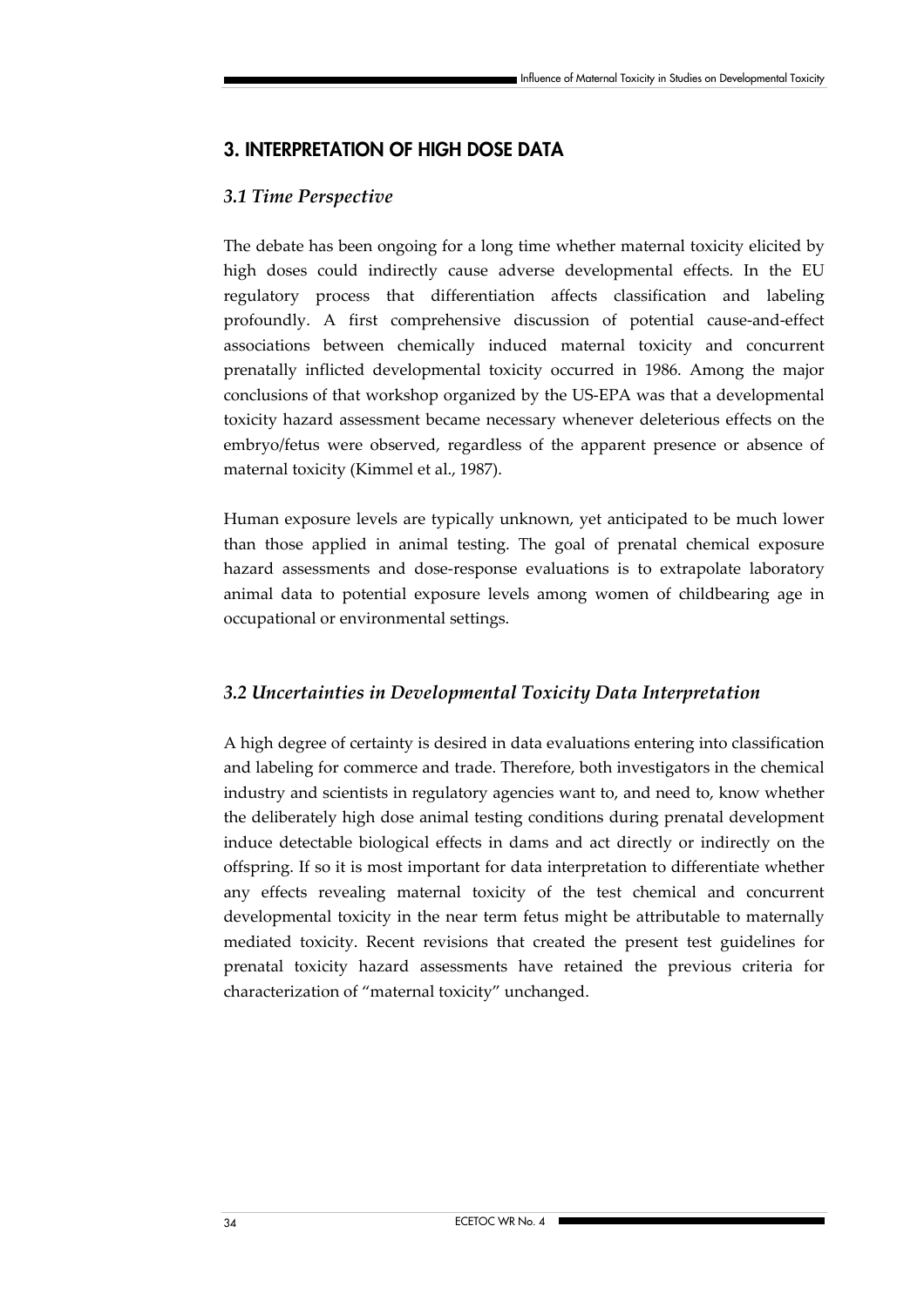## 3. INTERPRETATION OF HIGH DOSE DATA

### *3.1 Time Perspective*

The debate has been ongoing for a long time whether maternal toxicity elicited by high doses could indirectly cause adverse developmental effects. In the EU regulatory process that differentiation affects classification and labeling profoundly. A first comprehensive discussion of potential cause-and-effect associations between chemically induced maternal toxicity and concurrent prenatally inflicted developmental toxicity occurred in 1986. Among the major conclusions of that workshop organized by the US-EPA was that a developmental toxicity hazard assessment became necessary whenever deleterious effects on the embryo/fetus were observed, regardless of the apparent presence or absence of maternal toxicity (Kimmel et al., 1987).

Human exposure levels are typically unknown, yet anticipated to be much lower than those applied in animal testing. The goal of prenatal chemical exposure hazard assessments and dose-response evaluations is to extrapolate laboratory animal data to potential exposure levels among women of childbearing age in occupational or environmental settings.

### *3.2 Uncertainties in Developmental Toxicity Data Interpretation*

A high degree of certainty is desired in data evaluations entering into classification and labeling for commerce and trade. Therefore, both investigators in the chemical industry and scientists in regulatory agencies want to, and need to, know whether the deliberately high dose animal testing conditions during prenatal development induce detectable biological effects in dams and act directly or indirectly on the offspring. If so it is most important for data interpretation to differentiate whether any effects revealing maternal toxicity of the test chemical and concurrent developmental toxicity in the near term fetus might be attributable to maternally mediated toxicity. Recent revisions that created the present test guidelines for prenatal toxicity hazard assessments have retained the previous criteria for characterization of "maternal toxicity" unchanged.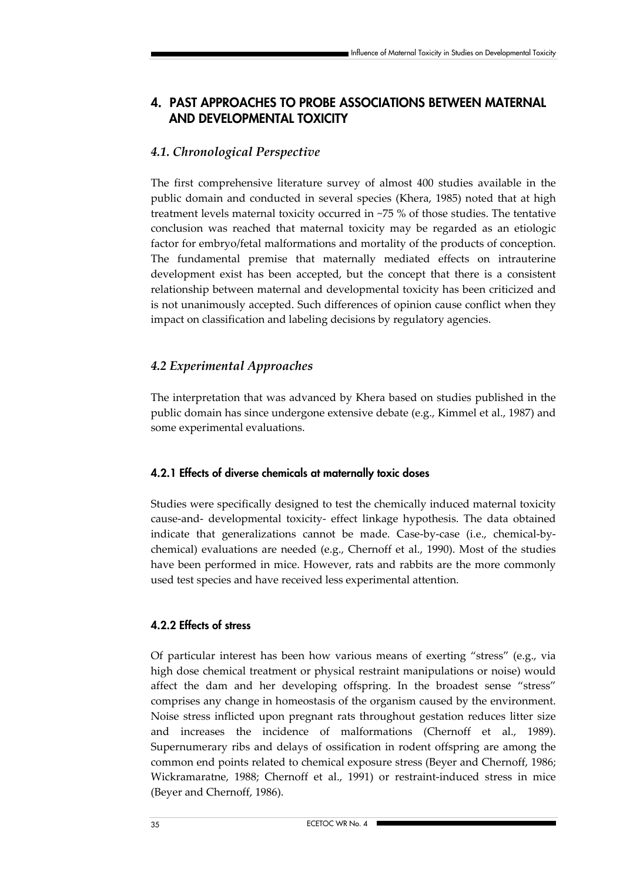# 4. PAST APPROACHES TO PROBE ASSOCIATIONS BETWEEN MATERNAL AND DEVELOPMENTAL TOXICITY

## *4.1. Chronological Perspective*

The first comprehensive literature survey of almost 400 studies available in the public domain and conducted in several species (Khera, 1985) noted that at high treatment levels maternal toxicity occurred in ~75 % of those studies. The tentative conclusion was reached that maternal toxicity may be regarded as an etiologic factor for embryo/fetal malformations and mortality of the products of conception. The fundamental premise that maternally mediated effects on intrauterine development exist has been accepted, but the concept that there is a consistent relationship between maternal and developmental toxicity has been criticized and is not unanimously accepted. Such differences of opinion cause conflict when they impact on classification and labeling decisions by regulatory agencies.

## *4.2 Experimental Approaches*

The interpretation that was advanced by Khera based on studies published in the public domain has since undergone extensive debate (e.g., Kimmel et al., 1987) and some experimental evaluations.

### 4.2.1 Effects of diverse chemicals at maternally toxic doses

Studies were specifically designed to test the chemically induced maternal toxicity cause-and- developmental toxicity- effect linkage hypothesis. The data obtained indicate that generalizations cannot be made. Case-by-case (i.e., chemical-by-chemical) evaluations are needed (e.g., Chernoff et al., 1990). Most of the studies have been performed in mice. However, rats and rabbits are the more commonly used test species and have received less experimental attention.

### 4.2.2 Effects of stress

Of particular interest has been how various means of exerting "stress" (e.g., via high dose chemical treatment or physical restraint manipulations or noise) would affect the dam and her developing offspring. In the broadest sense "stress" comprises any change in homeostasis of the organism caused by the environment. Noise stress inflicted upon pregnant rats throughout gestation reduces litter size and increases the incidence of malformations (Chernoff et al., 1989). Supernumerary ribs and delays of ossification in rodent offspring are among the common end points related to chemical exposure stress (Beyer and Chernoff, 1986; Wickramaratne, 1988; Chernoff et al., 1991) or restraint-induced stress in mice (Beyer and Chernoff, 1986).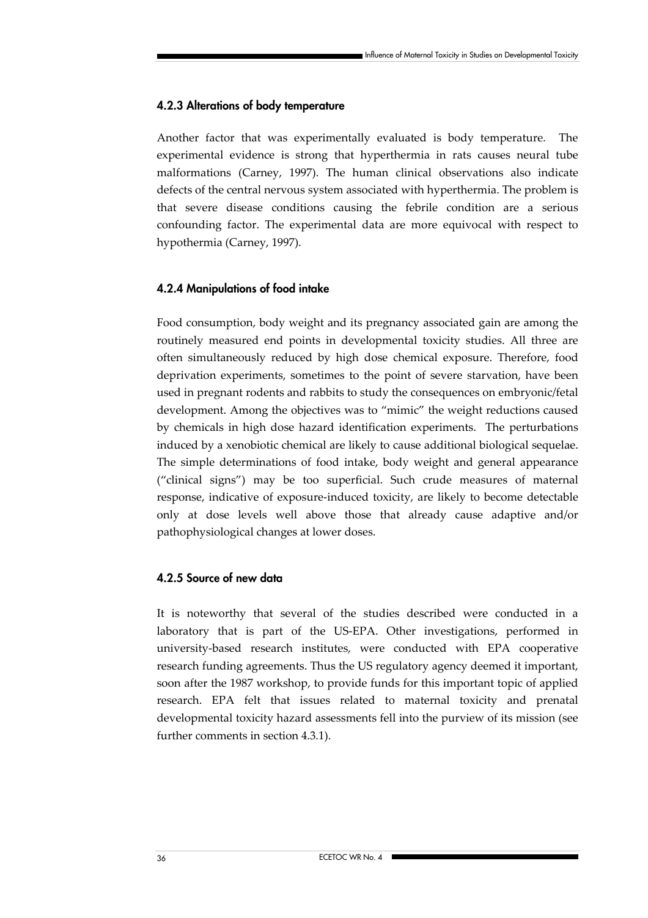### 4.2.3 Alterations of body temperature

Another factor that was experimentally evaluated is body temperature. The experimental evidence is strong that hyperthermia in rats causes neural tube malformations (Carney, 1997). The human clinical observations also indicate defects of the central nervous system associated with hyperthermia. The problem is that severe disease conditions causing the febrile condition are a serious confounding factor. The experimental data are more equivocal with respect to hypothermia (Carney, 1997).

### 4.2.4 Manipulations of food intake

Food consumption, body weight and its pregnancy associated gain are among the routinely measured end points in developmental toxicity studies. All three are often simultaneously reduced by high dose chemical exposure. Therefore, food deprivation experiments, sometimes to the point of severe starvation, have been used in pregnant rodents and rabbits to study the consequences on embryonic/fetal development. Among the objectives was to "mimic" the weight reductions caused by chemicals in high dose hazard identification experiments. The perturbations induced by a xenobiotic chemical are likely to cause additional biological sequelae. The simple determinations of food intake, body weight and general appearance ("clinical signs") may be too superficial. Such crude measures of maternal response, indicative of exposure-induced toxicity, are likely to become detectable only at dose levels well above those that already cause adaptive and/or pathophysiological changes at lower doses.

### 4.2.5 Source of new data

It is noteworthy that several of the studies described were conducted in a laboratory that is part of the US-EPA. Other investigations, performed in university-based research institutes, were conducted with EPA cooperative research funding agreements. Thus the US regulatory agency deemed it important, soon after the 1987 workshop, to provide funds for this important topic of applied research. EPA felt that issues related to maternal toxicity and prenatal developmental toxicity hazard assessments fell into the purview of its mission (see further comments in section 4.3.1).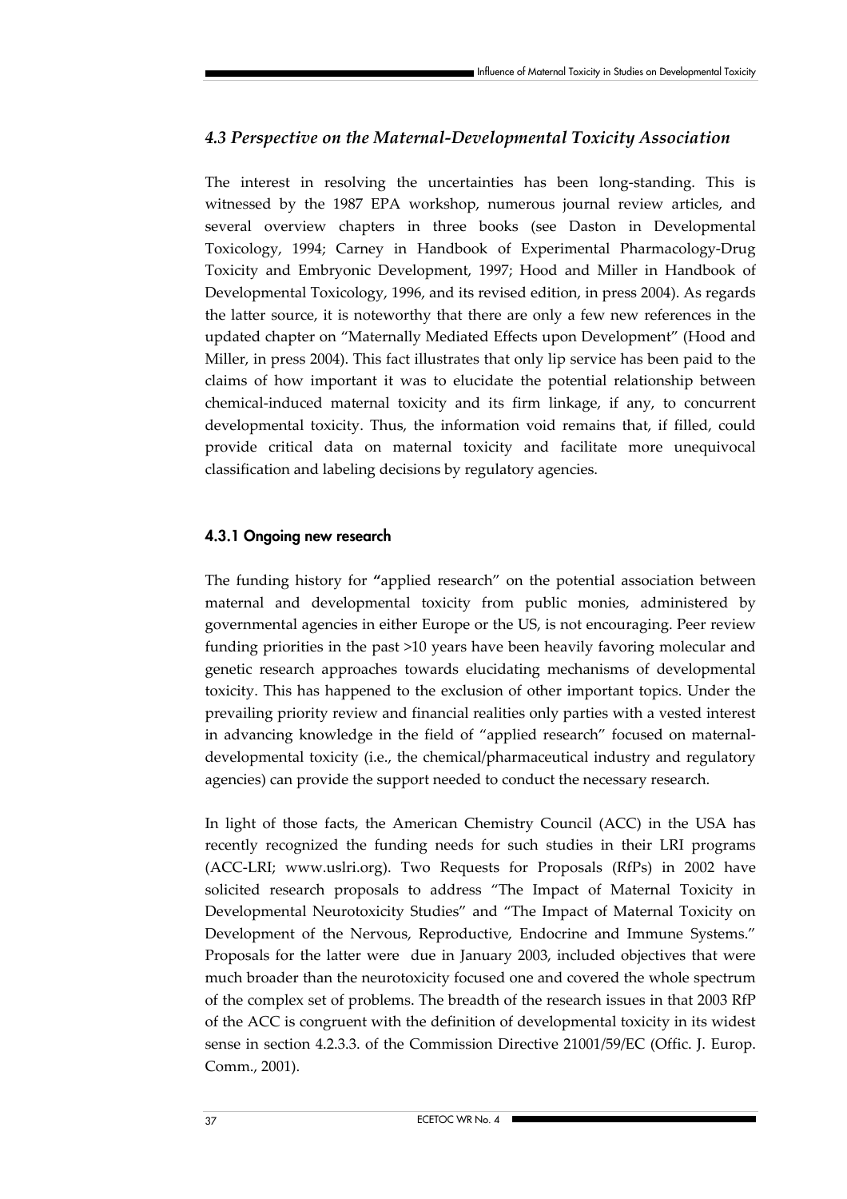## *4.3 Perspective on the Maternal-Developmental Toxicity Association*

The interest in resolving the uncertainties has been long-standing. This is witnessed by the 1987 EPA workshop, numerous journal review articles, and several overview chapters in three books (see Daston in Developmental Toxicology, 1994; Carney in Handbook of Experimental Pharmacology-Drug Toxicity and Embryonic Development, 1997; Hood and Miller in Handbook of Developmental Toxicology, 1996, and its revised edition, in press 2004). As regards the latter source, it is noteworthy that there are only a few new references in the updated chapter on "Maternally Mediated Effects upon Development" (Hood and Miller, in press 2004). This fact illustrates that only lip service has been paid to the claims of how important it was to elucidate the potential relationship between chemical-induced maternal toxicity and its firm linkage, if any, to concurrent developmental toxicity. Thus, the information void remains that, if filled, could provide critical data on maternal toxicity and facilitate more unequivocal classification and labeling decisions by regulatory agencies.

### 4.3.1 Ongoing new research

The funding history for "applied research" on the potential association between maternal and developmental toxicity from public monies, administered by governmental agencies in either Europe or the US, is not encouraging. Peer review funding priorities in the past >10 years have been heavily favoring molecular and genetic research approaches towards elucidating mechanisms of developmental toxicity. This has happened to the exclusion of other important topics. Under the prevailing priority review and financial realities only parties with a vested interest in advancing knowledge in the field of "applied research" focused on maternal-developmental toxicity (i.e., the chemical/pharmaceutical industry and regulatory agencies) can provide the support needed to conduct the necessary research.

In light of those facts, the American Chemistry Council (ACC) in the USA has recently recognized the funding needs for such studies in their LRI programs (ACC-LRI; www.uslri.org). Two Requests for Proposals (RfPs) in 2002 have solicited research proposals to address "The Impact of Maternal Toxicity in Developmental Neurotoxicity Studies" and "The Impact of Maternal Toxicity on Development of the Nervous, Reproductive, Endocrine and Immune Systems." Proposals for the latter were due in January 2003, included objectives that were much broader than the neurotoxicity focused one and covered the whole spectrum of the complex set of problems. The breadth of the research issues in that 2003 RfP of the ACC is congruent with the definition of developmental toxicity in its widest sense in section 4.2.3.3. of the Commission Directive 21001/59/EC (Offic. J. Europ. Comm., 2001).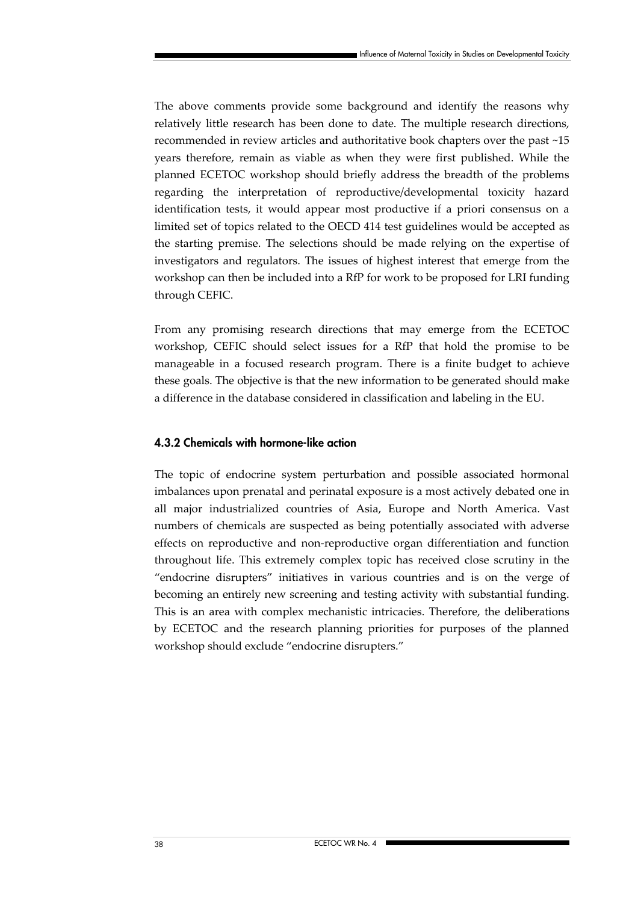The above comments provide some background and identify the reasons why relatively little research has been done to date. The multiple research directions, recommended in review articles and authoritative book chapters over the past ~15 years therefore, remain as viable as when they were first published. While the planned ECETOC workshop should briefly address the breadth of the problems regarding the interpretation of reproductive/developmental toxicity hazard identification tests, it would appear most productive if a priori consensus on a limited set of topics related to the OECD 414 test guidelines would be accepted as the starting premise. The selections should be made relying on the expertise of investigators and regulators. The issues of highest interest that emerge from the workshop can then be included into a RfP for work to be proposed for LRI funding through CEFIC.

From any promising research directions that may emerge from the ECETOC workshop, CEFIC should select issues for a RfP that hold the promise to be manageable in a focused research program. There is a finite budget to achieve these goals. The objective is that the new information to be generated should make a difference in the database considered in classification and labeling in the EU.

### 4.3.2 Chemicals with hormone-like action

The topic of endocrine system perturbation and possible associated hormonal imbalances upon prenatal and perinatal exposure is a most actively debated one in all major industrialized countries of Asia, Europe and North America. Vast numbers of chemicals are suspected as being potentially associated with adverse effects on reproductive and non-reproductive organ differentiation and function throughout life. This extremely complex topic has received close scrutiny in the "endocrine disrupters" initiatives in various countries and is on the verge of becoming an entirely new screening and testing activity with substantial funding. This is an area with complex mechanistic intricacies. Therefore, the deliberations by ECETOC and the research planning priorities for purposes of the planned workshop should exclude "endocrine disrupters."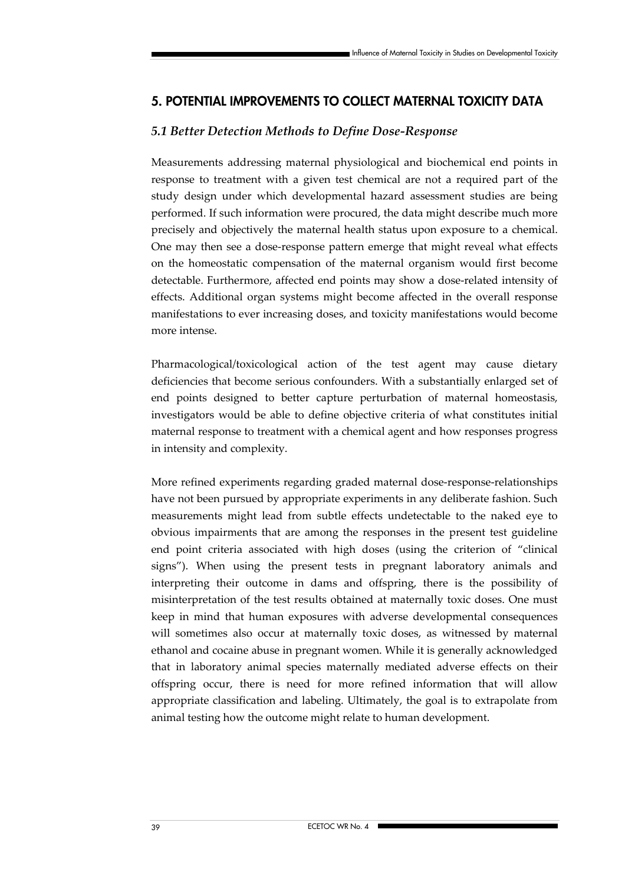## 5. POTENTIAL IMPROVEMENTS TO COLLECT MATERNAL TOXICITY DATA

### *5.1 Better Detection Methods to Define Dose-Response*

Measurements addressing maternal physiological and biochemical end points in response to treatment with a given test chemical are not a required part of the study design under which developmental hazard assessment studies are being performed. If such information were procured, the data might describe much more precisely and objectively the maternal health status upon exposure to a chemical. One may then see a dose-response pattern emerge that might reveal what effects on the homeostatic compensation of the maternal organism would first become detectable. Furthermore, affected end points may show a dose-related intensity of effects. Additional organ systems might become affected in the overall response manifestations to ever increasing doses, and toxicity manifestations would become more intense.

Pharmacological/toxicological action of the test agent may cause dietary deficiencies that become serious confounders. With a substantially enlarged set of end points designed to better capture perturbation of maternal homeostasis, investigators would be able to define objective criteria of what constitutes initial maternal response to treatment with a chemical agent and how responses progress in intensity and complexity.

More refined experiments regarding graded maternal dose-response-relationships have not been pursued by appropriate experiments in any deliberate fashion. Such measurements might lead from subtle effects undetectable to the naked eye to obvious impairments that are among the responses in the present test guideline end point criteria associated with high doses (using the criterion of "clinical signs"). When using the present tests in pregnant laboratory animals and interpreting their outcome in dams and offspring, there is the possibility of misinterpretation of the test results obtained at maternally toxic doses. One must keep in mind that human exposures with adverse developmental consequences will sometimes also occur at maternally toxic doses, as witnessed by maternal ethanol and cocaine abuse in pregnant women. While it is generally acknowledged that in laboratory animal species maternally mediated adverse effects on their offspring occur, there is need for more refined information that will allow appropriate classification and labeling. Ultimately, the goal is to extrapolate from animal testing how the outcome might relate to human development.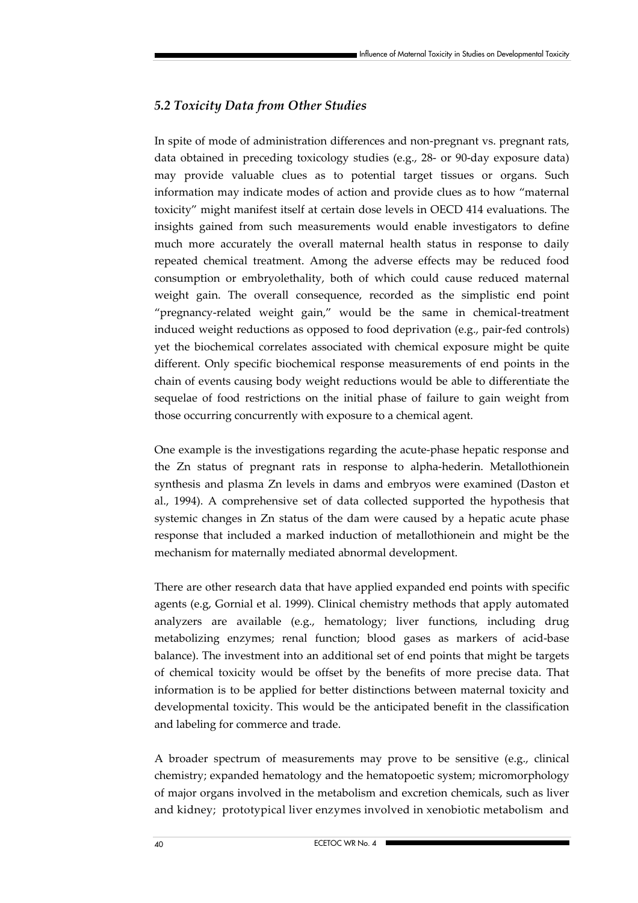## *5.2 Toxicity Data from Other Studies*

In spite of mode of administration differences and non-pregnant vs. pregnant rats, data obtained in preceding toxicology studies (e.g., 28- or 90-day exposure data) may provide valuable clues as to potential target tissues or organs. Such information may indicate modes of action and provide clues as to how "maternal toxicity" might manifest itself at certain dose levels in OECD 414 evaluations. The insights gained from such measurements would enable investigators to define much more accurately the overall maternal health status in response to daily repeated chemical treatment. Among the adverse effects may be reduced food consumption or embryolethality, both of which could cause reduced maternal weight gain. The overall consequence, recorded as the simplistic end point "pregnancy-related weight gain," would be the same in chemical-treatment induced weight reductions as opposed to food deprivation (e.g., pair-fed controls) yet the biochemical correlates associated with chemical exposure might be quite different. Only specific biochemical response measurements of end points in the chain of events causing body weight reductions would be able to differentiate the sequelae of food restrictions on the initial phase of failure to gain weight from those occurring concurrently with exposure to a chemical agent.

One example is the investigations regarding the acute-phase hepatic response and the Zn status of pregnant rats in response to alpha-hederin. Metallothionein synthesis and plasma Zn levels in dams and embryos were examined (Daston et al., 1994). A comprehensive set of data collected supported the hypothesis that systemic changes in Zn status of the dam were caused by a hepatic acute phase response that included a marked induction of metallothionein and might be the mechanism for maternally mediated abnormal development.

There are other research data that have applied expanded end points with specific agents (e.g, Gornial et al. 1999). Clinical chemistry methods that apply automated analyzers are available (e.g., hematology; liver functions, including drug metabolizing enzymes; renal function; blood gases as markers of acid-base balance). The investment into an additional set of end points that might be targets of chemical toxicity would be offset by the benefits of more precise data. That information is to be applied for better distinctions between maternal toxicity and developmental toxicity. This would be the anticipated benefit in the classification and labeling for commerce and trade.

A broader spectrum of measurements may prove to be sensitive (e.g., clinical chemistry; expanded hematology and the hematopoetic system; micromorphology of major organs involved in the metabolism and excretion chemicals, such as liver and kidney; prototypical liver enzymes involved in xenobiotic metabolism and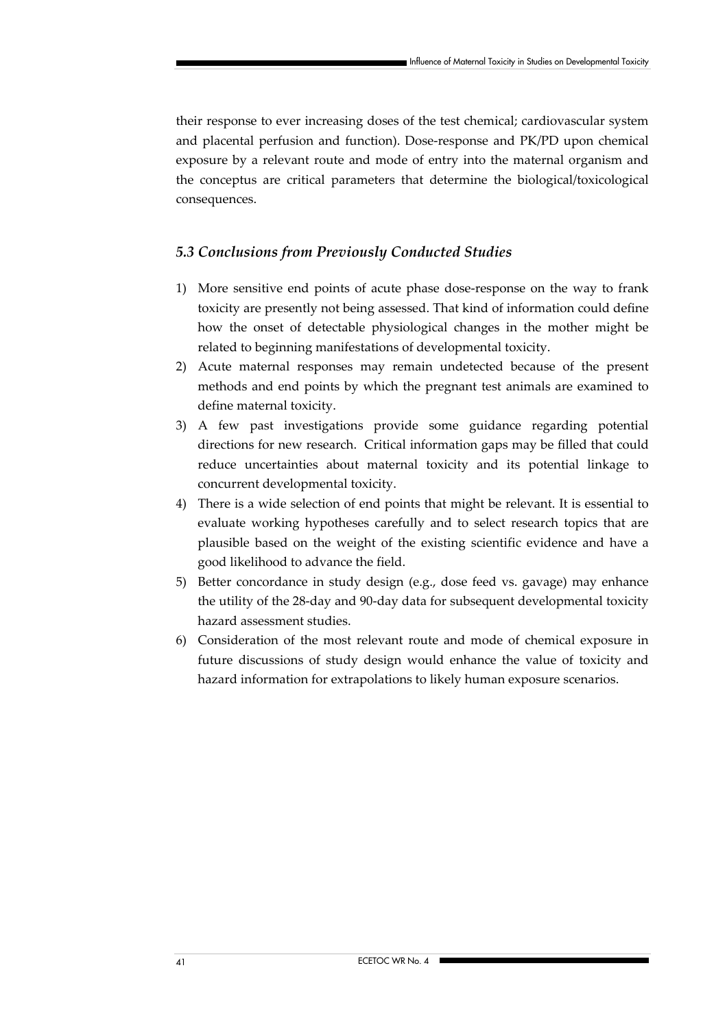their response to ever increasing doses of the test chemical; cardiovascular system and placental perfusion and function). Dose-response and PK/PD upon chemical exposure by a relevant route and mode of entry into the maternal organism and the conceptus are critical parameters that determine the biological/toxicological consequences.

### *5.3 Conclusions from Previously Conducted Studies*

1) More sensitive end points of acute phase dose-response on the way to frank toxicity are presently not being assessed. That kind of information could define how the onset of detectable physiological changes in the mother might be related to beginning manifestations of developmental toxicity.
2) Acute maternal responses may remain undetected because of the present methods and end points by which the pregnant test animals are examined to define maternal toxicity.
3) A few past investigations provide some guidance regarding potential directions for new research. Critical information gaps may be filled that could reduce uncertainties about maternal toxicity and its potential linkage to concurrent developmental toxicity.
4) There is a wide selection of end points that might be relevant. It is essential to evaluate working hypotheses carefully and to select research topics that are plausible based on the weight of the existing scientific evidence and have a good likelihood to advance the field.
5) Better concordance in study design (e.g., dose feed vs. gavage) may enhance the utility of the 28-day and 90-day data for subsequent developmental toxicity hazard assessment studies.
6) Consideration of the most relevant route and mode of chemical exposure in future discussions of study design would enhance the value of toxicity and hazard information for extrapolations to likely human exposure scenarios.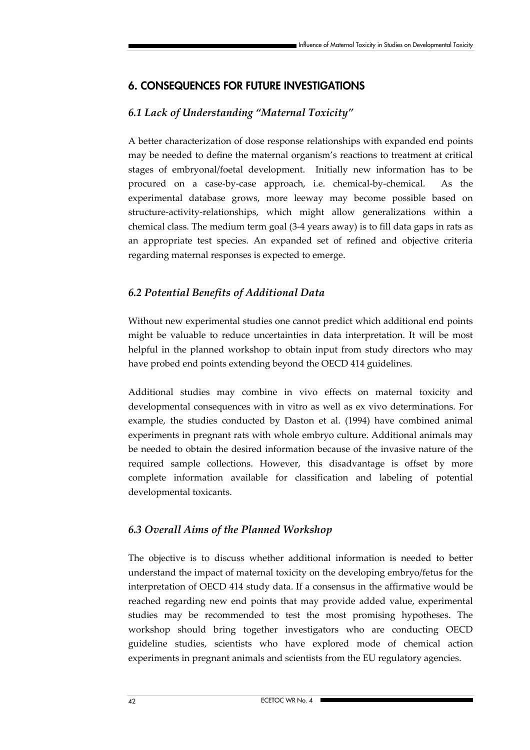## 6. CONSEQUENCES FOR FUTURE INVESTIGATIONS

### *6.1 Lack of Understanding "Maternal Toxicity"*

A better characterization of dose response relationships with expanded end points may be needed to define the maternal organism's reactions to treatment at critical stages of embryonal/foetal development. Initially new information has to be procured on a case-by-case approach, i.e. chemical-by-chemical. As the experimental database grows, more leeway may become possible based on structure-activity-relationships, which might allow generalizations within a chemical class. The medium term goal (3-4 years away) is to fill data gaps in rats as an appropriate test species. An expanded set of refined and objective criteria regarding maternal responses is expected to emerge.

### *6.2 Potential Benefits of Additional Data*

Without new experimental studies one cannot predict which additional end points might be valuable to reduce uncertainties in data interpretation. It will be most helpful in the planned workshop to obtain input from study directors who may have probed end points extending beyond the OECD 414 guidelines.

Additional studies may combine in vivo effects on maternal toxicity and developmental consequences with in vitro as well as ex vivo determinations. For example, the studies conducted by Daston et al. (1994) have combined animal experiments in pregnant rats with whole embryo culture. Additional animals may be needed to obtain the desired information because of the invasive nature of the required sample collections. However, this disadvantage is offset by more complete information available for classification and labeling of potential developmental toxicants.

### *6.3 Overall Aims of the Planned Workshop*

The objective is to discuss whether additional information is needed to better understand the impact of maternal toxicity on the developing embryo/fetus for the interpretation of OECD 414 study data. If a consensus in the affirmative would be reached regarding new end points that may provide added value, experimental studies may be recommended to test the most promising hypotheses. The workshop should bring together investigators who are conducting OECD guideline studies, scientists who have explored mode of chemical action experiments in pregnant animals and scientists from the EU regulatory agencies.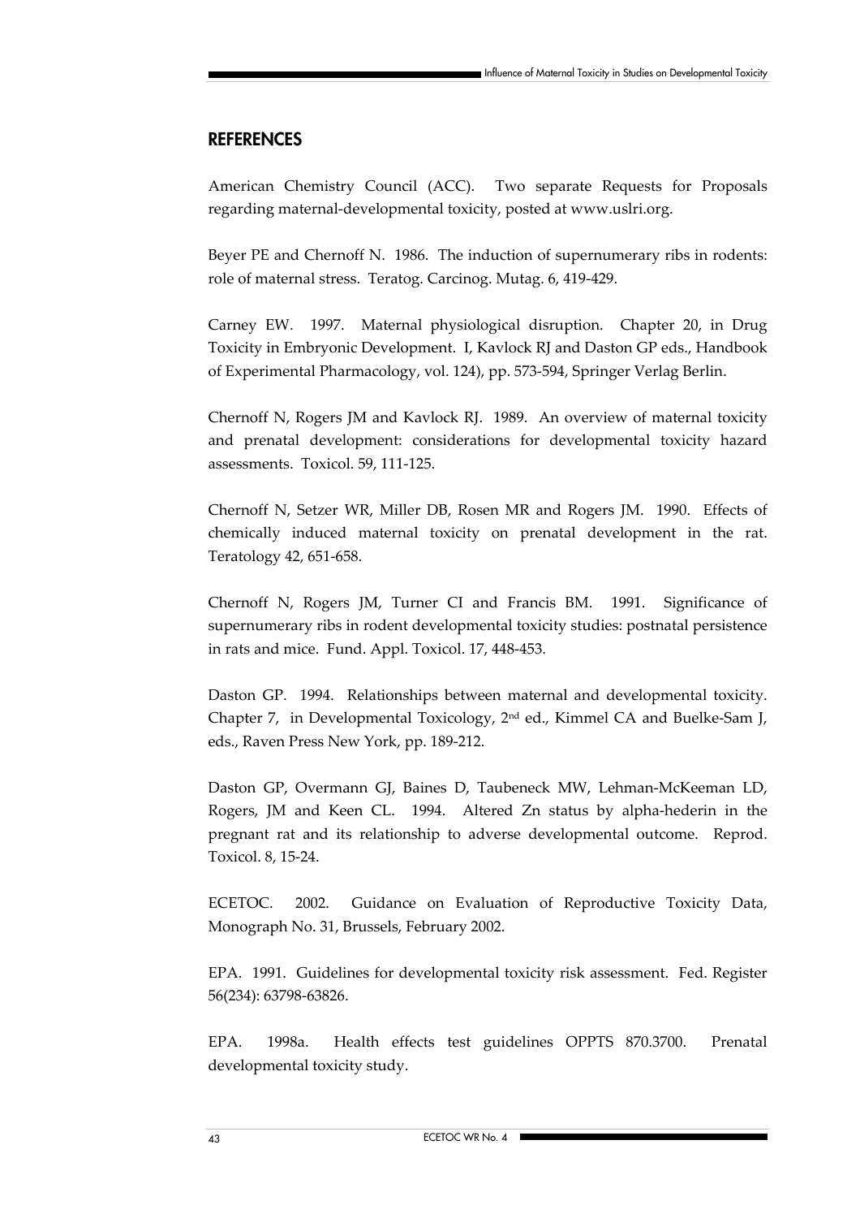## REFERENCES

American Chemistry Council (ACC). Two separate Requests for Proposals regarding maternal-developmental toxicity, posted at www.uslri.org.

Beyer PE and Chernoff N. 1986. The induction of supernumerary ribs in rodents: role of maternal stress. Teratog. Carcinog. Mutag. 6, 419-429.

Carney EW. 1997. Maternal physiological disruption. Chapter 20, in Drug Toxicity in Embryonic Development. I, Kavlock RJ and Daston GP eds., Handbook of Experimental Pharmacology, vol. 124), pp. 573-594, Springer Verlag Berlin.

Chernoff N, Rogers JM and Kavlock RJ. 1989. An overview of maternal toxicity and prenatal development: considerations for developmental toxicity hazard assessments. Toxicol. 59, 111-125.

Chernoff N, Setzer WR, Miller DB, Rosen MR and Rogers JM. 1990. Effects of chemically induced maternal toxicity on prenatal development in the rat. Teratology 42, 651-658.

Chernoff N, Rogers JM, Turner CI and Francis BM. 1991. Significance of supernumerary ribs in rodent developmental toxicity studies: postnatal persistence in rats and mice. Fund. Appl. Toxicol. 17, 448-453.

Daston GP. 1994. Relationships between maternal and developmental toxicity. Chapter 7, in Developmental Toxicology, 2nd ed., Kimmel CA and Buelke-Sam J, eds., Raven Press New York, pp. 189-212.

Daston GP, Overmann GJ, Baines D, Taubeneck MW, Lehman-McKeeman LD, Rogers, JM and Keen CL. 1994. Altered Zn status by alpha-hederin in the pregnant rat and its relationship to adverse developmental outcome. Reprod. Toxicol. 8, 15-24.

ECETOC. 2002. Guidance on Evaluation of Reproductive Toxicity Data, Monograph No. 31, Brussels, February 2002.

EPA. 1991. Guidelines for developmental toxicity risk assessment. Fed. Register 56(234): 63798-63826.

EPA. 1998a. Health effects test guidelines OPPTS 870.3700. Prenatal developmental toxicity study.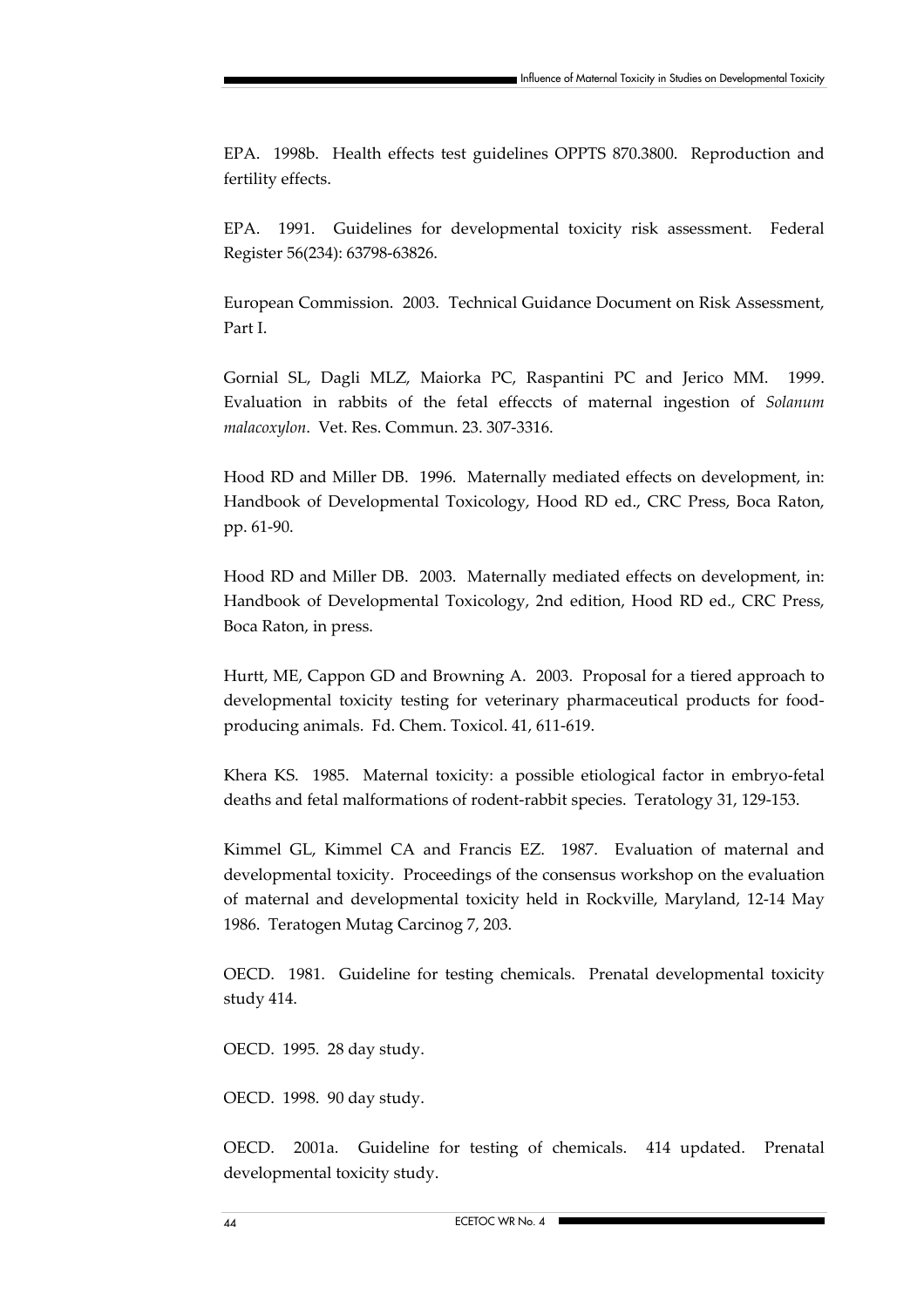EPA. 1998b. Health effects test guidelines OPPTS 870.3800. Reproduction and fertility effects.

EPA. 1991. Guidelines for developmental toxicity risk assessment. Federal Register 56(234): 63798-63826.

European Commission. 2003. Technical Guidance Document on Risk Assessment, Part I.

Gornial SL, Dagli MLZ, Maiorka PC, Raspantini PC and Jerico MM. 1999. Evaluation in rabbits of the fetal effeccts of maternal ingestion of *Solanum malacoxylon*. Vet. Res. Commun. 23. 307-3316.

Hood RD and Miller DB. 1996. Maternally mediated effects on development, in: Handbook of Developmental Toxicology, Hood RD ed., CRC Press, Boca Raton, pp. 61-90.

Hood RD and Miller DB. 2003. Maternally mediated effects on development, in: Handbook of Developmental Toxicology, 2nd edition, Hood RD ed., CRC Press, Boca Raton, in press.

Hurtt, ME, Cappon GD and Browning A. 2003. Proposal for a tiered approach to developmental toxicity testing for veterinary pharmaceutical products for food-producing animals. Fd. Chem. Toxicol. 41, 611-619.

Khera KS. 1985. Maternal toxicity: a possible etiological factor in embryo-fetal deaths and fetal malformations of rodent-rabbit species. Teratology 31, 129-153.

Kimmel GL, Kimmel CA and Francis EZ. 1987. Evaluation of maternal and developmental toxicity. Proceedings of the consensus workshop on the evaluation of maternal and developmental toxicity held in Rockville, Maryland, 12-14 May 1986. Teratogen Mutag Carcinog 7, 203.

OECD. 1981. Guideline for testing chemicals. Prenatal developmental toxicity study 414.

OECD. 1995. 28 day study.

OECD. 1998. 90 day study.

OECD. 2001a. Guideline for testing of chemicals. 414 updated. Prenatal developmental toxicity study.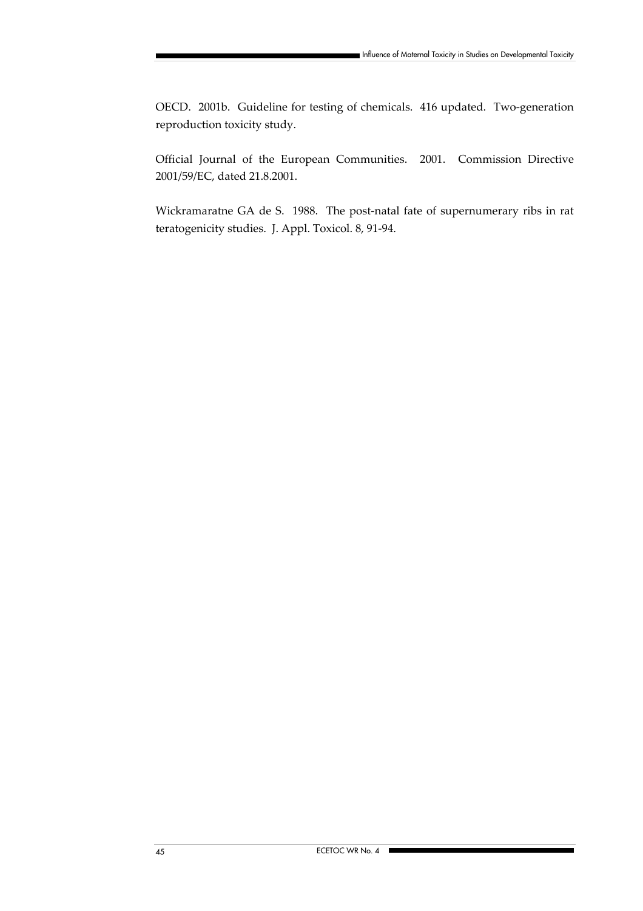OECD. 2001b. Guideline for testing of chemicals. 416 updated. Two-generation reproduction toxicity study.

Official Journal of the European Communities. 2001. Commission Directive 2001/59/EC, dated 21.8.2001.

Wickramaratne GA de S. 1988. The post-natal fate of supernumerary ribs in rat teratogenicity studies. J. Appl. Toxicol. 8, 91-94.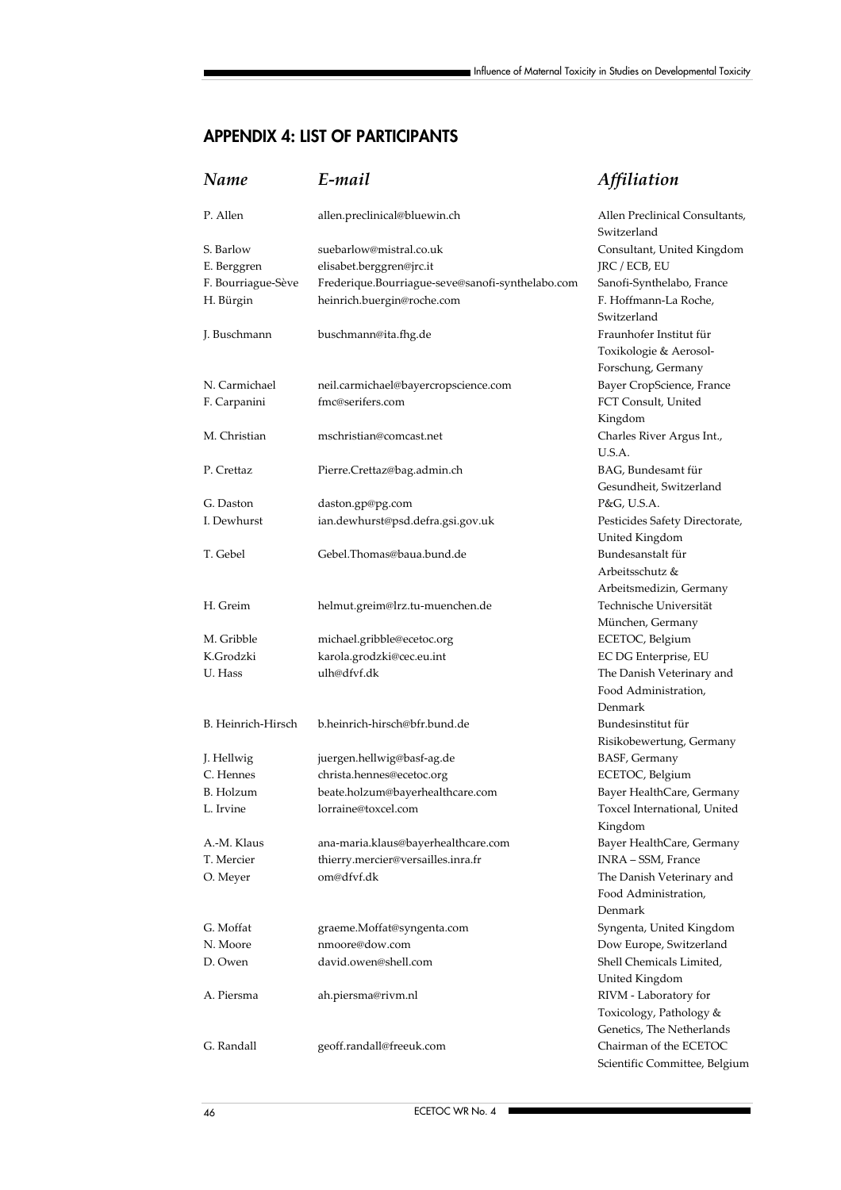## APPENDIX 4: LIST OF PARTICIPANTS

| *Name* | *E-mail* | *Affiliation* |
|---|---|---|
| P. Allen | allen.preclinical@bluewin.ch | Allen Preclinical Consultants, Switzerland |
| S. Barlow | suebarlow@mistral.co.uk | Consultant, United Kingdom |
| E. Berggren | elisabet.berggren@jrc.it | JRC / ECB, EU |
| F. Bourriague-Sève | Frederique.Bourriague-seve@sanofi-synthelabo.com | Sanofi-Synthelabo, France |
| H. Bürgin | heinrich.buergin@roche.com | F. Hoffmann-La Roche, Switzerland |
| J. Buschmann | buschmann@ita.fhg.de | Fraunhofer Institut für Toxikologie & Aerosol-Forschung, Germany |
| N. Carmichael | neil.carmichael@bayercropscience.com | Bayer CropScience, France |
| F. Carpanini | fmc@serifers.com | FCT Consult, United Kingdom |
| M. Christian | mschristian@comcast.net | Charles River Argus Int., U.S.A. |
| P. Crettaz | Pierre.Crettaz@bag.admin.ch | BAG, Bundesamt für Gesundheit, Switzerland |
| G. Daston | daston.gp@pg.com | P&G, U.S.A. |
| I. Dewhurst | ian.dewhurst@psd.defra.gsi.gov.uk | Pesticides Safety Directorate, United Kingdom |
| T. Gebel | Gebel.Thomas@baua.bund.de | Bundesanstalt für Arbeitsschutz & Arbeitsmedizin, Germany |
| H. Greim | helmut.greim@lrz.tu-muenchen.de | Technische Universität München, Germany |
| M. Gribble | michael.gribble@ecetoc.org | ECETOC, Belgium |
| K.Grodzki | karola.grodzki@cec.eu.int | EC DG Enterprise, EU |
| U. Hass | ulh@dfvf.dk | The Danish Veterinary and Food Administration, Denmark |
| B. Heinrich-Hirsch | b.heinrich-hirsch@bfr.bund.de | Bundesinstitut für Risikobewertung, Germany |
| J. Hellwig | juergen.hellwig@basf-ag.de | BASF, Germany |
| C. Hennes | christa.hennes@ecetoc.org | ECETOC, Belgium |
| B. Holzum | beate.holzum@bayerhealthcare.com | Bayer HealthCare, Germany |
| L. Irvine | lorraine@toxcel.com | Toxcel International, United Kingdom |
| A.-M. Klaus | ana-maria.klaus@bayerhealthcare.com | Bayer HealthCare, Germany |
| T. Mercier | thierry.mercier@versailles.inra.fr | INRA – SSM, France |
| O. Meyer | om@dfvf.dk | The Danish Veterinary and Food Administration, Denmark |
| G. Moffat | graeme.Moffat@syngenta.com | Syngenta, United Kingdom |
| N. Moore | nmoore@dow.com | Dow Europe, Switzerland |
| D. Owen | david.owen@shell.com | Shell Chemicals Limited, United Kingdom |
| A. Piersma | ah.piersma@rivm.nl | RIVM - Laboratory for Toxicology, Pathology & Genetics, The Netherlands |
| G. Randall | geoff.randall@freeuk.com | Chairman of the ECETOC Scientific Committee, Belgium |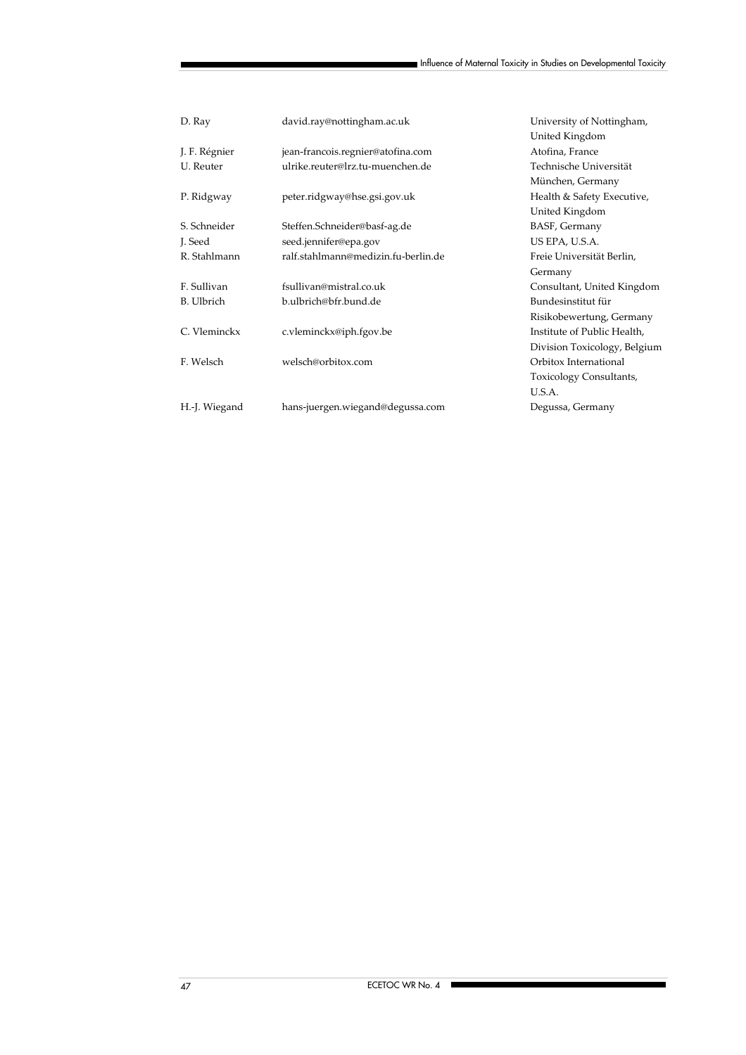| | | |
|---|---|---|
| D. Ray | david.ray@nottingham.ac.uk | University of Nottingham, United Kingdom |
| J. F. Régnier | jean-francois.regnier@atofina.com | Atofina, France |
| U. Reuter | ulrike.reuter@lrz.tu-muenchen.de | Technische Universität München, Germany |
| P. Ridgway | peter.ridgway@hse.gsi.gov.uk | Health & Safety Executive, United Kingdom |
| S. Schneider | Steffen.Schneider@basf-ag.de | BASF, Germany |
| J. Seed | seed.jennifer@epa.gov | US EPA, U.S.A. |
| R. Stahlmann | ralf.stahlmann@medizin.fu-berlin.de | Freie Universität Berlin, Germany |
| F. Sullivan | fsullivan@mistral.co.uk | Consultant, United Kingdom |
| B. Ulbrich | b.ulbrich@bfr.bund.de | Bundesinstitut für Risikobewertung, Germany |
| C. Vleminckx | c.vleminckx@iph.fgov.be | Institute of Public Health, Division Toxicology, Belgium |
| F. Welsch | welsch@orbitox.com | Orbitox International Toxicology Consultants, U.S.A. |
| H.-J. Wiegand | hans-juergen.wiegand@degussa.com | Degussa, Germany |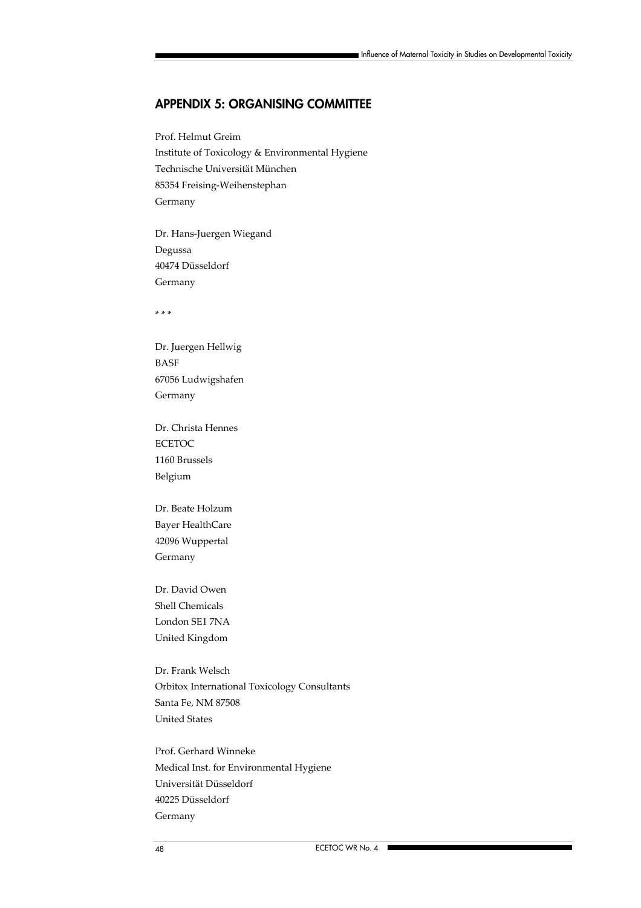## APPENDIX 5: ORGANISING COMMITTEE

Prof. Helmut Greim
Institute of Toxicology & Environmental Hygiene
Technische Universität München
85354 Freising-Weihenstephan
Germany

Dr. Hans-Juergen Wiegand
Degussa
40474 Düsseldorf
Germany

\* \* \*

Dr. Juergen Hellwig
BASF
67056 Ludwigshafen
Germany

Dr. Christa Hennes
ECETOC
1160 Brussels
Belgium

Dr. Beate Holzum
Bayer HealthCare
42096 Wuppertal
Germany

Dr. David Owen
Shell Chemicals
London SE1 7NA
United Kingdom

Dr. Frank Welsch
Orbitox International Toxicology Consultants
Santa Fe, NM 87508
United States

Prof. Gerhard Winneke
Medical Inst. for Environmental Hygiene
Universität Düsseldorf
40225 Düsseldorf
Germany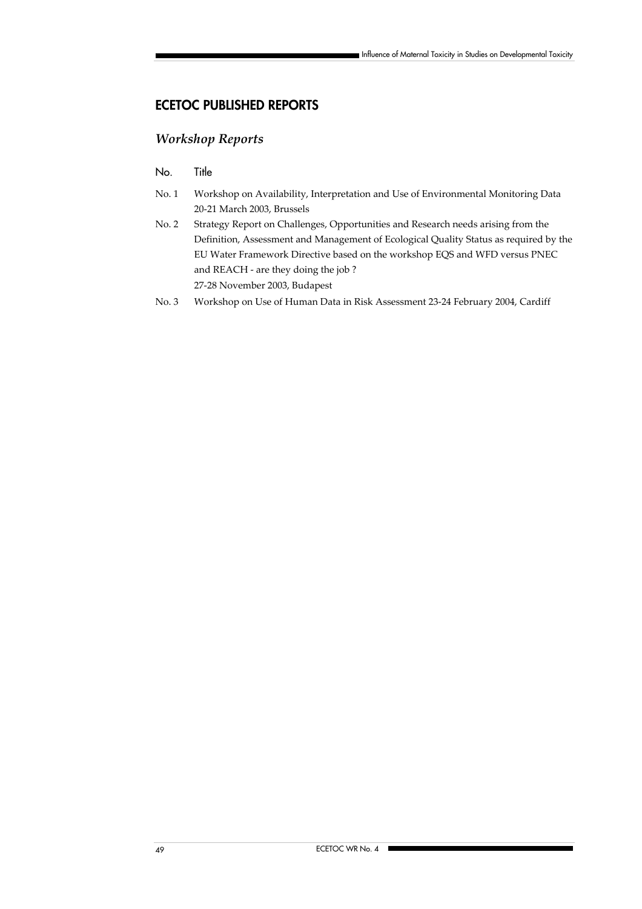## ECETOC PUBLISHED REPORTS

### *Workshop Reports*

| No. | Title |
|---|---|
| No. 1 | Workshop on Availability, Interpretation and Use of Environmental Monitoring Data 20-21 March 2003, Brussels |
| No. 2 | Strategy Report on Challenges, Opportunities and Research needs arising from the Definition, Assessment and Management of Ecological Quality Status as required by the EU Water Framework Directive based on the workshop EQS and WFD versus PNEC and REACH - are they doing the job ? 27-28 November 2003, Budapest |
| No. 3 | Workshop on Use of Human Data in Risk Assessment 23-24 February 2004, Cardiff |